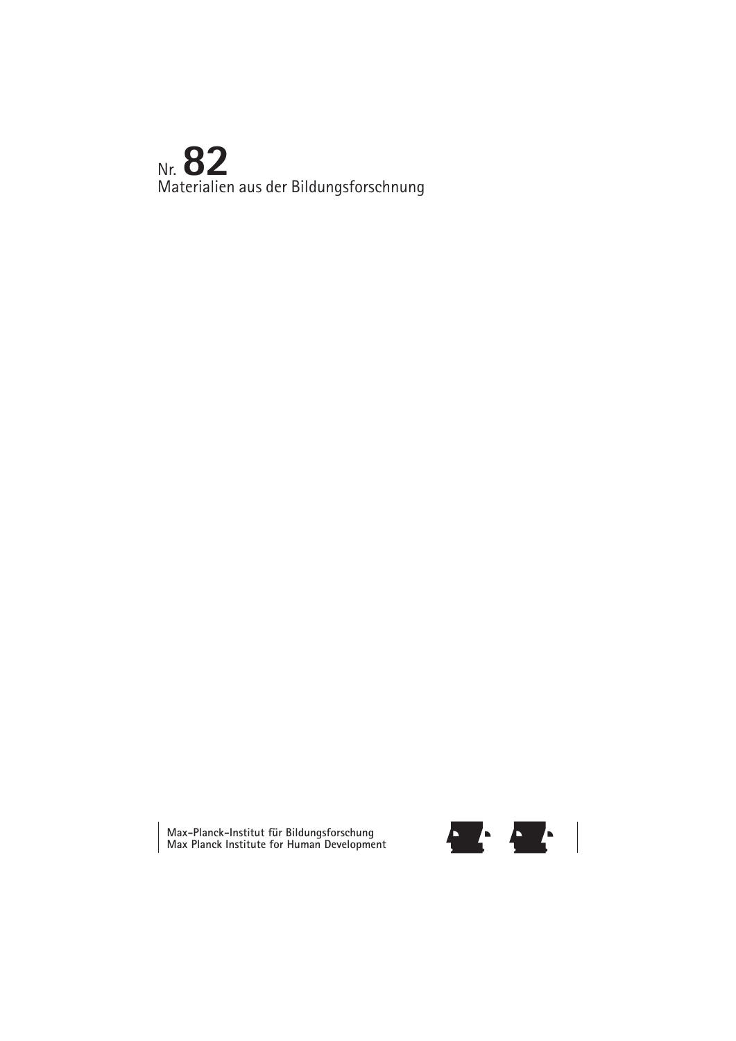Nr. **82**

Materialien aus der Bildungsforschung

Max-Planck-Institut für Bildungsforschung
Max Planck Institute for Human Development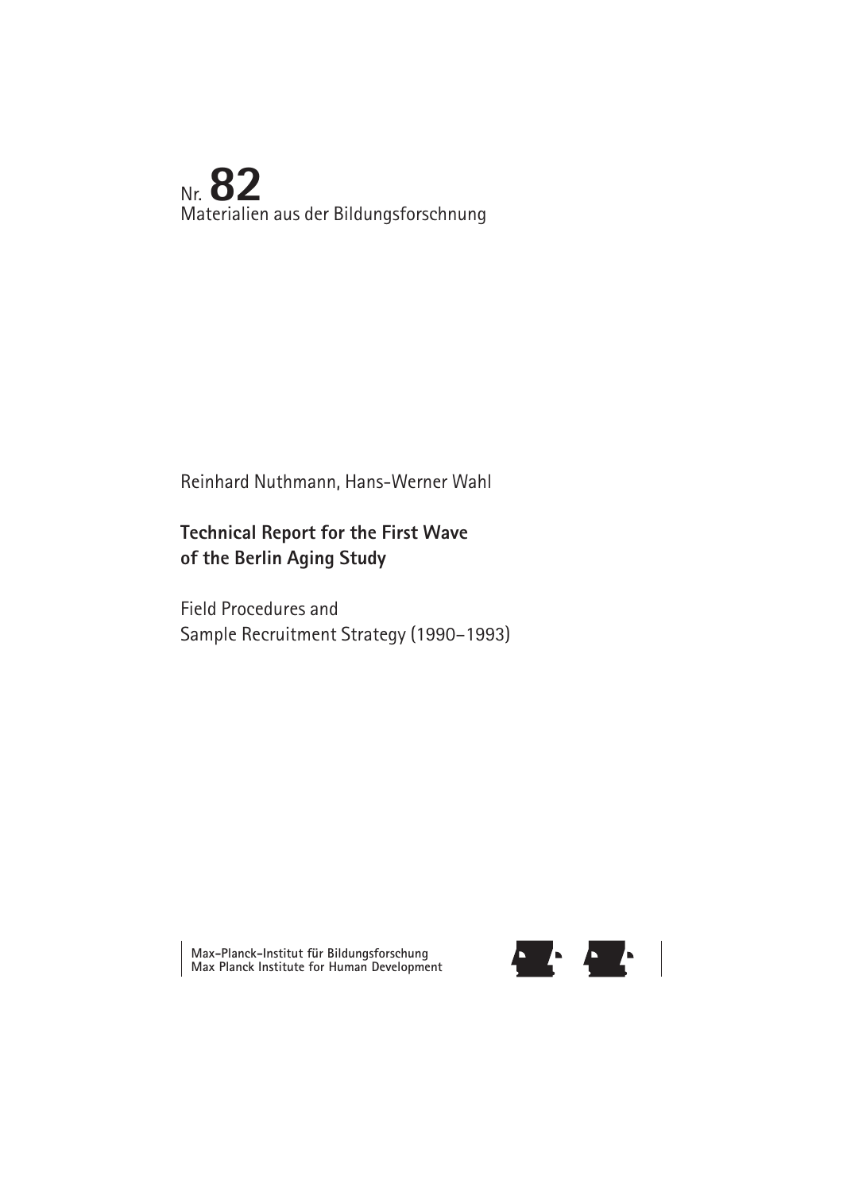Nr. **82**
Materialien aus der Bildungsforschung

Reinhard Nuthmann, Hans-Werner Wahl

**Technical Report for the First Wave of the Berlin Aging Study**

Field Procedures and Sample Recruitment Strategy (1990–1993)

**Max-Planck-Institut für Bildungsforschung**
**Max Planck Institute for Human Development**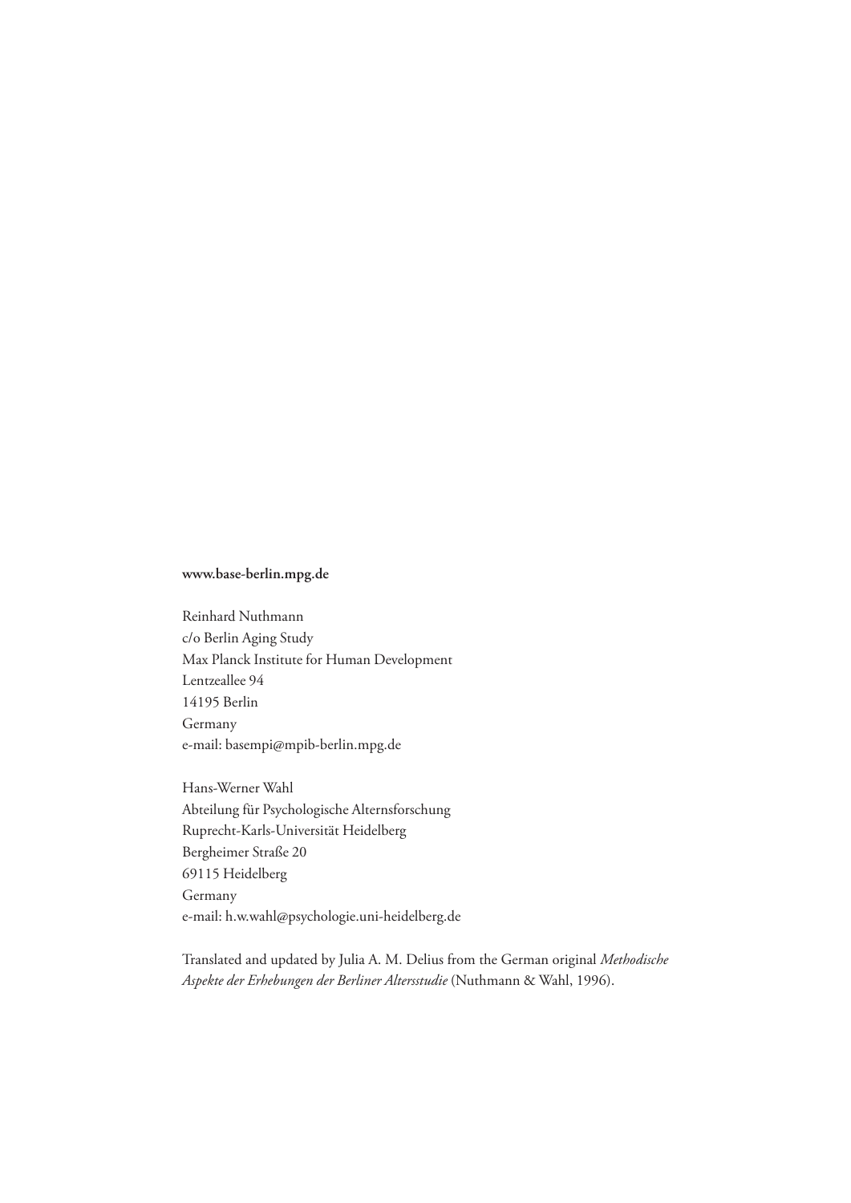**www.base-berlin.mpg.de**

Reinhard Nuthmann
c/o Berlin Aging Study
Max Planck Institute for Human Development
Lentzeallee 94
14195 Berlin
Germany
e-mail: basempi@mpib-berlin.mpg.de

Hans-Werner Wahl
Abteilung für Psychologische Alternsforschung
Ruprecht-Karls-Universität Heidelberg
Bergheimer Straße 20
69115 Heidelberg
Germany
e-mail: h.w.wahl@psychologie.uni-heidelberg.de

Translated and updated by Julia A. M. Delius from the German original *Methodische Aspekte der Erhebungen der Berliner Altersstudie* (Nuthmann & Wahl, 1996).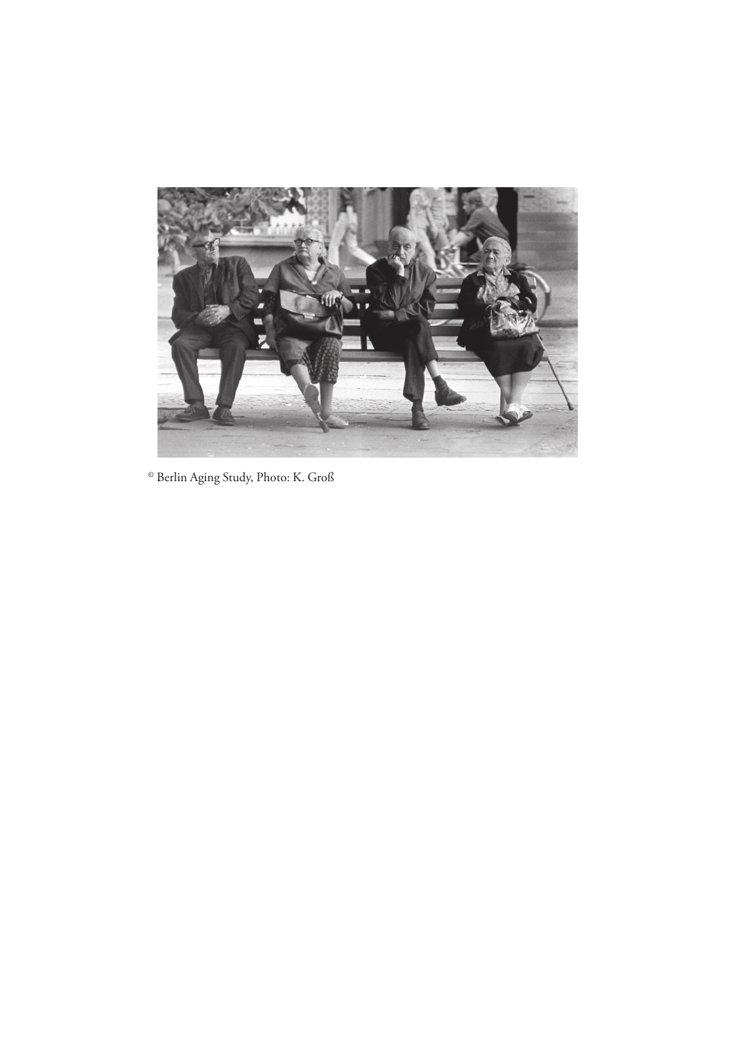© Berlin Aging Study, Photo: K. Groß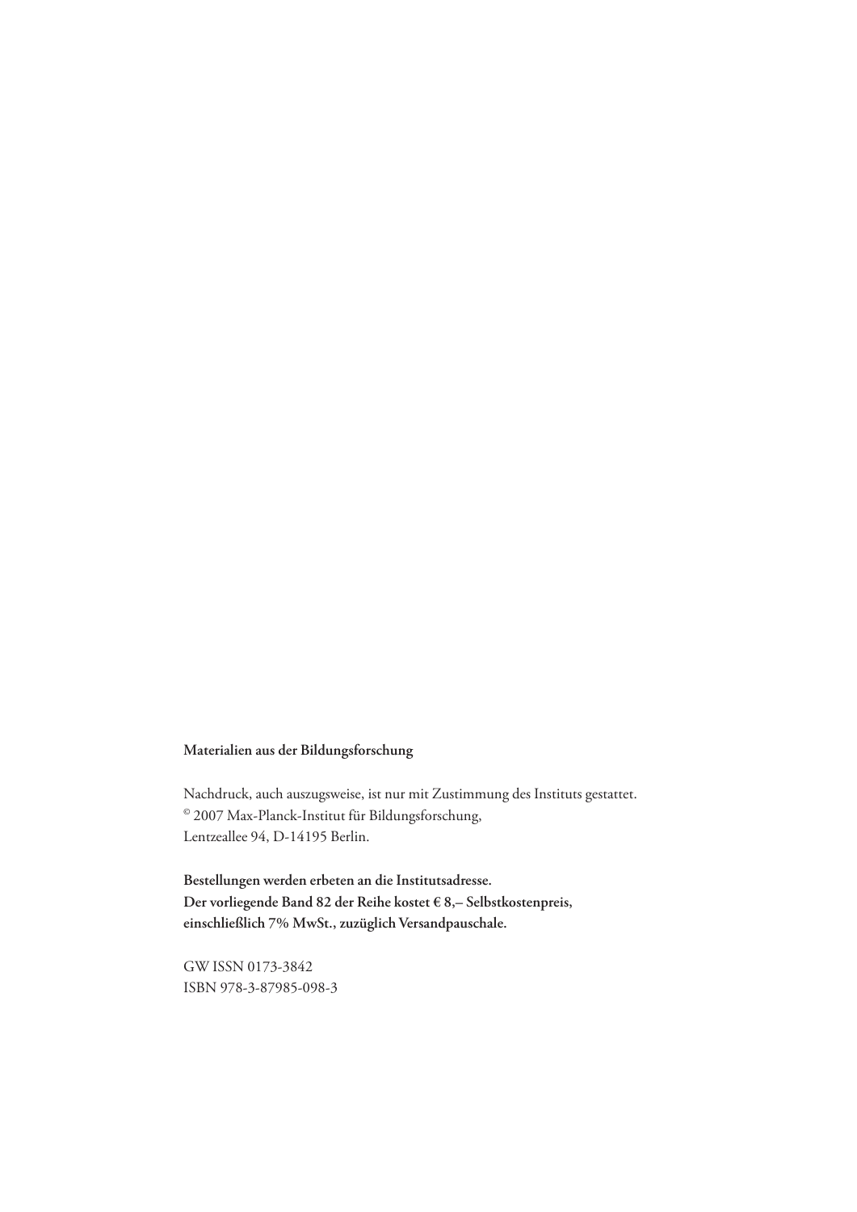**Materialien aus der Bildungsforschung**

Nachdruck, auch auszugsweise, ist nur mit Zustimmung des Instituts gestattet.
© 2007 Max-Planck-Institut für Bildungsforschung,
Lentzeallee 94, D-14195 Berlin.

**Bestellungen werden erbeten an die Institutsadresse.**
**Der vorliegende Band 82 der Reihe kostet € 8,– Selbstkostenpreis,**
**einschließlich 7% MwSt., zuzüglich Versandpauschale.**

GW ISSN 0173-3842
ISBN 978-3-87985-098-3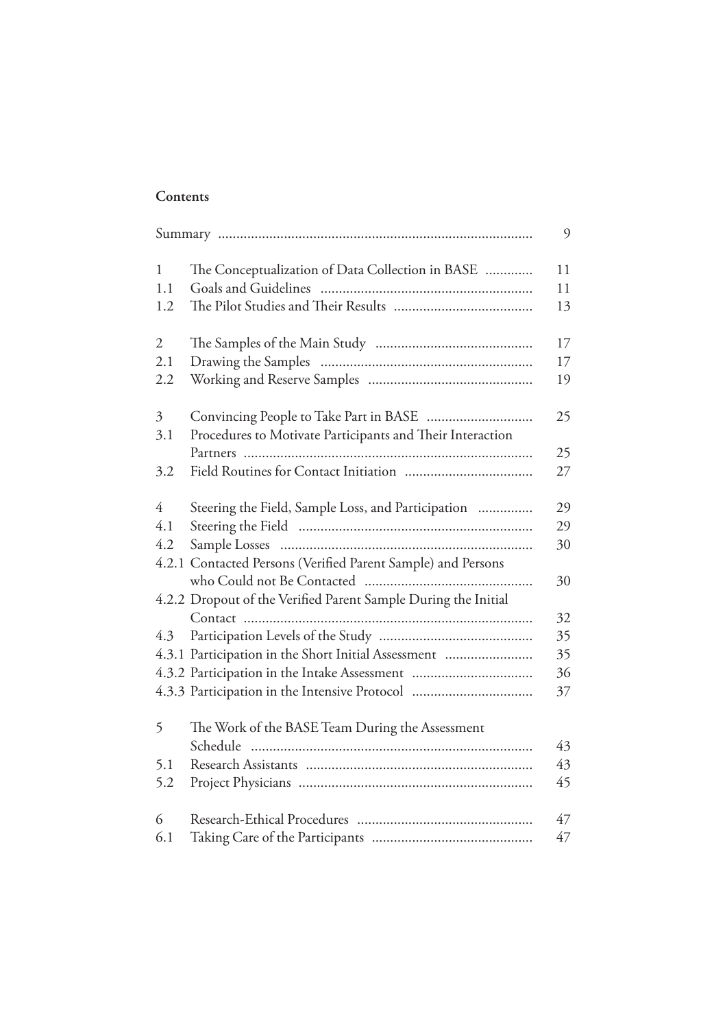**Contents**

| | | |
|---|---|---|
| | Summary | 9 |
| 1 | The Conceptualization of Data Collection in BASE | 11 |
| 1.1 | Goals and Guidelines | 11 |
| 1.2 | The Pilot Studies and Their Results | 13 |
| 2 | The Samples of the Main Study | 17 |
| 2.1 | Drawing the Samples | 17 |
| 2.2 | Working and Reserve Samples | 19 |
| 3 | Convincing People to Take Part in BASE | 25 |
| 3.1 | Procedures to Motivate Participants and Their Interaction Partners | 25 |
| 3.2 | Field Routines for Contact Initiation | 27 |
| 4 | Steering the Field, Sample Loss, and Participation | 29 |
| 4.1 | Steering the Field | 29 |
| 4.2 | Sample Losses | 30 |
| 4.2.1 | Contacted Persons (Verified Parent Sample) and Persons who Could not Be Contacted | 30 |
| 4.2.2 | Dropout of the Verified Parent Sample During the Initial Contact | 32 |
| 4.3 | Participation Levels of the Study | 35 |
| 4.3.1 | Participation in the Short Initial Assessment | 35 |
| 4.3.2 | Participation in the Intake Assessment | 36 |
| 4.3.3 | Participation in the Intensive Protocol | 37 |
| 5 | The Work of the BASE Team During the Assessment Schedule | 43 |
| 5.1 | Research Assistants | 43 |
| 5.2 | Project Physicians | 45 |
| 6 | Research-Ethical Procedures | 47 |
| 6.1 | Taking Care of the Participants | 47 |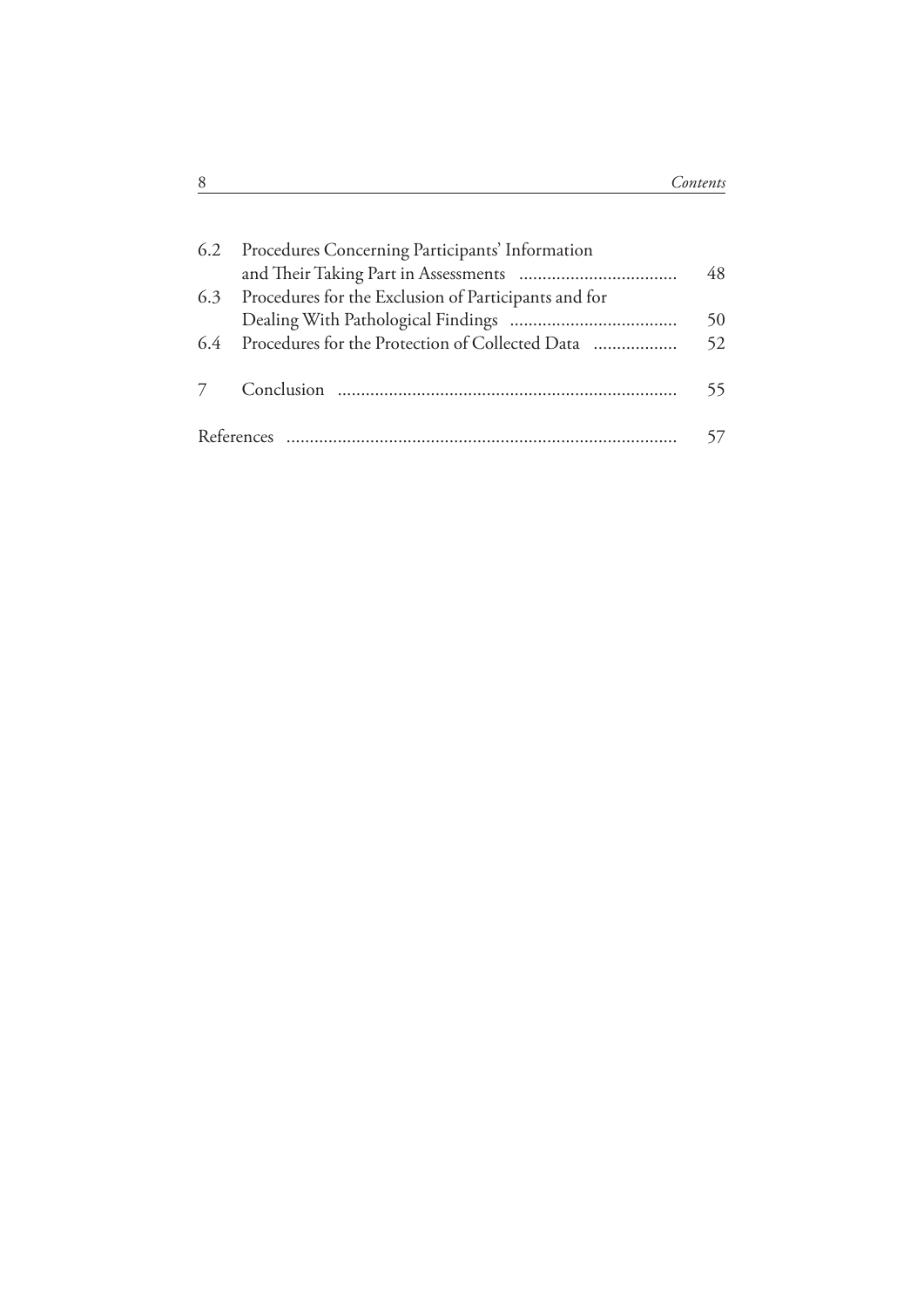| | | |
|---|---|---|
| 6.2 | Procedures Concerning Participants' Information and Their Taking Part in Assessments | 48 |
| 6.3 | Procedures for the Exclusion of Participants and for Dealing With Pathological Findings | 50 |
| 6.4 | Procedures for the Protection of Collected Data | 52 |
| 7 | Conclusion | 55 |
| References | | 57 |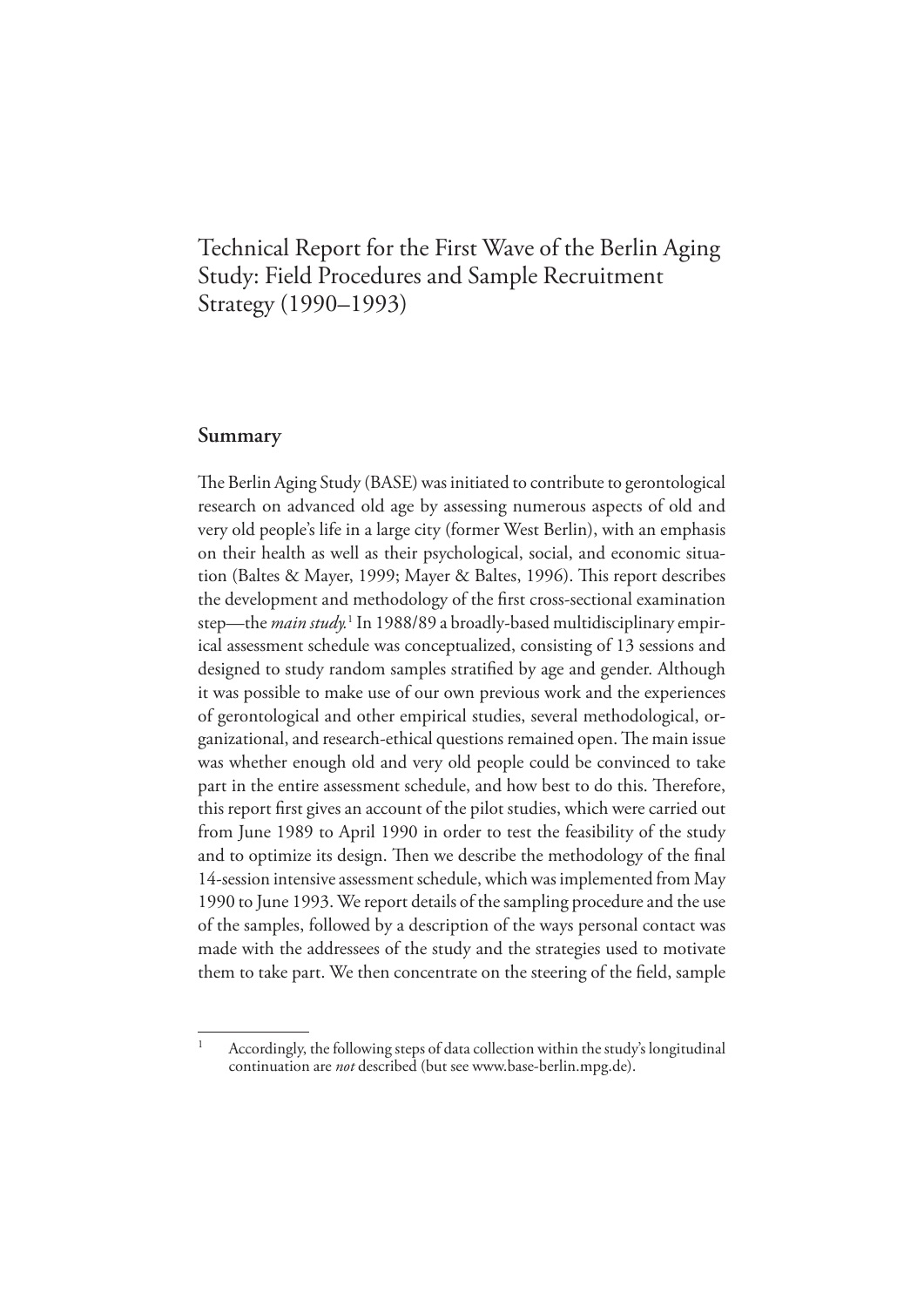# Technical Report for the First Wave of the Berlin Aging Study: Field Procedures and Sample Recruitment Strategy (1990–1993)

## Summary

The Berlin Aging Study (BASE) was initiated to contribute to gerontological research on advanced old age by assessing numerous aspects of old and very old people's life in a large city (former West Berlin), with an emphasis on their health as well as their psychological, social, and economic situation (Baltes & Mayer, 1999; Mayer & Baltes, 1996). This report describes the development and methodology of the first cross-sectional examination step—the *main study.*[1] In 1988/89 a broadly-based multidisciplinary empirical assessment schedule was conceptualized, consisting of 13 sessions and designed to study random samples stratified by age and gender. Although it was possible to make use of our own previous work and the experiences of gerontological and other empirical studies, several methodological, organizational, and research-ethical questions remained open. The main issue was whether enough old and very old people could be convinced to take part in the entire assessment schedule, and how best to do this. Therefore, this report first gives an account of the pilot studies, which were carried out from June 1989 to April 1990 in order to test the feasibility of the study and to optimize its design. Then we describe the methodology of the final 14-session intensive assessment schedule, which was implemented from May 1990 to June 1993. We report details of the sampling procedure and the use of the samples, followed by a description of the ways personal contact was made with the addressees of the study and the strategies used to motivate them to take part. We then concentrate on the steering of the field, sample

[1] Accordingly, the following steps of data collection within the study's longitudinal continuation are *not* described (but see www.base-berlin.mpg.de).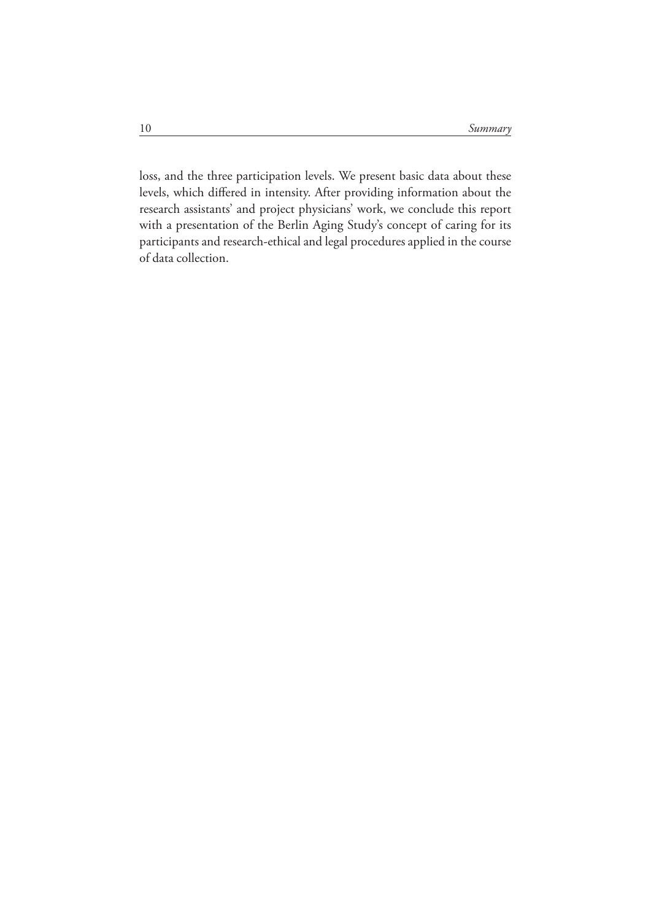loss, and the three participation levels. We present basic data about these levels, which differed in intensity. After providing information about the research assistants' and project physicians' work, we conclude this report with a presentation of the Berlin Aging Study's concept of caring for its participants and research-ethical and legal procedures applied in the course of data collection.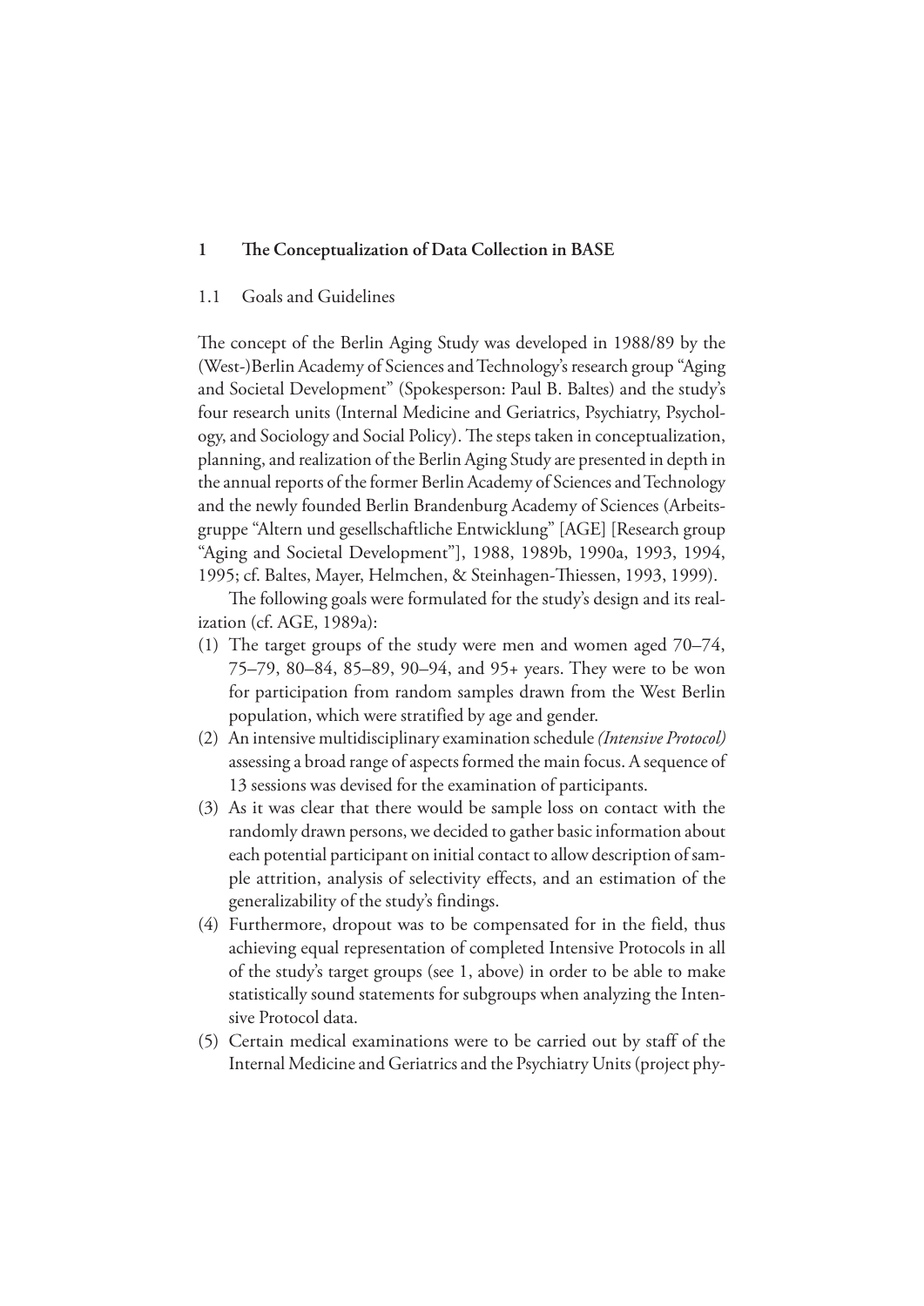# 1 The Conceptualization of Data Collection in BASE

## 1.1 Goals and Guidelines

The concept of the Berlin Aging Study was developed in 1988/89 by the (West-)Berlin Academy of Sciences and Technology's research group "Aging and Societal Development" (Spokesperson: Paul B. Baltes) and the study's four research units (Internal Medicine and Geriatrics, Psychiatry, Psychology, and Sociology and Social Policy). The steps taken in conceptualization, planning, and realization of the Berlin Aging Study are presented in depth in the annual reports of the former Berlin Academy of Sciences and Technology and the newly founded Berlin Brandenburg Academy of Sciences (Arbeitsgruppe "Altern und gesellschaftliche Entwicklung" [AGE] [Research group "Aging and Societal Development"], 1988, 1989b, 1990a, 1993, 1994, 1995; cf. Baltes, Mayer, Helmchen, & Steinhagen-Thiessen, 1993, 1999).

The following goals were formulated for the study's design and its realization (cf. AGE, 1989a):

(1) The target groups of the study were men and women aged 70–74, 75–79, 80–84, 85–89, 90–94, and 95+ years. They were to be won for participation from random samples drawn from the West Berlin population, which were stratified by age and gender.

(2) An intensive multidisciplinary examination schedule *(Intensive Protocol)* assessing a broad range of aspects formed the main focus. A sequence of 13 sessions was devised for the examination of participants.

(3) As it was clear that there would be sample loss on contact with the randomly drawn persons, we decided to gather basic information about each potential participant on initial contact to allow description of sample attrition, analysis of selectivity effects, and an estimation of the generalizability of the study's findings.

(4) Furthermore, dropout was to be compensated for in the field, thus achieving equal representation of completed Intensive Protocols in all of the study's target groups (see 1, above) in order to be able to make statistically sound statements for subgroups when analyzing the Intensive Protocol data.

(5) Certain medical examinations were to be carried out by staff of the Internal Medicine and Geriatrics and the Psychiatry Units (project phy-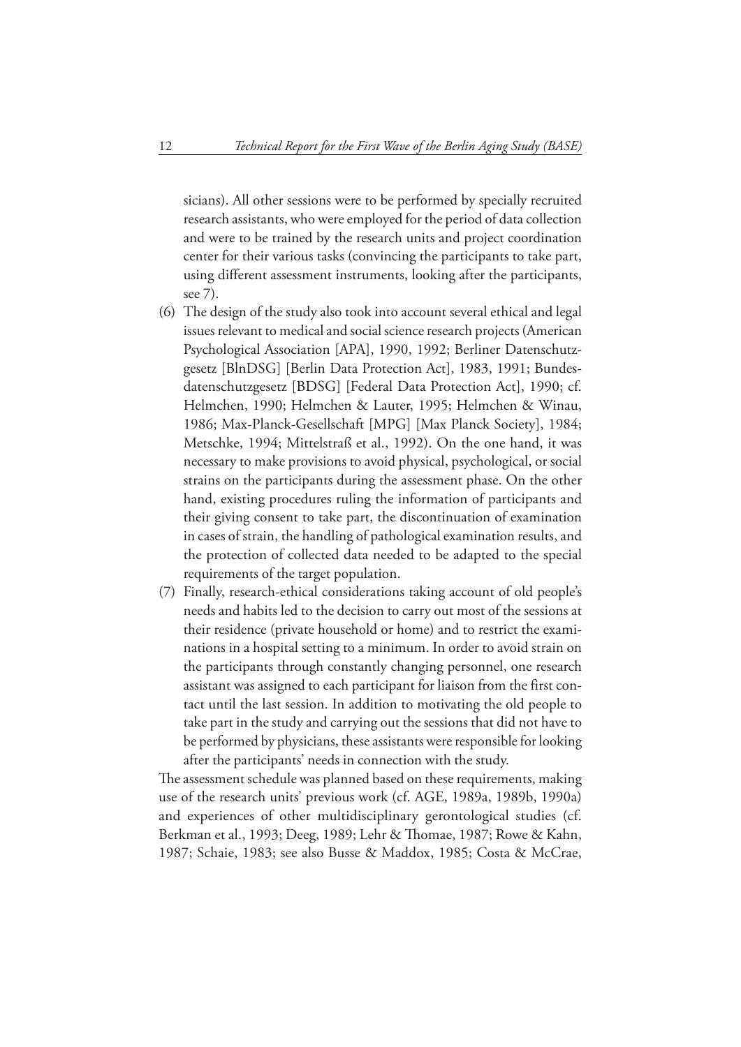sicians). All other sessions were to be performed by specially recruited research assistants, who were employed for the period of data collection and were to be trained by the research units and project coordination center for their various tasks (convincing the participants to take part, using different assessment instruments, looking after the participants, see 7).

(6) The design of the study also took into account several ethical and legal issues relevant to medical and social science research projects (American Psychological Association [APA], 1990, 1992; Berliner Datenschutzgesetz [BlnDSG] [Berlin Data Protection Act], 1983, 1991; Bundesdatenschutzgesetz [BDSG] [Federal Data Protection Act], 1990; cf. Helmchen, 1990; Helmchen & Lauter, 1995; Helmchen & Winau, 1986; Max-Planck-Gesellschaft [MPG] [Max Planck Society], 1984; Metschke, 1994; Mittelstraß et al., 1992). On the one hand, it was necessary to make provisions to avoid physical, psychological, or social strains on the participants during the assessment phase. On the other hand, existing procedures ruling the information of participants and their giving consent to take part, the discontinuation of examination in cases of strain, the handling of pathological examination results, and the protection of collected data needed to be adapted to the special requirements of the target population.

(7) Finally, research-ethical considerations taking account of old people's needs and habits led to the decision to carry out most of the sessions at their residence (private household or home) and to restrict the examinations in a hospital setting to a minimum. In order to avoid strain on the participants through constantly changing personnel, one research assistant was assigned to each participant for liaison from the first contact until the last session. In addition to motivating the old people to take part in the study and carrying out the sessions that did not have to be performed by physicians, these assistants were responsible for looking after the participants' needs in connection with the study.

The assessment schedule was planned based on these requirements, making use of the research units' previous work (cf. AGE, 1989a, 1989b, 1990a) and experiences of other multidisciplinary gerontological studies (cf. Berkman et al., 1993; Deeg, 1989; Lehr & Thomae, 1987; Rowe & Kahn, 1987; Schaie, 1983; see also Busse & Maddox, 1985; Costa & McCrae,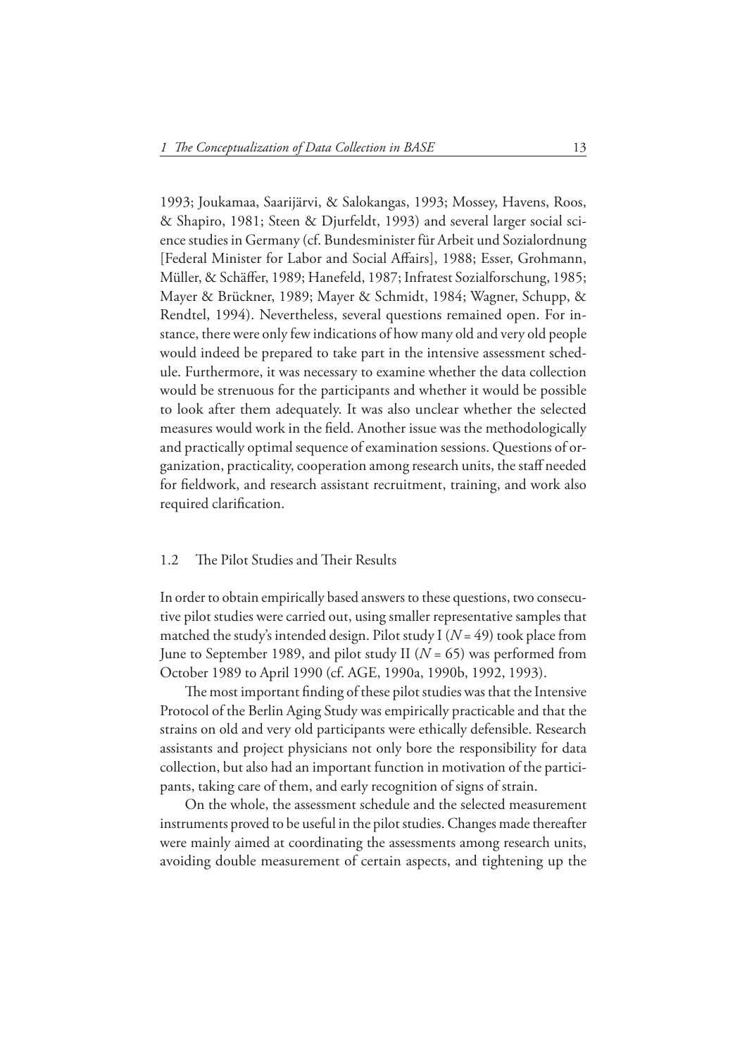1993; Joukamaa, Saarijärvi, & Salokangas, 1993; Mossey, Havens, Roos, & Shapiro, 1981; Steen & Djurfeldt, 1993) and several larger social science studies in Germany (cf. Bundesminister für Arbeit und Sozialordnung [Federal Minister for Labor and Social Affairs], 1988; Esser, Grohmann, Müller, & Schäffer, 1989; Hanefeld, 1987; Infratest Sozialforschung, 1985; Mayer & Brückner, 1989; Mayer & Schmidt, 1984; Wagner, Schupp, & Rendtel, 1994). Nevertheless, several questions remained open. For instance, there were only few indications of how many old and very old people would indeed be prepared to take part in the intensive assessment schedule. Furthermore, it was necessary to examine whether the data collection would be strenuous for the participants and whether it would be possible to look after them adequately. It was also unclear whether the selected measures would work in the field. Another issue was the methodologically and practically optimal sequence of examination sessions. Questions of organization, practicality, cooperation among research units, the staff needed for fieldwork, and research assistant recruitment, training, and work also required clarification.

## 1.2 The Pilot Studies and Their Results

In order to obtain empirically based answers to these questions, two consecutive pilot studies were carried out, using smaller representative samples that matched the study's intended design. Pilot study I ($N = 49$) took place from June to September 1989, and pilot study II ($N = 65$) was performed from October 1989 to April 1990 (cf. AGE, 1990a, 1990b, 1992, 1993).

The most important finding of these pilot studies was that the Intensive Protocol of the Berlin Aging Study was empirically practicable and that the strains on old and very old participants were ethically defensible. Research assistants and project physicians not only bore the responsibility for data collection, but also had an important function in motivation of the participants, taking care of them, and early recognition of signs of strain.

On the whole, the assessment schedule and the selected measurement instruments proved to be useful in the pilot studies. Changes made thereafter were mainly aimed at coordinating the assessments among research units, avoiding double measurement of certain aspects, and tightening up the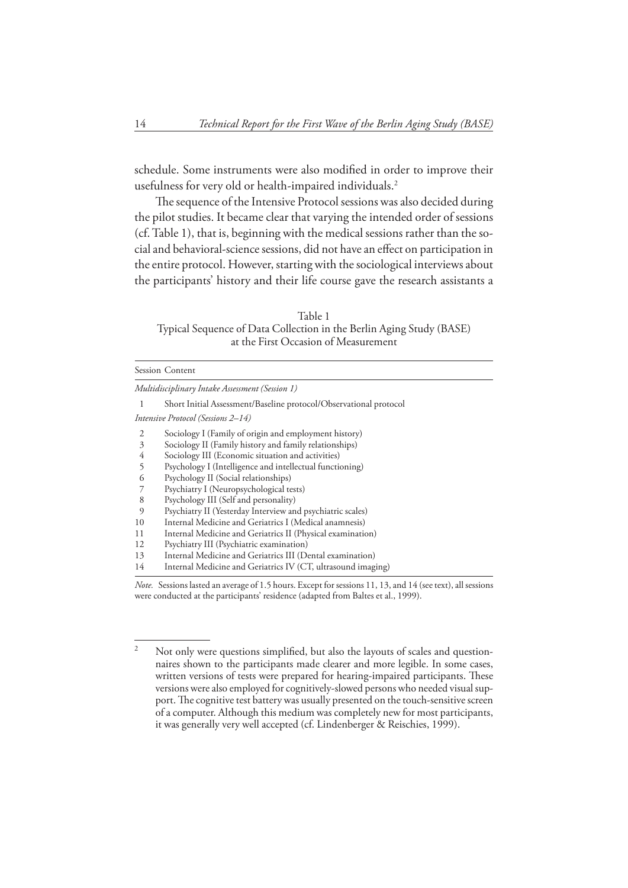schedule. Some instruments were also modified in order to improve their usefulness for very old or health-impaired individuals.[2]

The sequence of the Intensive Protocol sessions was also decided during the pilot studies. It became clear that varying the intended order of sessions (cf. Table 1), that is, beginning with the medical sessions rather than the social and behavioral-science sessions, did not have an effect on participation in the entire protocol. However, starting with the sociological interviews about the participants' history and their life course gave the research assistants a

Table 1
Typical Sequence of Data Collection in the Berlin Aging Study (BASE) at the First Occasion of Measurement

| Session | Content |
|---|---|
| *Multidisciplinary Intake Assessment (Session 1)* | |
| 1 | Short Initial Assessment/Baseline protocol/Observational protocol |
| *Intensive Protocol (Sessions 2–14)* | |
| 2 | Sociology I (Family of origin and employment history) |
| 3 | Sociology II (Family history and family relationships) |
| 4 | Sociology III (Economic situation and activities) |
| 5 | Psychology I (Intelligence and intellectual functioning) |
| 6 | Psychology II (Social relationships) |
| 7 | Psychiatry I (Neuropsychological tests) |
| 8 | Psychology III (Self and personality) |
| 9 | Psychiatry II (Yesterday Interview and psychiatric scales) |
| 10 | Internal Medicine and Geriatrics I (Medical anamnesis) |
| 11 | Internal Medicine and Geriatrics II (Physical examination) |
| 12 | Psychiatry III (Psychiatric examination) |
| 13 | Internal Medicine and Geriatrics III (Dental examination) |
| 14 | Internal Medicine and Geriatrics IV (CT, ultrasound imaging) |

*Note.* Sessions lasted an average of 1.5 hours. Except for sessions 11, 13, and 14 (see text), all sessions were conducted at the participants' residence (adapted from Baltes et al., 1999).

[2] Not only were questions simplified, but also the layouts of scales and questionnaires shown to the participants made clearer and more legible. In some cases, written versions of tests were prepared for hearing-impaired participants. These versions were also employed for cognitively-slowed persons who needed visual support. The cognitive test battery was usually presented on the touch-sensitive screen of a computer. Although this medium was completely new for most participants, it was generally very well accepted (cf. Lindenberger & Reischies, 1999).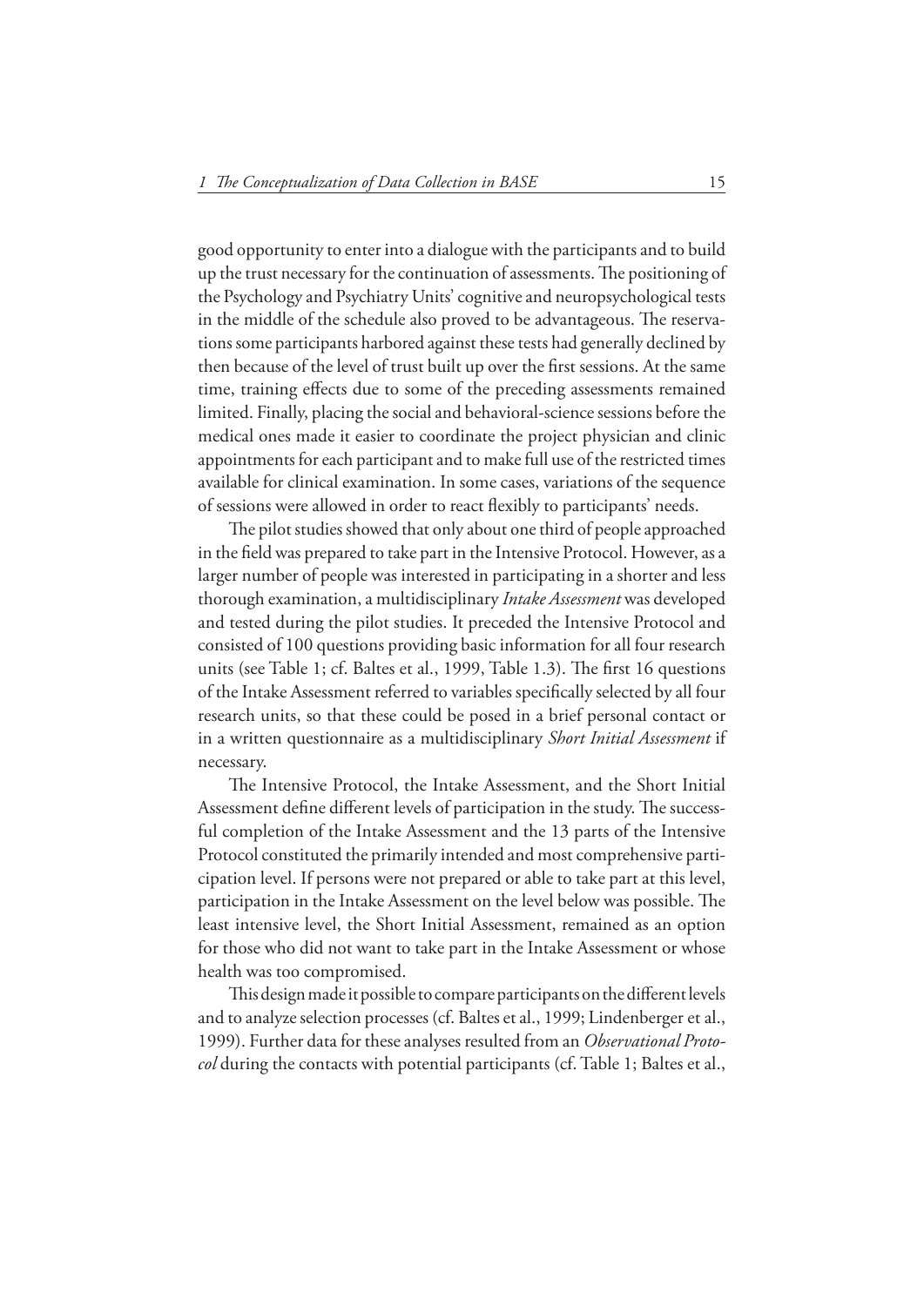good opportunity to enter into a dialogue with the participants and to build up the trust necessary for the continuation of assessments. The positioning of the Psychology and Psychiatry Units' cognitive and neuropsychological tests in the middle of the schedule also proved to be advantageous. The reservations some participants harbored against these tests had generally declined by then because of the level of trust built up over the first sessions. At the same time, training effects due to some of the preceding assessments remained limited. Finally, placing the social and behavioral-science sessions before the medical ones made it easier to coordinate the project physician and clinic appointments for each participant and to make full use of the restricted times available for clinical examination. In some cases, variations of the sequence of sessions were allowed in order to react flexibly to participants' needs.

The pilot studies showed that only about one third of people approached in the field was prepared to take part in the Intensive Protocol. However, as a larger number of people was interested in participating in a shorter and less thorough examination, a multidisciplinary *Intake Assessment* was developed and tested during the pilot studies. It preceded the Intensive Protocol and consisted of 100 questions providing basic information for all four research units (see Table 1; cf. Baltes et al., 1999, Table 1.3). The first 16 questions of the Intake Assessment referred to variables specifically selected by all four research units, so that these could be posed in a brief personal contact or in a written questionnaire as a multidisciplinary *Short Initial Assessment* if necessary.

The Intensive Protocol, the Intake Assessment, and the Short Initial Assessment define different levels of participation in the study. The successful completion of the Intake Assessment and the 13 parts of the Intensive Protocol constituted the primarily intended and most comprehensive participation level. If persons were not prepared or able to take part at this level, participation in the Intake Assessment on the level below was possible. The least intensive level, the Short Initial Assessment, remained as an option for those who did not want to take part in the Intake Assessment or whose health was too compromised.

This design made it possible to compare participants on the different levels and to analyze selection processes (cf. Baltes et al., 1999; Lindenberger et al., 1999). Further data for these analyses resulted from an *Observational Protocol* during the contacts with potential participants (cf. Table 1; Baltes et al.,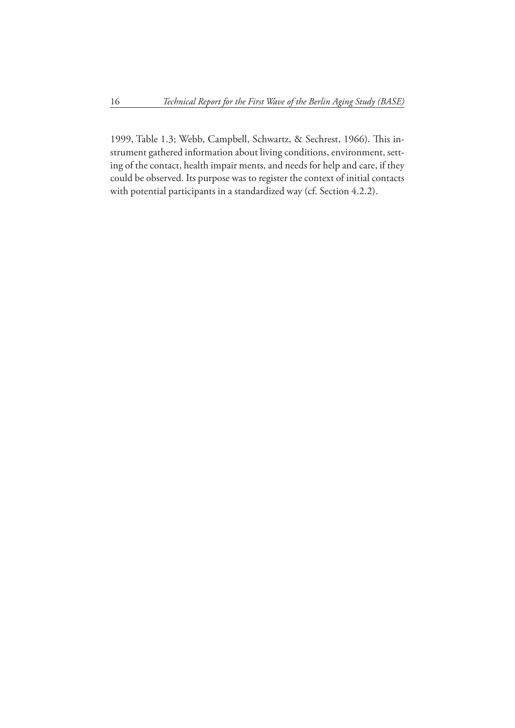1999, Table 1.3; Webb, Campbell, Schwartz, & Sechrest, 1966). This instrument gathered information about living conditions, environment, setting of the contact, health impair ments, and needs for help and care, if they could be observed. Its purpose was to register the context of initial contacts with potential participants in a standardized way (cf. Section 4.2.2).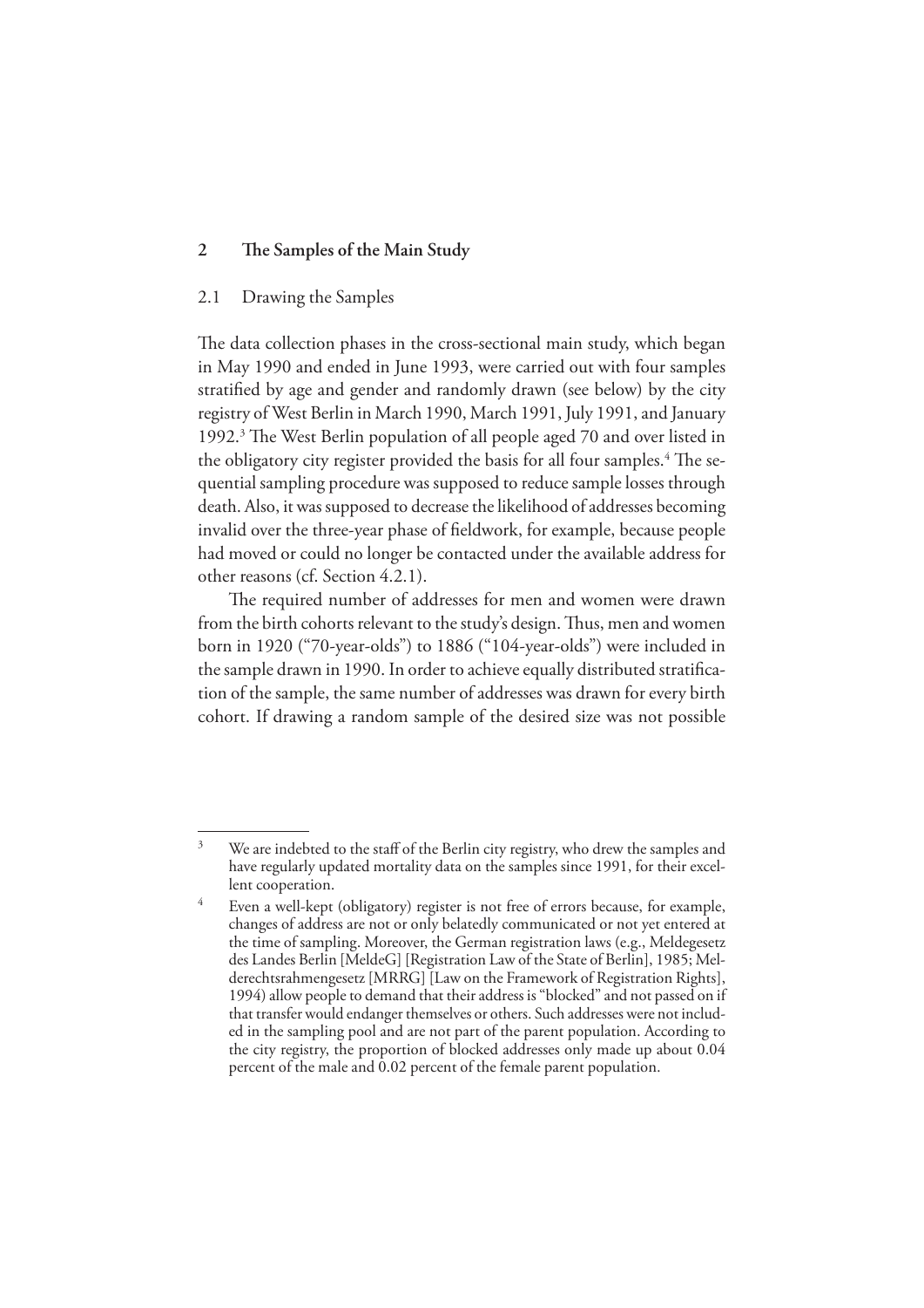## 2 The Samples of the Main Study

### 2.1 Drawing the Samples

The data collection phases in the cross-sectional main study, which began in May 1990 and ended in June 1993, were carried out with four samples stratified by age and gender and randomly drawn (see below) by the city registry of West Berlin in March 1990, March 1991, July 1991, and January 1992.[3] The West Berlin population of all people aged 70 and over listed in the obligatory city register provided the basis for all four samples.[4] The sequential sampling procedure was supposed to reduce sample losses through death. Also, it was supposed to decrease the likelihood of addresses becoming invalid over the three-year phase of fieldwork, for example, because people had moved or could no longer be contacted under the available address for other reasons (cf. Section 4.2.1).

The required number of addresses for men and women were drawn from the birth cohorts relevant to the study's design. Thus, men and women born in 1920 ("70-year-olds") to 1886 ("104-year-olds") were included in the sample drawn in 1990. In order to achieve equally distributed stratification of the sample, the same number of addresses was drawn for every birth cohort. If drawing a random sample of the desired size was not possible

---

[3] We are indebted to the staff of the Berlin city registry, who drew the samples and have regularly updated mortality data on the samples since 1991, for their excellent cooperation.

[4] Even a well-kept (obligatory) register is not free of errors because, for example, changes of address are not or only belatedly communicated or not yet entered at the time of sampling. Moreover, the German registration laws (e.g., Meldegesetz des Landes Berlin [MeldeG] [Registration Law of the State of Berlin], 1985; Melderechtsrahmengesetz [MRRG] [Law on the Framework of Registration Rights], 1994) allow people to demand that their address is "blocked" and not passed on if that transfer would endanger themselves or others. Such addresses were not included in the sampling pool and are not part of the parent population. According to the city registry, the proportion of blocked addresses only made up about 0.04 percent of the male and 0.02 percent of the female parent population.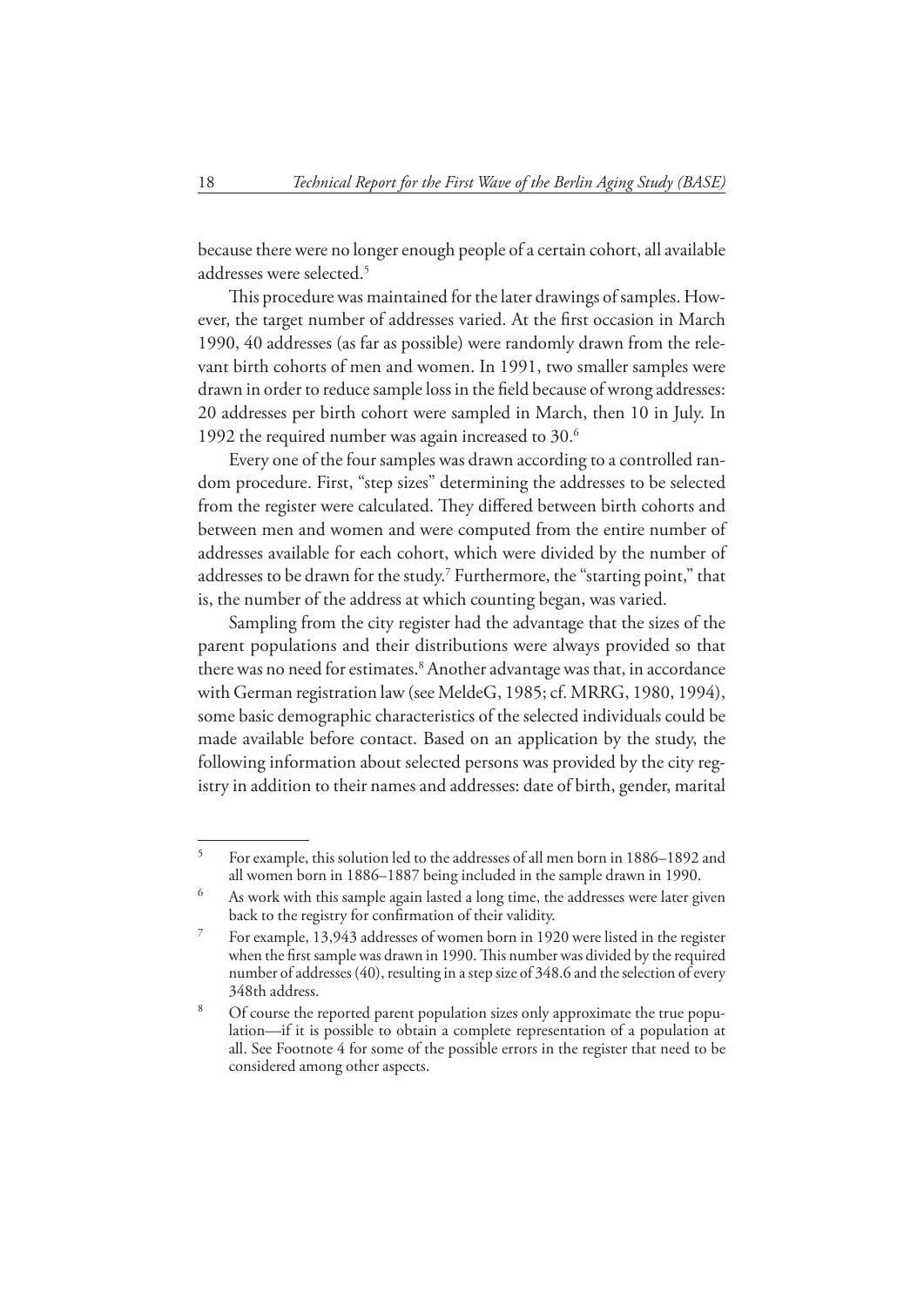because there were no longer enough people of a certain cohort, all available addresses were selected.[5]

This procedure was maintained for the later drawings of samples. However, the target number of addresses varied. At the first occasion in March 1990, 40 addresses (as far as possible) were randomly drawn from the relevant birth cohorts of men and women. In 1991, two smaller samples were drawn in order to reduce sample loss in the field because of wrong addresses: 20 addresses per birth cohort were sampled in March, then 10 in July. In 1992 the required number was again increased to 30.[6]

Every one of the four samples was drawn according to a controlled random procedure. First, "step sizes" determining the addresses to be selected from the register were calculated. They differed between birth cohorts and between men and women and were computed from the entire number of addresses available for each cohort, which were divided by the number of addresses to be drawn for the study.[7] Furthermore, the "starting point," that is, the number of the address at which counting began, was varied.

Sampling from the city register had the advantage that the sizes of the parent populations and their distributions were always provided so that there was no need for estimates.[8] Another advantage was that, in accordance with German registration law (see MeldeG, 1985; cf. MRRG, 1980, 1994), some basic demographic characteristics of the selected individuals could be made available before contact. Based on an application by the study, the following information about selected persons was provided by the city registry in addition to their names and addresses: date of birth, gender, marital

---

[5] For example, this solution led to the addresses of all men born in 1886–1892 and all women born in 1886–1887 being included in the sample drawn in 1990.

[6] As work with this sample again lasted a long time, the addresses were later given back to the registry for confirmation of their validity.

[7] For example, 13,943 addresses of women born in 1920 were listed in the register when the first sample was drawn in 1990. This number was divided by the required number of addresses (40), resulting in a step size of 348.6 and the selection of every 348th address.

[8] Of course the reported parent population sizes only approximate the true population—if it is possible to obtain a complete representation of a population at all. See Footnote 4 for some of the possible errors in the register that need to be considered among other aspects.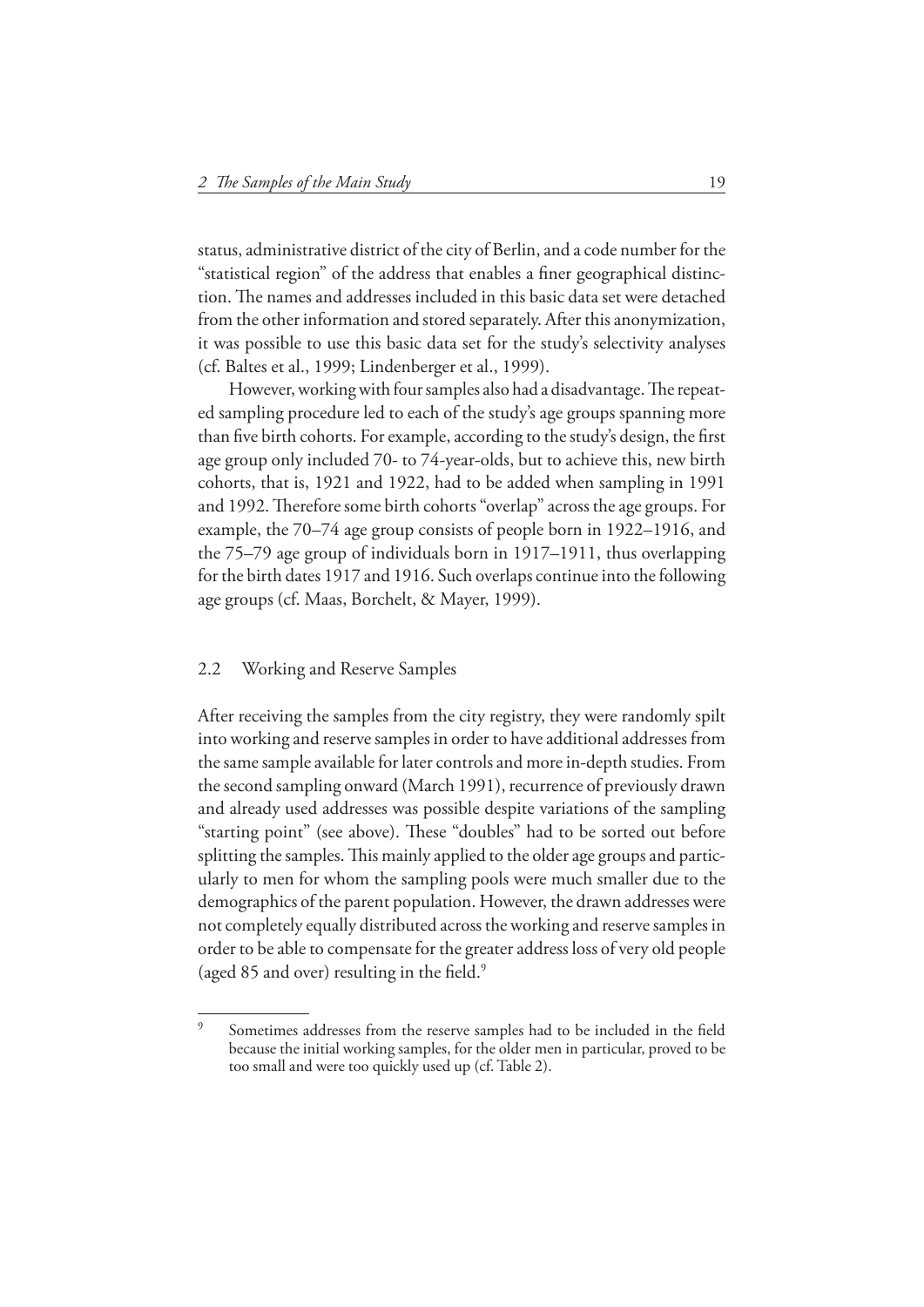status, administrative district of the city of Berlin, and a code number for the "statistical region" of the address that enables a finer geographical distinction. The names and addresses included in this basic data set were detached from the other information and stored separately. After this anonymization, it was possible to use this basic data set for the study's selectivity analyses (cf. Baltes et al., 1999; Lindenberger et al., 1999).

However, working with four samples also had a disadvantage. The repeated sampling procedure led to each of the study's age groups spanning more than five birth cohorts. For example, according to the study's design, the first age group only included 70- to 74-year-olds, but to achieve this, new birth cohorts, that is, 1921 and 1922, had to be added when sampling in 1991 and 1992. Therefore some birth cohorts "overlap" across the age groups. For example, the 70–74 age group consists of people born in 1922–1916, and the 75–79 age group of individuals born in 1917–1911, thus overlapping for the birth dates 1917 and 1916. Such overlaps continue into the following age groups (cf. Maas, Borchelt, & Mayer, 1999).

## 2.2 Working and Reserve Samples

After receiving the samples from the city registry, they were randomly spilt into working and reserve samples in order to have additional addresses from the same sample available for later controls and more in-depth studies. From the second sampling onward (March 1991), recurrence of previously drawn and already used addresses was possible despite variations of the sampling "starting point" (see above). These "doubles" had to be sorted out before splitting the samples. This mainly applied to the older age groups and particularly to men for whom the sampling pools were much smaller due to the demographics of the parent population. However, the drawn addresses were not completely equally distributed across the working and reserve samples in order to be able to compensate for the greater address loss of very old people (aged 85 and over) resulting in the field.[9]

[9] Sometimes addresses from the reserve samples had to be included in the field because the initial working samples, for the older men in particular, proved to be too small and were too quickly used up (cf. Table 2).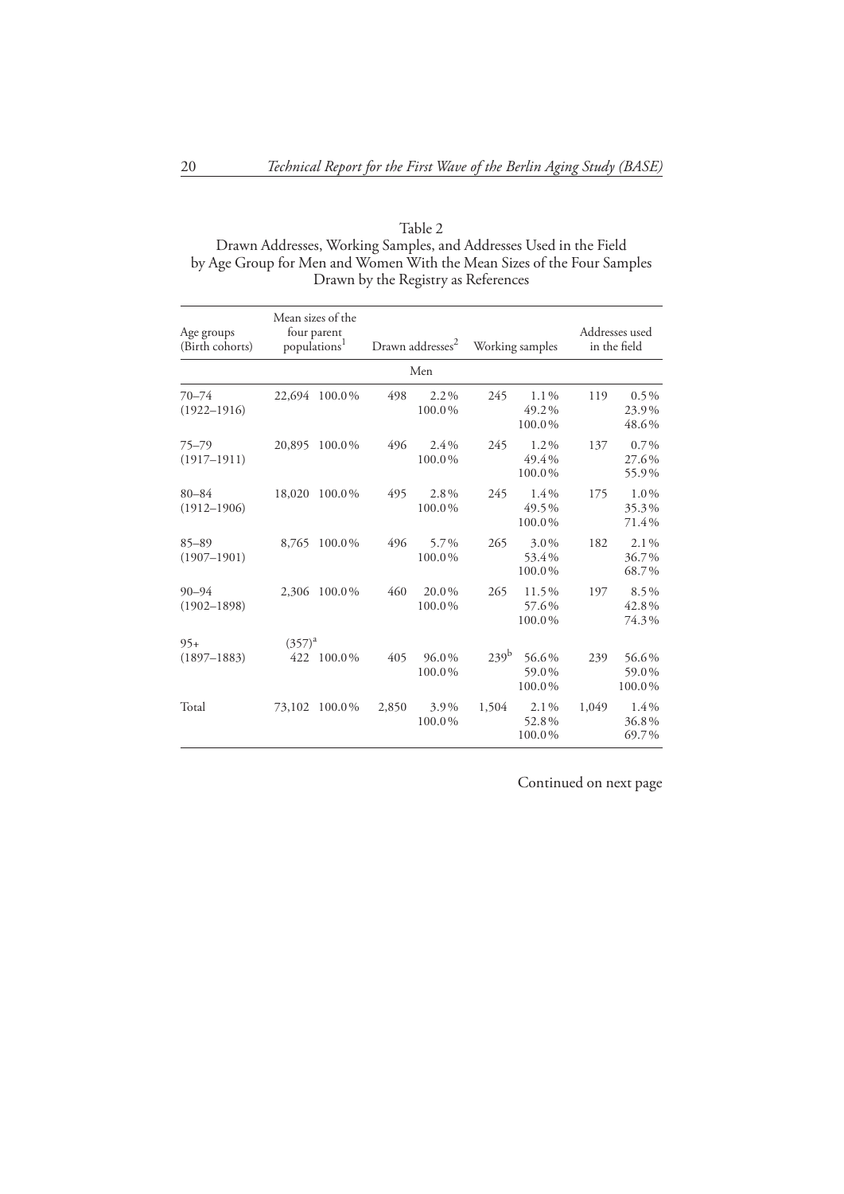Table 2

Drawn Addresses, Working Samples, and Addresses Used in the Field by Age Group for Men and Women With the Mean Sizes of the Four Samples Drawn by the Registry as References

| Age groups (Birth cohorts) | Mean sizes of the four parent populations[1] | | Drawn addresses[2] | | Working samples | | Addresses used in the field | |
|---|---|---|---|---|---|---|---|---|
| | | | | Men | | | | |
| 70–74 (1922–1916) | 22,694 | 100.0% | 498 | 2.2%<br>100.0% | 245 | 1.1%<br>49.2%<br>100.0% | 119 | 0.5%<br>23.9%<br>48.6% |
| 75–79 (1917–1911) | 20,895 | 100.0% | 496 | 2.4%<br>100.0% | 245 | 1.2%<br>49.4%<br>100.0% | 137 | 0.7%<br>27.6%<br>55.9% |
| 80–84 (1912–1906) | 18,020 | 100.0% | 495 | 2.8%<br>100.0% | 245 | 1.4%<br>49.5%<br>100.0% | 175 | 1.0%<br>35.3%<br>71.4% |
| 85–89 (1907–1901) | 8,765 | 100.0% | 496 | 5.7%<br>100.0% | 265 | 3.0%<br>53.4%<br>100.0% | 182 | 2.1%<br>36.7%<br>68.7% |
| 90–94 (1902–1898) | 2,306 | 100.0% | 460 | 20.0%<br>100.0% | 265 | 11.5%<br>57.6%<br>100.0% | 197 | 8.5%<br>42.8%<br>74.3% |
| 95+ (1897–1883) | (357)[a]<br>422 | 100.0% | 405 | 96.0%<br>100.0% | 239[b] | 56.6%<br>59.0%<br>100.0% | 239 | 56.6%<br>59.0%<br>100.0% |
| Total | 73,102 | 100.0% | 2,850 | 3.9%<br>100.0% | 1,504 | 2.1%<br>52.8%<br>100.0% | 1,049 | 1.4%<br>36.8%<br>69.7% |

Continued on next page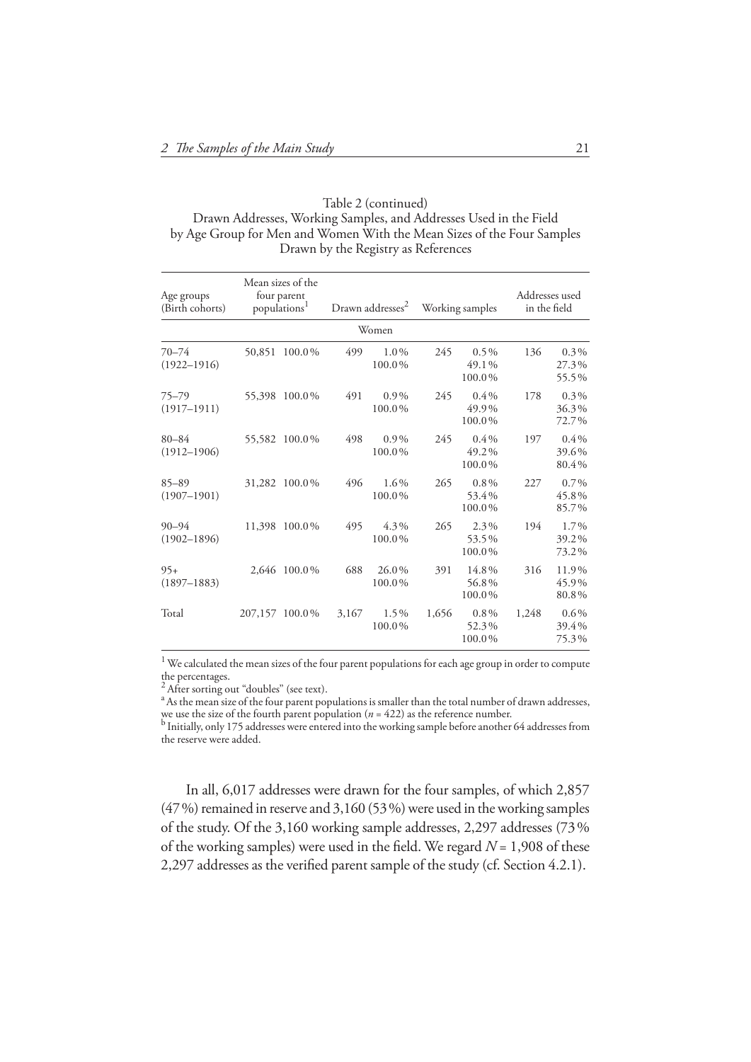Table 2 (continued)
Drawn Addresses, Working Samples, and Addresses Used in the Field by Age Group for Men and Women With the Mean Sizes of the Four Samples Drawn by the Registry as References

| Age groups (Birth cohorts) | Mean sizes of the four parent populations[1] | | Drawn addresses[2] | | Working samples | | Addresses used in the field | |
|---|---|---|---|---|---|---|---|---|
| | | | | **Women** | | | | |
| 70–74 (1922–1916) | 50,851 | 100.0% | 499 | 1.0% 100.0% | 245 | 0.5% 49.1% 100.0% | 136 | 0.3% 27.3% 55.5% |
| 75–79 (1917–1911) | 55,398 | 100.0% | 491 | 0.9% 100.0% | 245 | 0.4% 49.9% 100.0% | 178 | 0.3% 36.3% 72.7% |
| 80–84 (1912–1906) | 55,582 | 100.0% | 498 | 0.9% 100.0% | 245 | 0.4% 49.2% 100.0% | 197 | 0.4% 39.6% 80.4% |
| 85–89 (1907–1901) | 31,282 | 100.0% | 496 | 1.6% 100.0% | 265 | 0.8% 53.4% 100.0% | 227 | 0.7% 45.8% 85.7% |
| 90–94 (1902–1896) | 11,398 | 100.0% | 495 | 4.3% 100.0% | 265 | 2.3% 53.5% 100.0% | 194 | 1.7% 39.2% 73.2% |
| 95+ (1897–1883) | 2,646 | 100.0% | 688 | 26.0% 100.0% | 391 | 14.8% 56.8% 100.0% | 316 | 11.9% 45.9% 80.8% |
| Total | 207,157 | 100.0% | 3,167 | 1.5% 100.0% | 1,656 | 0.8% 52.3% 100.0% | 1,248 | 0.6% 39.4% 75.3% |

[1] We calculated the mean sizes of the four parent populations for each age group in order to compute the percentages.
[2] After sorting out "doubles" (see text).
[a] As the mean size of the four parent populations is smaller than the total number of drawn addresses, we use the size of the fourth parent population ($n = 422$) as the reference number.
[b] Initially, only 175 addresses were entered into the working sample before another 64 addresses from the reserve were added.

In all, 6,017 addresses were drawn for the four samples, of which 2,857 (47%) remained in reserve and 3,160 (53%) were used in the working samples of the study. Of the 3,160 working sample addresses, 2,297 addresses (73% of the working samples) were used in the field. We regard $N = 1{,}908$ of these 2,297 addresses as the verified parent sample of the study (cf. Section 4.2.1).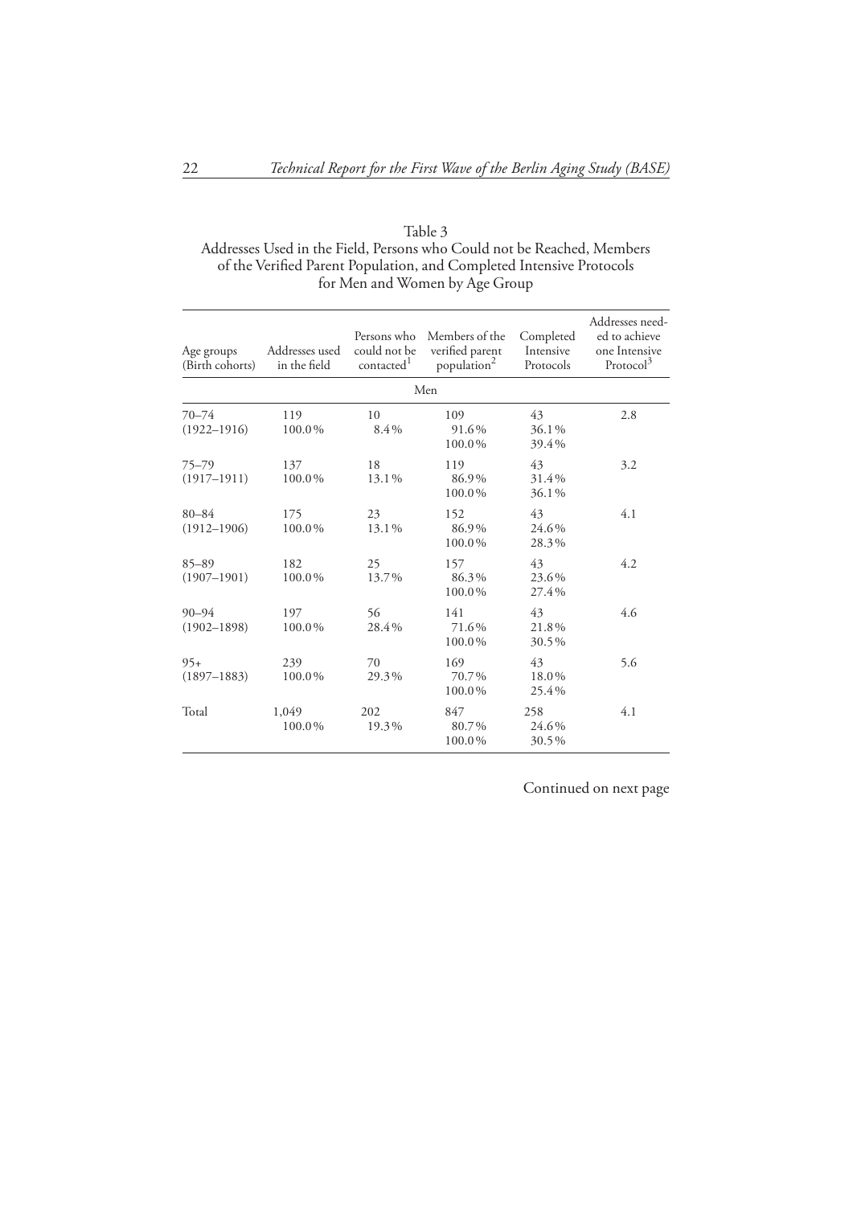Table 3
Addresses Used in the Field, Persons who Could not be Reached, Members of the Verified Parent Population, and Completed Intensive Protocols for Men and Women by Age Group

| Age groups (Birth cohorts) | Addresses used in the field | Persons who could not be contacted[1] | Members of the verified parent population[2] | Completed Intensive Protocols | Addresses needed to achieve one Intensive Protocol[3] |
|---|---|---|---|---|---|
| | | | Men | | |
| 70–74 (1922–1916) | 119 100.0% | 10 8.4% | 109 91.6% 100.0% | 43 36.1% 39.4% | 2.8 |
| 75–79 (1917–1911) | 137 100.0% | 18 13.1% | 119 86.9% 100.0% | 43 31.4% 36.1% | 3.2 |
| 80–84 (1912–1906) | 175 100.0% | 23 13.1% | 152 86.9% 100.0% | 43 24.6% 28.3% | 4.1 |
| 85–89 (1907–1901) | 182 100.0% | 25 13.7% | 157 86.3% 100.0% | 43 23.6% 27.4% | 4.2 |
| 90–94 (1902–1898) | 197 100.0% | 56 28.4% | 141 71.6% 100.0% | 43 21.8% 30.5% | 4.6 |
| 95+ (1897–1883) | 239 100.0% | 70 29.3% | 169 70.7% 100.0% | 43 18.0% 25.4% | 5.6 |
| Total | 1,049 100.0% | 202 19.3% | 847 80.7% 100.0% | 258 24.6% 30.5% | 4.1 |

Continued on next page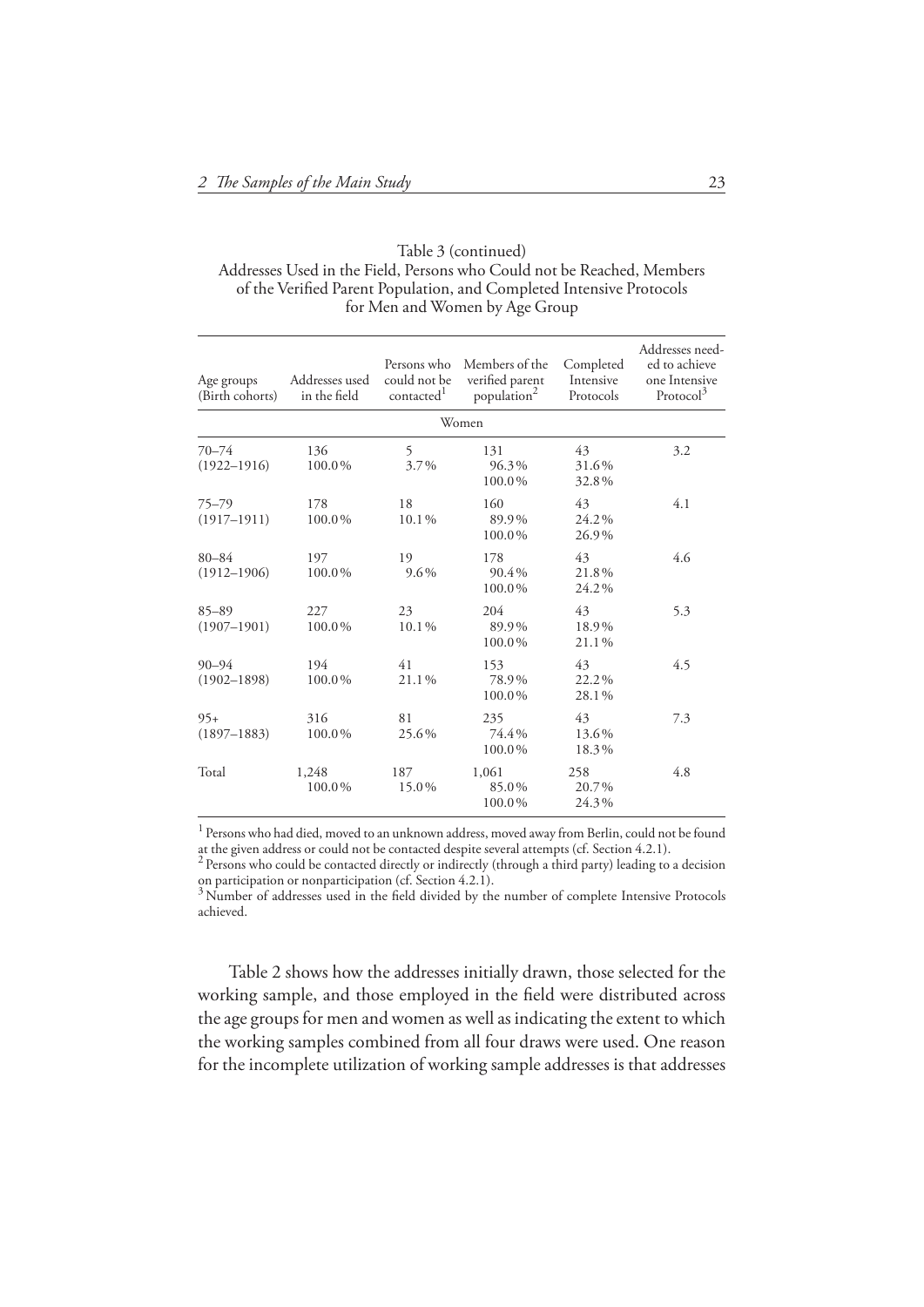Table 3 (continued)
Addresses Used in the Field, Persons who Could not be Reached, Members of the Verified Parent Population, and Completed Intensive Protocols for Men and Women by Age Group

| Age groups (Birth cohorts) | Addresses used in the field | Persons who could not be contacted[1] | Members of the verified parent population[2] | Completed Intensive Protocols | Addresses needed to achieve one Intensive Protocol[3] |
|---|---|---|---|---|---|
| | | | Women | | |
| 70–74 (1922–1916) | 136 100.0% | 5 3.7% | 131 96.3% 100.0% | 43 31.6% 32.8% | 3.2 |
| 75–79 (1917–1911) | 178 100.0% | 18 10.1% | 160 89.9% 100.0% | 43 24.2% 26.9% | 4.1 |
| 80–84 (1912–1906) | 197 100.0% | 19 9.6% | 178 90.4% 100.0% | 43 21.8% 24.2% | 4.6 |
| 85–89 (1907–1901) | 227 100.0% | 23 10.1% | 204 89.9% 100.0% | 43 18.9% 21.1% | 5.3 |
| 90–94 (1902–1898) | 194 100.0% | 41 21.1% | 153 78.9% 100.0% | 43 22.2% 28.1% | 4.5 |
| 95+ (1897–1883) | 316 100.0% | 81 25.6% | 235 74.4% 100.0% | 43 13.6% 18.3% | 7.3 |
| Total | 1,248 100.0% | 187 15.0% | 1,061 85.0% 100.0% | 258 20.7% 24.3% | 4.8 |

[1] Persons who had died, moved to an unknown address, moved away from Berlin, could not be found at the given address or could not be contacted despite several attempts (cf. Section 4.2.1).
[2] Persons who could be contacted directly or indirectly (through a third party) leading to a decision on participation or nonparticipation (cf. Section 4.2.1).
[3] Number of addresses used in the field divided by the number of complete Intensive Protocols achieved.

Table 2 shows how the addresses initially drawn, those selected for the working sample, and those employed in the field were distributed across the age groups for men and women as well as indicating the extent to which the working samples combined from all four draws were used. One reason for the incomplete utilization of working sample addresses is that addresses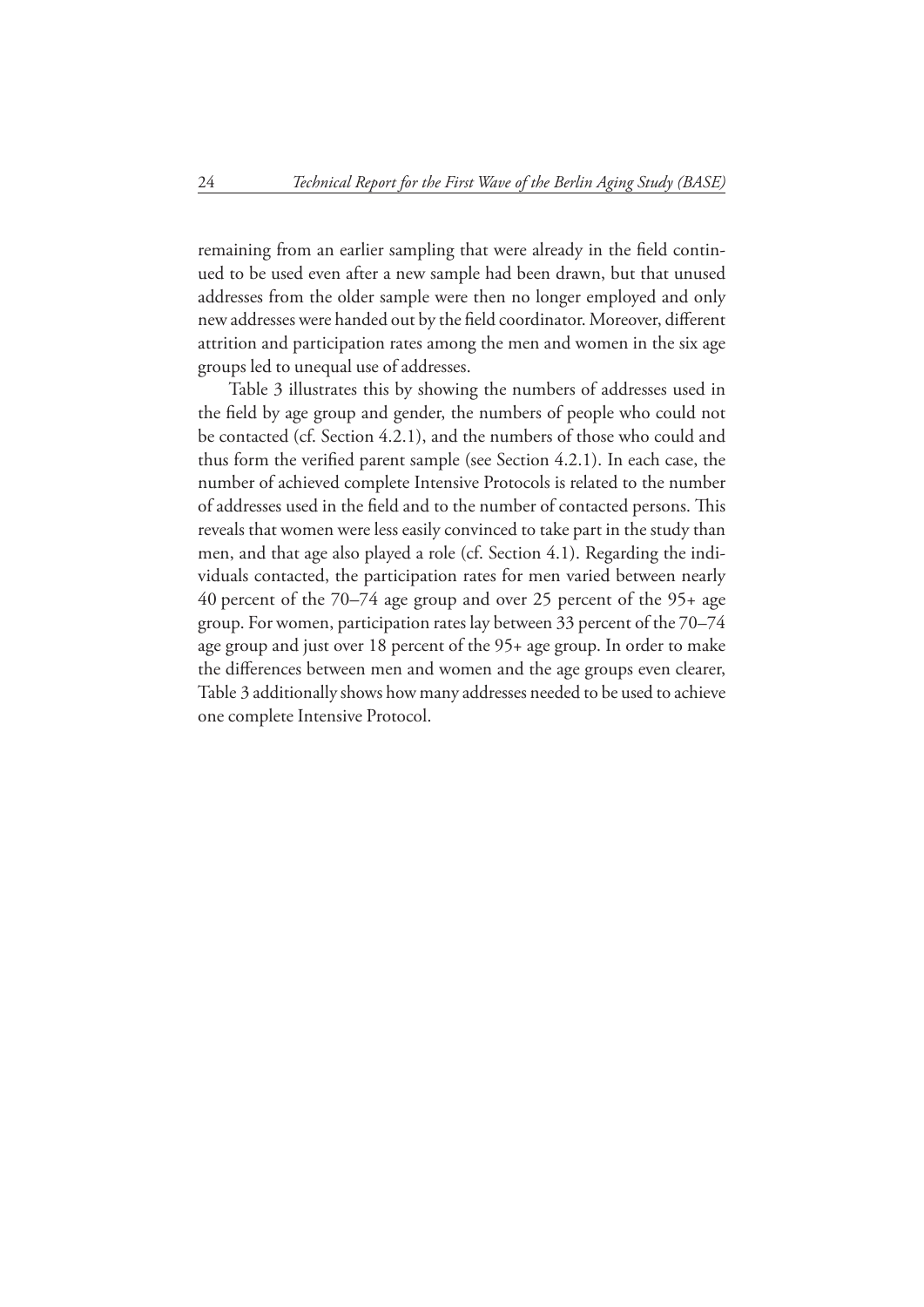remaining from an earlier sampling that were already in the field continued to be used even after a new sample had been drawn, but that unused addresses from the older sample were then no longer employed and only new addresses were handed out by the field coordinator. Moreover, different attrition and participation rates among the men and women in the six age groups led to unequal use of addresses.

Table 3 illustrates this by showing the numbers of addresses used in the field by age group and gender, the numbers of people who could not be contacted (cf. Section 4.2.1), and the numbers of those who could and thus form the verified parent sample (see Section 4.2.1). In each case, the number of achieved complete Intensive Protocols is related to the number of addresses used in the field and to the number of contacted persons. This reveals that women were less easily convinced to take part in the study than men, and that age also played a role (cf. Section 4.1). Regarding the individuals contacted, the participation rates for men varied between nearly 40 percent of the 70–74 age group and over 25 percent of the 95+ age group. For women, participation rates lay between 33 percent of the 70–74 age group and just over 18 percent of the 95+ age group. In order to make the differences between men and women and the age groups even clearer, Table 3 additionally shows how many addresses needed to be used to achieve one complete Intensive Protocol.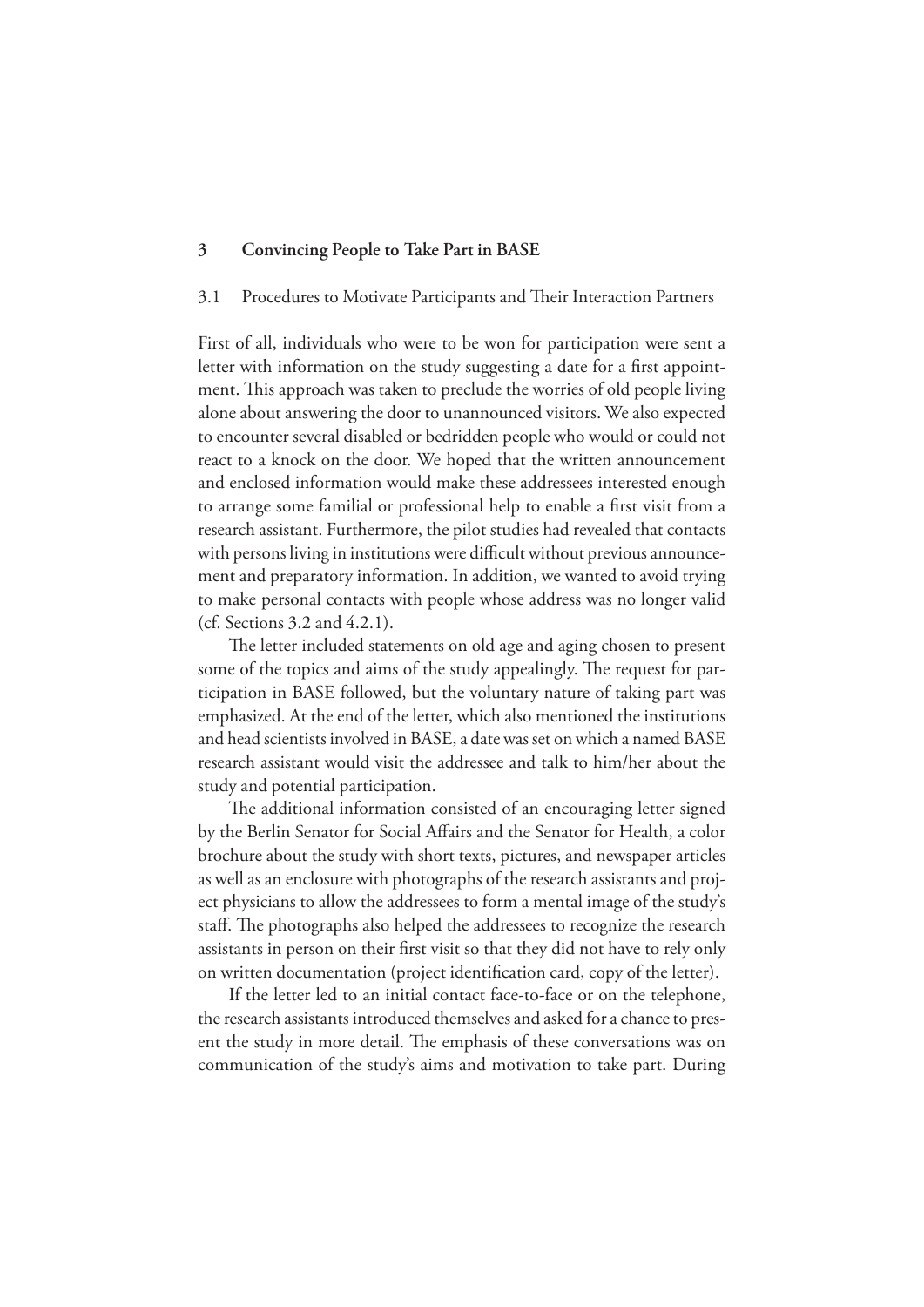## 3 Convincing People to Take Part in BASE

### 3.1 Procedures to Motivate Participants and Their Interaction Partners

First of all, individuals who were to be won for participation were sent a letter with information on the study suggesting a date for a first appointment. This approach was taken to preclude the worries of old people living alone about answering the door to unannounced visitors. We also expected to encounter several disabled or bedridden people who would or could not react to a knock on the door. We hoped that the written announcement and enclosed information would make these addressees interested enough to arrange some familial or professional help to enable a first visit from a research assistant. Furthermore, the pilot studies had revealed that contacts with persons living in institutions were difficult without previous announcement and preparatory information. In addition, we wanted to avoid trying to make personal contacts with people whose address was no longer valid (cf. Sections 3.2 and 4.2.1).

The letter included statements on old age and aging chosen to present some of the topics and aims of the study appealingly. The request for participation in BASE followed, but the voluntary nature of taking part was emphasized. At the end of the letter, which also mentioned the institutions and head scientists involved in BASE, a date was set on which a named BASE research assistant would visit the addressee and talk to him/her about the study and potential participation.

The additional information consisted of an encouraging letter signed by the Berlin Senator for Social Affairs and the Senator for Health, a color brochure about the study with short texts, pictures, and newspaper articles as well as an enclosure with photographs of the research assistants and project physicians to allow the addressees to form a mental image of the study's staff. The photographs also helped the addressees to recognize the research assistants in person on their first visit so that they did not have to rely only on written documentation (project identification card, copy of the letter).

If the letter led to an initial contact face-to-face or on the telephone, the research assistants introduced themselves and asked for a chance to present the study in more detail. The emphasis of these conversations was on communication of the study's aims and motivation to take part. During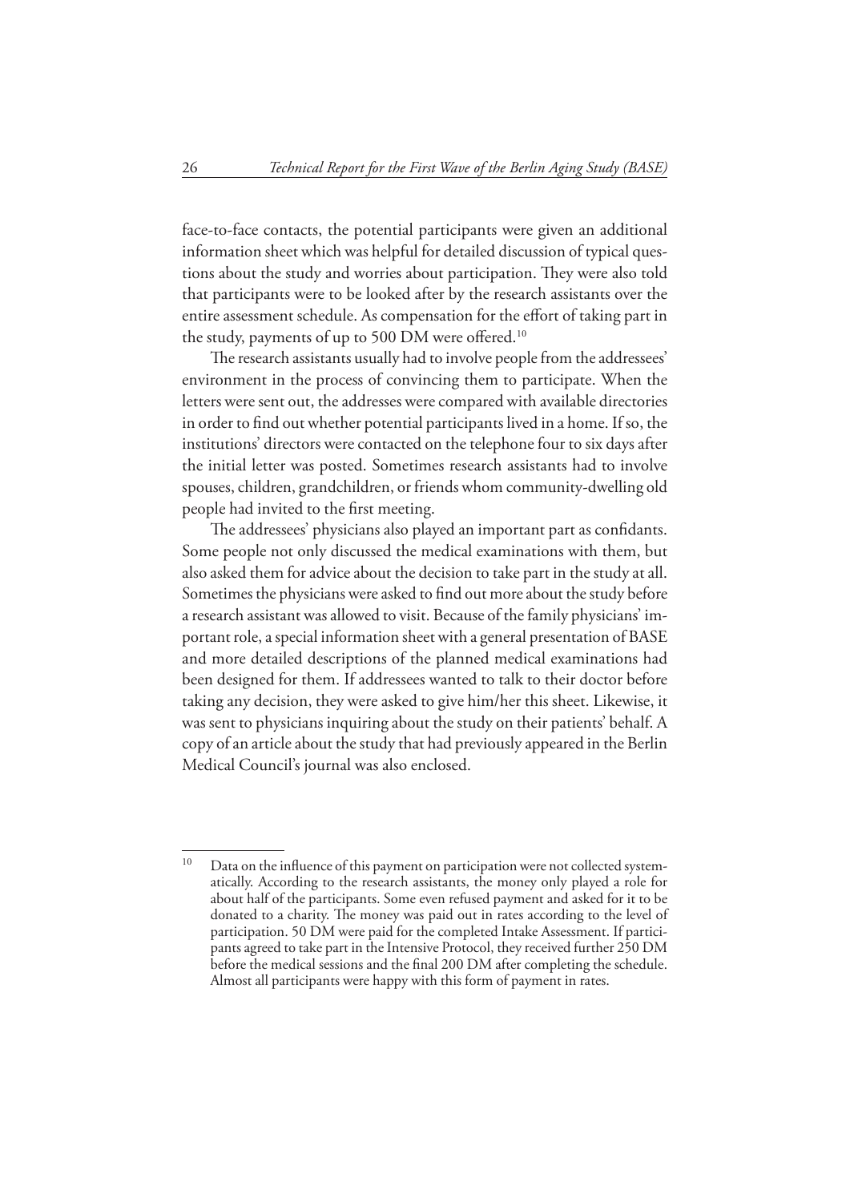face-to-face contacts, the potential participants were given an additional information sheet which was helpful for detailed discussion of typical questions about the study and worries about participation. They were also told that participants were to be looked after by the research assistants over the entire assessment schedule. As compensation for the effort of taking part in the study, payments of up to 500 DM were offered.[10]

The research assistants usually had to involve people from the addressees' environment in the process of convincing them to participate. When the letters were sent out, the addresses were compared with available directories in order to find out whether potential participants lived in a home. If so, the institutions' directors were contacted on the telephone four to six days after the initial letter was posted. Sometimes research assistants had to involve spouses, children, grandchildren, or friends whom community-dwelling old people had invited to the first meeting.

The addressees' physicians also played an important part as confidants. Some people not only discussed the medical examinations with them, but also asked them for advice about the decision to take part in the study at all. Sometimes the physicians were asked to find out more about the study before a research assistant was allowed to visit. Because of the family physicians' important role, a special information sheet with a general presentation of BASE and more detailed descriptions of the planned medical examinations had been designed for them. If addressees wanted to talk to their doctor before taking any decision, they were asked to give him/her this sheet. Likewise, it was sent to physicians inquiring about the study on their patients' behalf. A copy of an article about the study that had previously appeared in the Berlin Medical Council's journal was also enclosed.

---

[10] Data on the influence of this payment on participation were not collected systematically. According to the research assistants, the money only played a role for about half of the participants. Some even refused payment and asked for it to be donated to a charity. The money was paid out in rates according to the level of participation. 50 DM were paid for the completed Intake Assessment. If participants agreed to take part in the Intensive Protocol, they received further 250 DM before the medical sessions and the final 200 DM after completing the schedule. Almost all participants were happy with this form of payment in rates.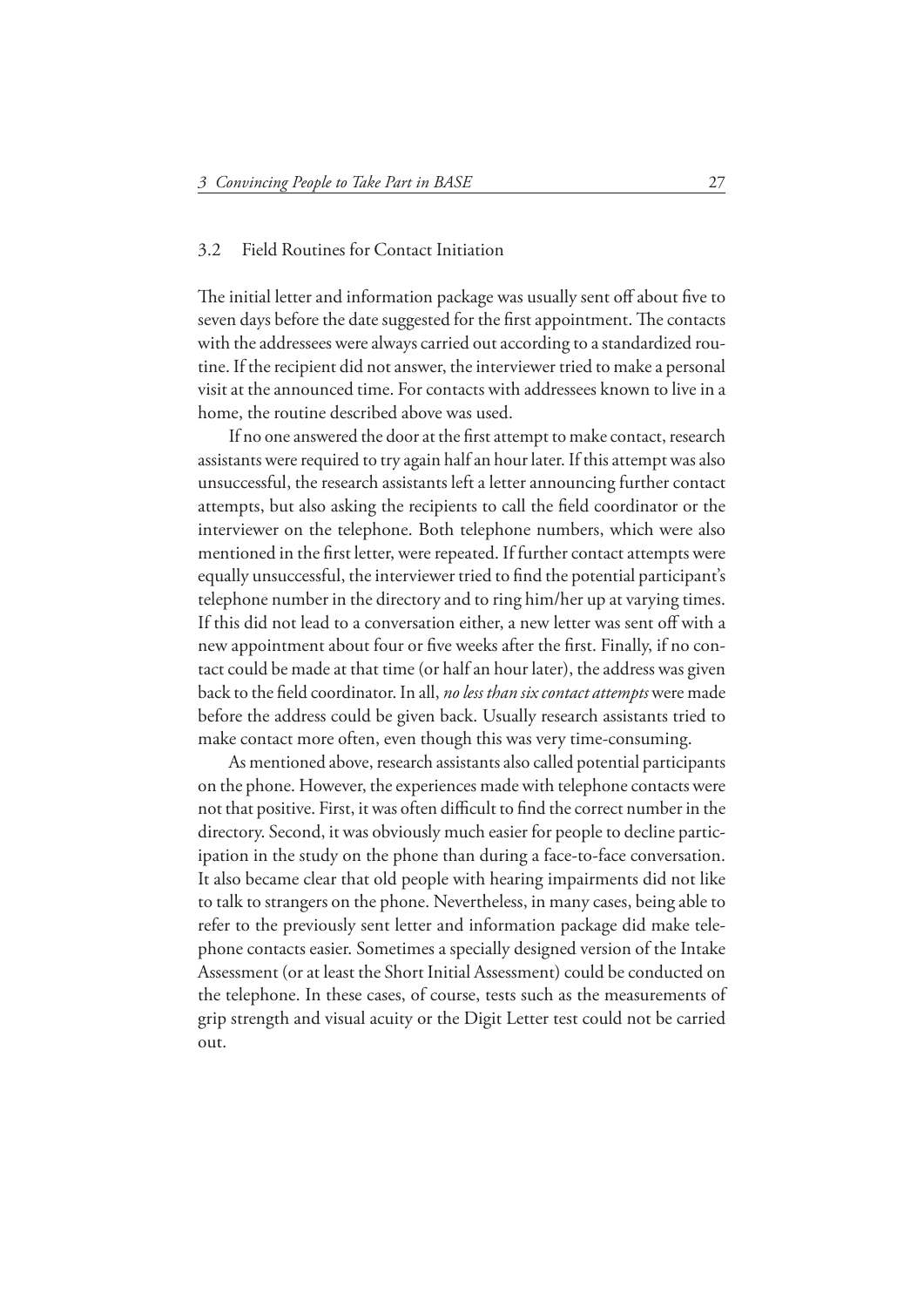## 3.2 Field Routines for Contact Initiation

The initial letter and information package was usually sent off about five to seven days before the date suggested for the first appointment. The contacts with the addressees were always carried out according to a standardized routine. If the recipient did not answer, the interviewer tried to make a personal visit at the announced time. For contacts with addressees known to live in a home, the routine described above was used.

If no one answered the door at the first attempt to make contact, research assistants were required to try again half an hour later. If this attempt was also unsuccessful, the research assistants left a letter announcing further contact attempts, but also asking the recipients to call the field coordinator or the interviewer on the telephone. Both telephone numbers, which were also mentioned in the first letter, were repeated. If further contact attempts were equally unsuccessful, the interviewer tried to find the potential participant's telephone number in the directory and to ring him/her up at varying times. If this did not lead to a conversation either, a new letter was sent off with a new appointment about four or five weeks after the first. Finally, if no contact could be made at that time (or half an hour later), the address was given back to the field coordinator. In all, *no less than six contact attempts* were made before the address could be given back. Usually research assistants tried to make contact more often, even though this was very time-consuming.

As mentioned above, research assistants also called potential participants on the phone. However, the experiences made with telephone contacts were not that positive. First, it was often difficult to find the correct number in the directory. Second, it was obviously much easier for people to decline participation in the study on the phone than during a face-to-face conversation. It also became clear that old people with hearing impairments did not like to talk to strangers on the phone. Nevertheless, in many cases, being able to refer to the previously sent letter and information package did make telephone contacts easier. Sometimes a specially designed version of the Intake Assessment (or at least the Short Initial Assessment) could be conducted on the telephone. In these cases, of course, tests such as the measurements of grip strength and visual acuity or the Digit Letter test could not be carried out.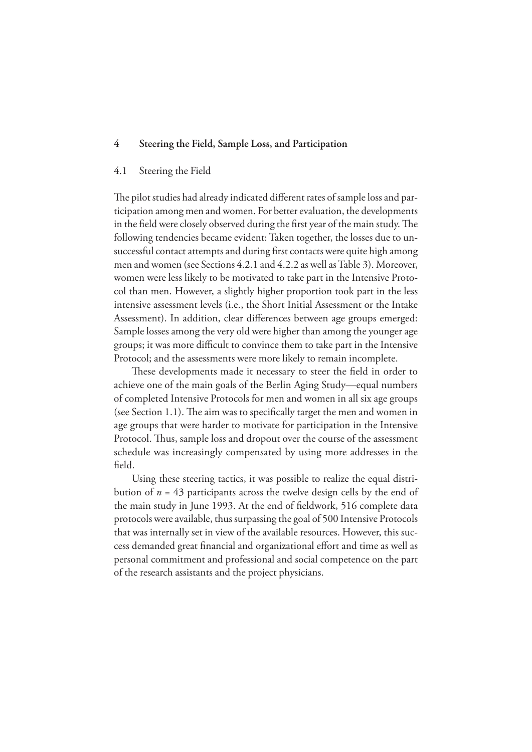# 4 Steering the Field, Sample Loss, and Participation

## 4.1 Steering the Field

The pilot studies had already indicated different rates of sample loss and participation among men and women. For better evaluation, the developments in the field were closely observed during the first year of the main study. The following tendencies became evident: Taken together, the losses due to unsuccessful contact attempts and during first contacts were quite high among men and women (see Sections 4.2.1 and 4.2.2 as well as Table 3). Moreover, women were less likely to be motivated to take part in the Intensive Protocol than men. However, a slightly higher proportion took part in the less intensive assessment levels (i.e., the Short Initial Assessment or the Intake Assessment). In addition, clear differences between age groups emerged: Sample losses among the very old were higher than among the younger age groups; it was more difficult to convince them to take part in the Intensive Protocol; and the assessments were more likely to remain incomplete.

These developments made it necessary to steer the field in order to achieve one of the main goals of the Berlin Aging Study—equal numbers of completed Intensive Protocols for men and women in all six age groups (see Section 1.1). The aim was to specifically target the men and women in age groups that were harder to motivate for participation in the Intensive Protocol. Thus, sample loss and dropout over the course of the assessment schedule was increasingly compensated by using more addresses in the field.

Using these steering tactics, it was possible to realize the equal distribution of $n = 43$ participants across the twelve design cells by the end of the main study in June 1993. At the end of fieldwork, 516 complete data protocols were available, thus surpassing the goal of 500 Intensive Protocols that was internally set in view of the available resources. However, this success demanded great financial and organizational effort and time as well as personal commitment and professional and social competence on the part of the research assistants and the project physicians.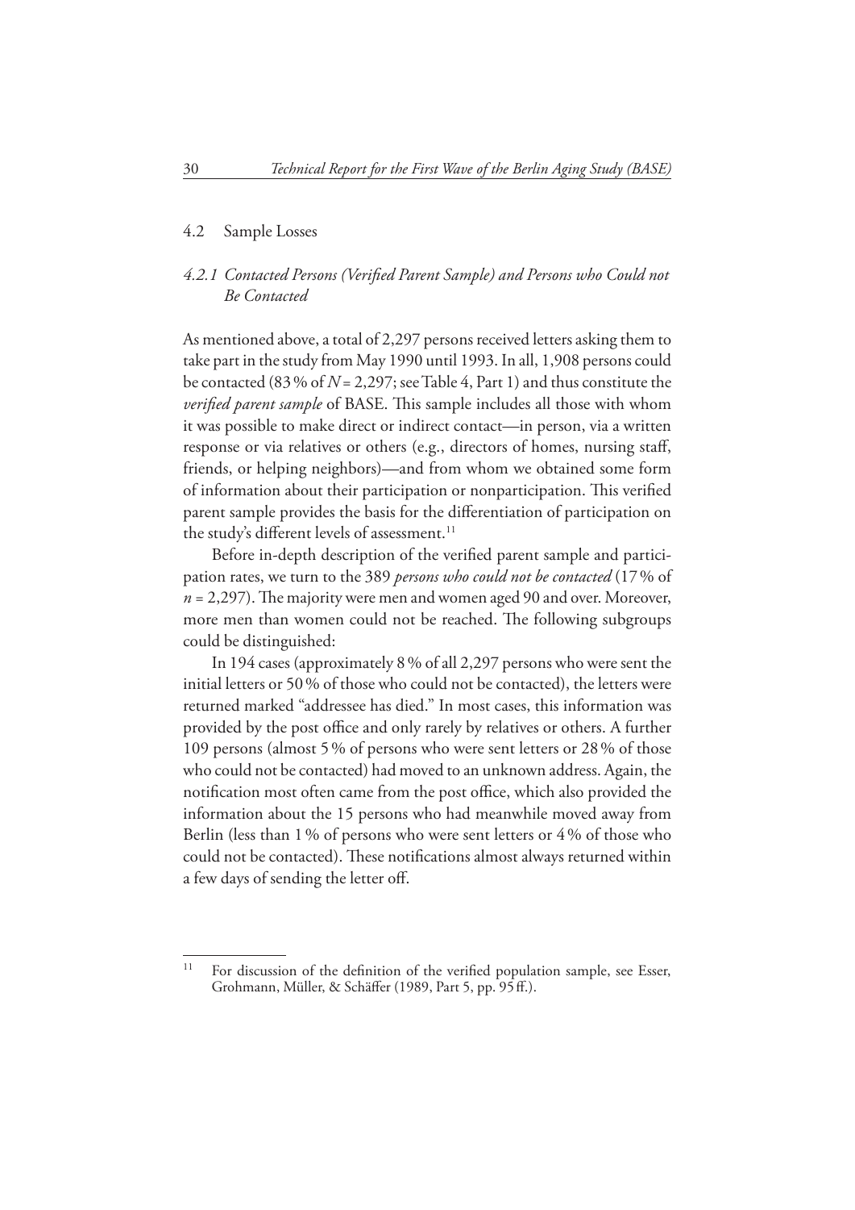## 4.2 Sample Losses

### *4.2.1 Contacted Persons (Verified Parent Sample) and Persons who Could not Be Contacted*

As mentioned above, a total of 2,297 persons received letters asking them to take part in the study from May 1990 until 1993. In all, 1,908 persons could be contacted (83 % of $N = 2{,}297$; see Table 4, Part 1) and thus constitute the *verified parent sample* of BASE. This sample includes all those with whom it was possible to make direct or indirect contact—in person, via a written response or via relatives or others (e.g., directors of homes, nursing staff, friends, or helping neighbors)—and from whom we obtained some form of information about their participation or nonparticipation. This verified parent sample provides the basis for the differentiation of participation on the study's different levels of assessment.[11]

Before in-depth description of the verified parent sample and participation rates, we turn to the 389 *persons who could not be contacted* (17 % of $n = 2{,}297$). The majority were men and women aged 90 and over. Moreover, more men than women could not be reached. The following subgroups could be distinguished:

In 194 cases (approximately 8 % of all 2,297 persons who were sent the initial letters or 50 % of those who could not be contacted), the letters were returned marked "addressee has died." In most cases, this information was provided by the post office and only rarely by relatives or others. A further 109 persons (almost 5 % of persons who were sent letters or 28 % of those who could not be contacted) had moved to an unknown address. Again, the notification most often came from the post office, which also provided the information about the 15 persons who had meanwhile moved away from Berlin (less than 1 % of persons who were sent letters or 4 % of those who could not be contacted). These notifications almost always returned within a few days of sending the letter off.

---

[11] For discussion of the definition of the verified population sample, see Esser, Grohmann, Müller, & Schäffer (1989, Part 5, pp. 95 ff.).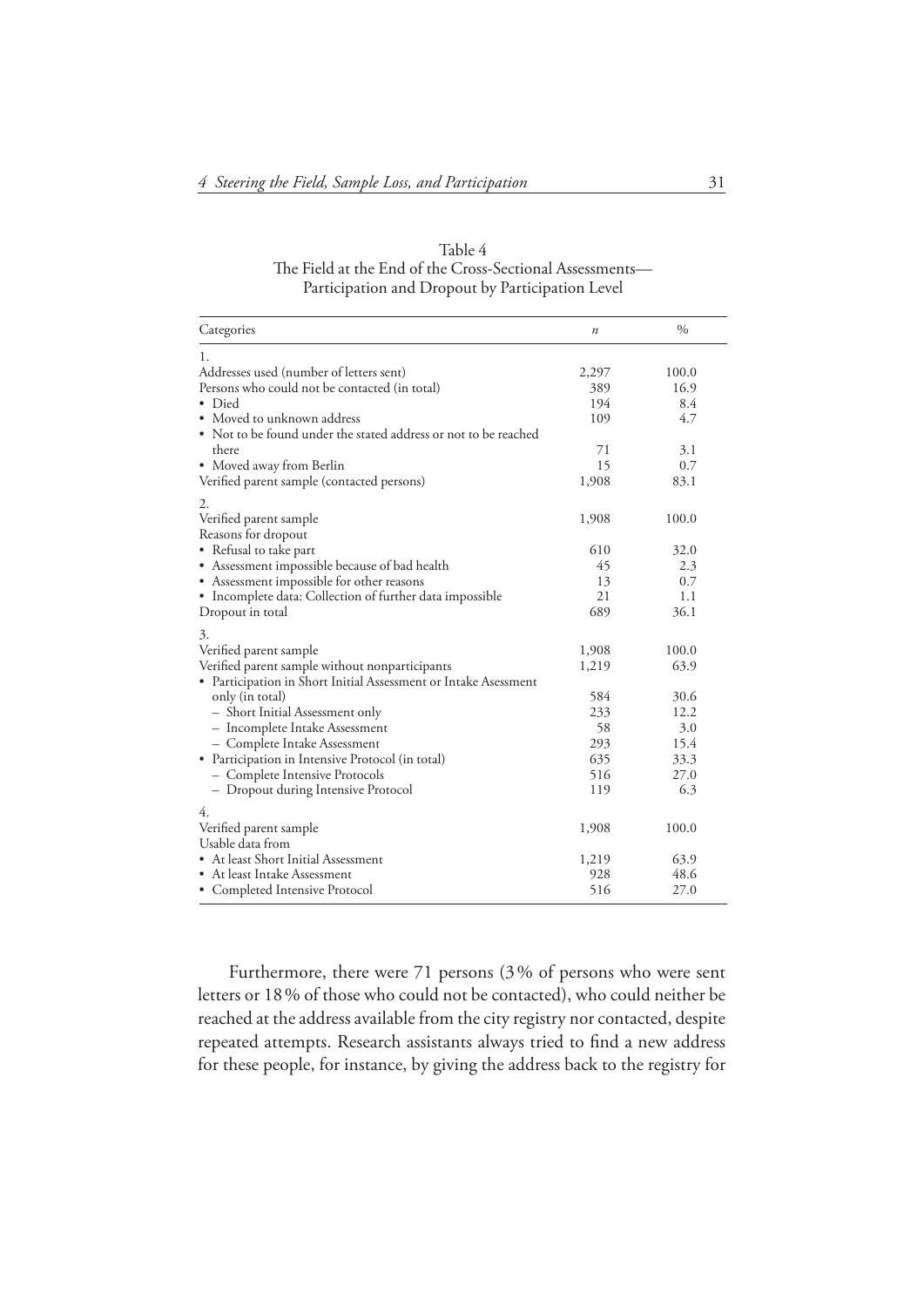Table 4
The Field at the End of the Cross-Sectional Assessments—
Participation and Dropout by Participation Level

| Categories | *n* | % |
|---|---|---|
| 1. | | |
| Addresses used (number of letters sent) | 2,297 | 100.0 |
| Persons who could not be contacted (in total) | 389 | 16.9 |
| • Died | 194 | 8.4 |
| • Moved to unknown address | 109 | 4.7 |
| • Not to be found under the stated address or not to be reached there | 71 | 3.1 |
| • Moved away from Berlin | 15 | 0.7 |
| Verified parent sample (contacted persons) | 1,908 | 83.1 |
| 2. | | |
| Verified parent sample | 1,908 | 100.0 |
| Reasons for dropout | | |
| • Refusal to take part | 610 | 32.0 |
| • Assessment impossible because of bad health | 45 | 2.3 |
| • Assessment impossible for other reasons | 13 | 0.7 |
| • Incomplete data: Collection of further data impossible | 21 | 1.1 |
| Dropout in total | 689 | 36.1 |
| 3. | | |
| Verified parent sample | 1,908 | 100.0 |
| Verified parent sample without nonparticipants | 1,219 | 63.9 |
| • Participation in Short Initial Assessment or Intake Asessment only (in total) | 584 | 30.6 |
| – Short Initial Assessment only | 233 | 12.2 |
| – Incomplete Intake Assessment | 58 | 3.0 |
| – Complete Intake Assessment | 293 | 15.4 |
| • Participation in Intensive Protocol (in total) | 635 | 33.3 |
| – Complete Intensive Protocols | 516 | 27.0 |
| – Dropout during Intensive Protocol | 119 | 6.3 |
| 4. | | |
| Verified parent sample | 1,908 | 100.0 |
| Usable data from | | |
| • At least Short Initial Assessment | 1,219 | 63.9 |
| • At least Intake Assessment | 928 | 48.6 |
| • Completed Intensive Protocol | 516 | 27.0 |

Furthermore, there were 71 persons (3% of persons who were sent letters or 18% of those who could not be contacted), who could neither be reached at the address available from the city registry nor contacted, despite repeated attempts. Research assistants always tried to find a new address for these people, for instance, by giving the address back to the registry for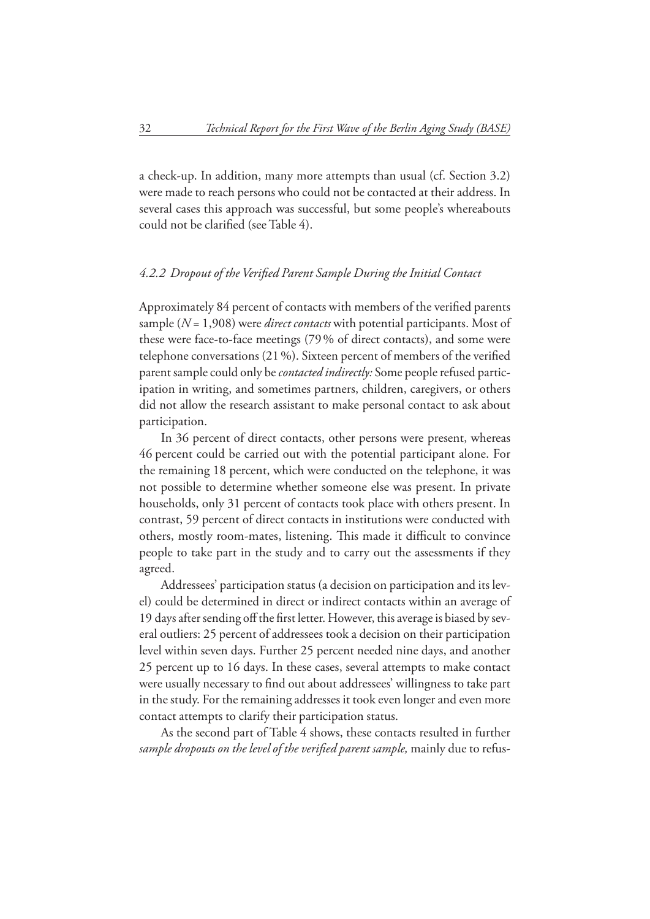a check-up. In addition, many more attempts than usual (cf. Section 3.2) were made to reach persons who could not be contacted at their address. In several cases this approach was successful, but some people's whereabouts could not be clarified (see Table 4).

### *4.2.2 Dropout of the Verified Parent Sample During the Initial Contact*

Approximately 84 percent of contacts with members of the verified parents sample ($N = 1{,}908$) were *direct contacts* with potential participants. Most of these were face-to-face meetings (79 % of direct contacts), and some were telephone conversations (21 %). Sixteen percent of members of the verified parent sample could only be *contacted indirectly:* Some people refused participation in writing, and sometimes partners, children, caregivers, or others did not allow the research assistant to make personal contact to ask about participation.

In 36 percent of direct contacts, other persons were present, whereas 46 percent could be carried out with the potential participant alone. For the remaining 18 percent, which were conducted on the telephone, it was not possible to determine whether someone else was present. In private households, only 31 percent of contacts took place with others present. In contrast, 59 percent of direct contacts in institutions were conducted with others, mostly room-mates, listening. This made it difficult to convince people to take part in the study and to carry out the assessments if they agreed.

Addressees' participation status (a decision on participation and its level) could be determined in direct or indirect contacts within an average of 19 days after sending off the first letter. However, this average is biased by several outliers: 25 percent of addressees took a decision on their participation level within seven days. Further 25 percent needed nine days, and another 25 percent up to 16 days. In these cases, several attempts to make contact were usually necessary to find out about addressees' willingness to take part in the study. For the remaining addresses it took even longer and even more contact attempts to clarify their participation status.

As the second part of Table 4 shows, these contacts resulted in further *sample dropouts on the level of the verified parent sample,* mainly due to refus-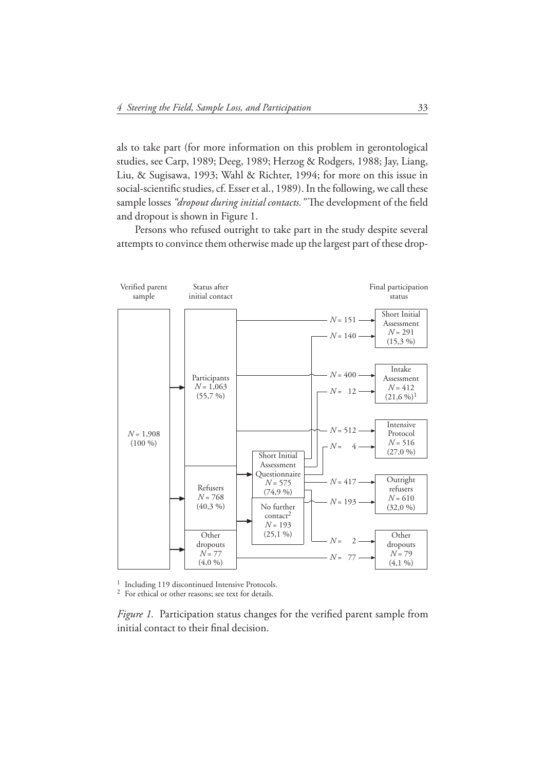als to take part (for more information on this problem in gerontological studies, see Carp, 1989; Deeg, 1989; Herzog & Rodgers, 1988; Jay, Liang, Liu, & Sugisawa, 1993; Wahl & Richter, 1994; for more on this issue in social-scientific studies, cf. Esser et al., 1989). In the following, we call these sample losses *"dropout during initial contacts."* The development of the field and dropout is shown in Figure 1.

Persons who refused outright to take part in the study despite several attempts to convince them otherwise made up the largest part of these drop-

**Verified parent sample:** $N$ = 1,908 (100 %)

**Status after initial contact:**

- Participants $N$ = 1,063 (55,7 %)
  - $N$ = 151 → Short Initial Assessment
  - $N$ = 400 → Intake Assessment
  - $N$ = 512 → Intensive Protocol
- Refusers $N$ = 768 (40,3 %)
  - Short Initial Assessment Questionnaire $N$ = 575 (74,9 %)
    - $N$ = 140 → Short Initial Assessment
    - $N$ = 12 → Intake Assessment
    - $N$ = 4 → Intensive Protocol
    - $N$ = 417 → Outright refusers
    - $N$ = 2 → Other dropouts
  - No further contact[2] $N$ = 193 (25,1 %)
    - $N$ = 193 → Outright refusers
- Other dropouts $N$ = 77 (4,0 %)
  - $N$ = 77 → Other dropouts

**Final participation status:**

- Short Initial Assessment $N$ = 291 (15,3 %)
- Intake Assessment $N$ = 412 (21,6 %)[1]
- Intensive Protocol $N$ = 516 (27,0 %)
- Outright refusers $N$ = 610 (32,0 %)
- Other dropouts $N$ = 79 (4,1 %)

[1] Including 119 discontinued Intensive Protocols.
[2] For ethical or other reasons; see text for details.

*Figure 1.* Participation status changes for the verified parent sample from initial contact to their final decision.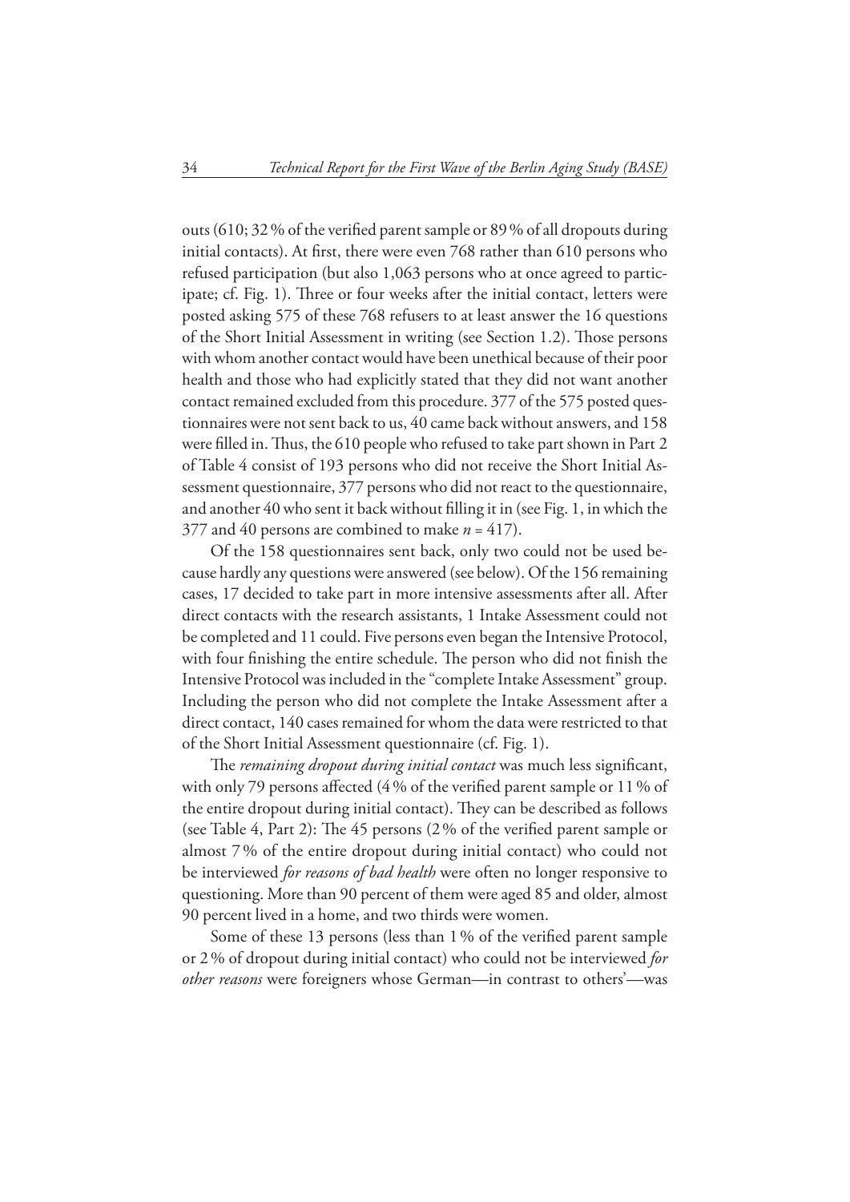outs (610; 32 % of the verified parent sample or 89 % of all dropouts during initial contacts). At first, there were even 768 rather than 610 persons who refused participation (but also 1,063 persons who at once agreed to participate; cf. Fig. 1). Three or four weeks after the initial contact, letters were posted asking 575 of these 768 refusers to at least answer the 16 questions of the Short Initial Assessment in writing (see Section 1.2). Those persons with whom another contact would have been unethical because of their poor health and those who had explicitly stated that they did not want another contact remained excluded from this procedure. 377 of the 575 posted questionnaires were not sent back to us, 40 came back without answers, and 158 were filled in. Thus, the 610 people who refused to take part shown in Part 2 of Table 4 consist of 193 persons who did not receive the Short Initial Assessment questionnaire, 377 persons who did not react to the questionnaire, and another 40 who sent it back without filling it in (see Fig. 1, in which the 377 and 40 persons are combined to make $n = 417$).

Of the 158 questionnaires sent back, only two could not be used because hardly any questions were answered (see below). Of the 156 remaining cases, 17 decided to take part in more intensive assessments after all. After direct contacts with the research assistants, 1 Intake Assessment could not be completed and 11 could. Five persons even began the Intensive Protocol, with four finishing the entire schedule. The person who did not finish the Intensive Protocol was included in the "complete Intake Assessment" group. Including the person who did not complete the Intake Assessment after a direct contact, 140 cases remained for whom the data were restricted to that of the Short Initial Assessment questionnaire (cf. Fig. 1).

The *remaining dropout during initial contact* was much less significant, with only 79 persons affected (4 % of the verified parent sample or 11 % of the entire dropout during initial contact). They can be described as follows (see Table 4, Part 2): The 45 persons (2 % of the verified parent sample or almost 7 % of the entire dropout during initial contact) who could not be interviewed *for reasons of bad health* were often no longer responsive to questioning. More than 90 percent of them were aged 85 and older, almost 90 percent lived in a home, and two thirds were women.

Some of these 13 persons (less than 1 % of the verified parent sample or 2 % of dropout during initial contact) who could not be interviewed *for other reasons* were foreigners whose German—in contrast to others'—was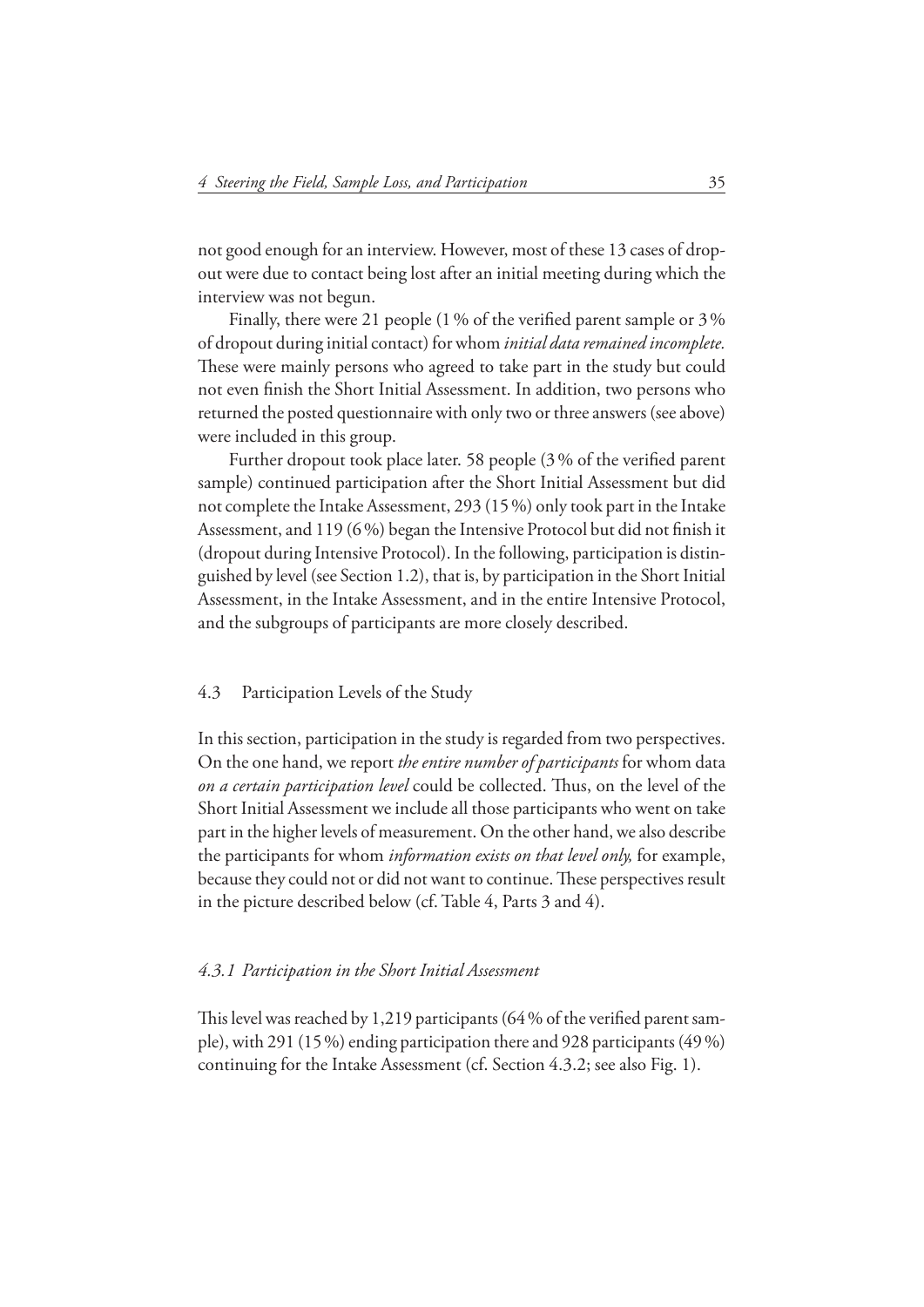not good enough for an interview. However, most of these 13 cases of dropout were due to contact being lost after an initial meeting during which the interview was not begun.

Finally, there were 21 people (1 % of the verified parent sample or 3 % of dropout during initial contact) for whom *initial data remained incomplete.* These were mainly persons who agreed to take part in the study but could not even finish the Short Initial Assessment. In addition, two persons who returned the posted questionnaire with only two or three answers (see above) were included in this group.

Further dropout took place later. 58 people (3 % of the verified parent sample) continued participation after the Short Initial Assessment but did not complete the Intake Assessment, 293 (15 %) only took part in the Intake Assessment, and 119 (6 %) began the Intensive Protocol but did not finish it (dropout during Intensive Protocol). In the following, participation is distinguished by level (see Section 1.2), that is, by participation in the Short Initial Assessment, in the Intake Assessment, and in the entire Intensive Protocol, and the subgroups of participants are more closely described.

## 4.3 Participation Levels of the Study

In this section, participation in the study is regarded from two perspectives. On the one hand, we report *the entire number of participants* for whom data *on a certain participation level* could be collected. Thus, on the level of the Short Initial Assessment we include all those participants who went on take part in the higher levels of measurement. On the other hand, we also describe the participants for whom *information exists on that level only,* for example, because they could not or did not want to continue. These perspectives result in the picture described below (cf. Table 4, Parts 3 and 4).

### *4.3.1 Participation in the Short Initial Assessment*

This level was reached by 1,219 participants (64 % of the verified parent sample), with 291 (15 %) ending participation there and 928 participants (49 %) continuing for the Intake Assessment (cf. Section 4.3.2; see also Fig. 1).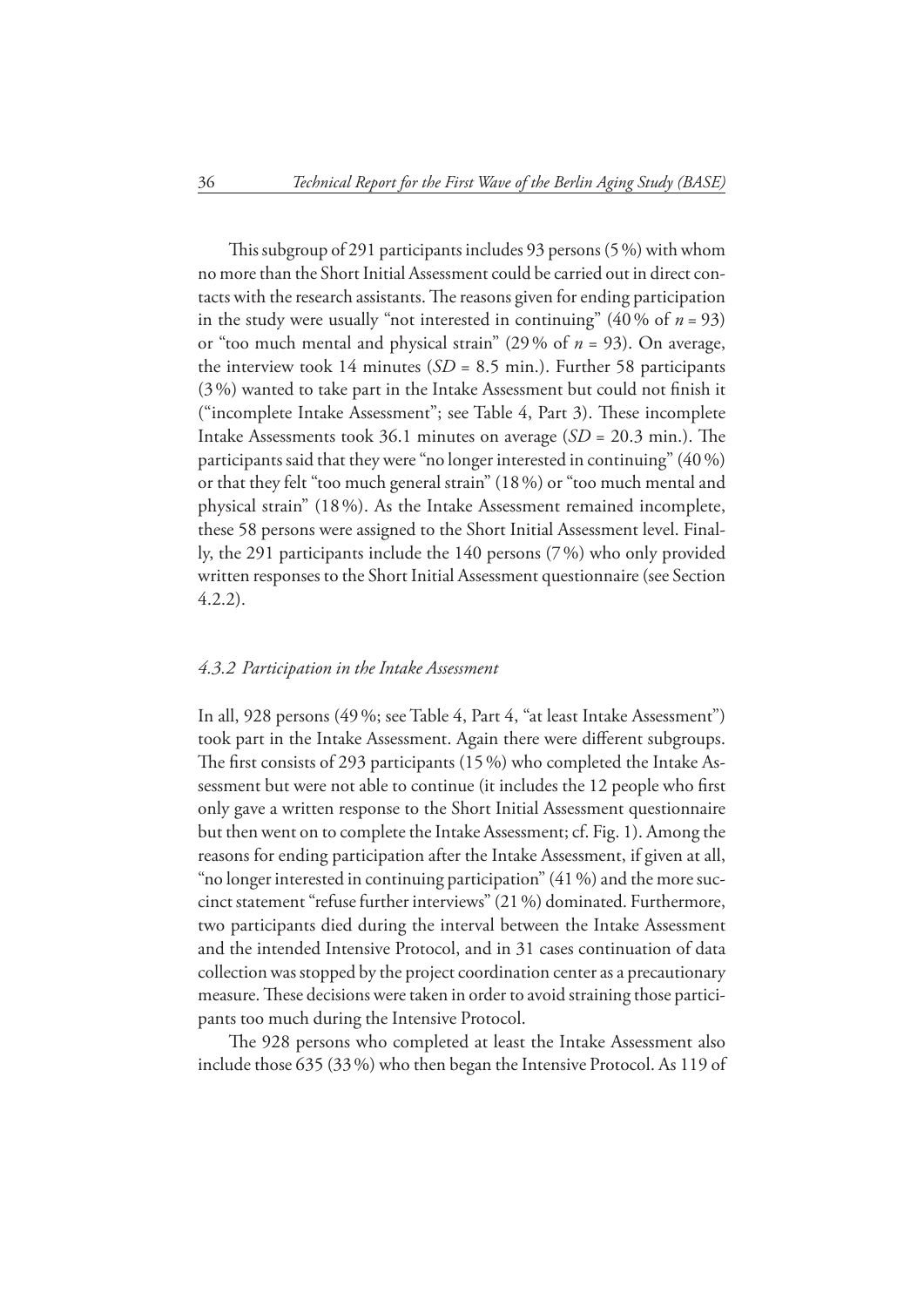This subgroup of 291 participants includes 93 persons (5 %) with whom no more than the Short Initial Assessment could be carried out in direct contacts with the research assistants. The reasons given for ending participation in the study were usually "not interested in continuing" (40 % of $n = 93$) or "too much mental and physical strain" (29 % of $n = 93$). On average, the interview took 14 minutes ($SD = 8.5$ min.). Further 58 participants (3 %) wanted to take part in the Intake Assessment but could not finish it ("incomplete Intake Assessment"; see Table 4, Part 3). These incomplete Intake Assessments took 36.1 minutes on average ($SD = 20.3$ min.). The participants said that they were "no longer interested in continuing" (40 %) or that they felt "too much general strain" (18 %) or "too much mental and physical strain" (18 %). As the Intake Assessment remained incomplete, these 58 persons were assigned to the Short Initial Assessment level. Finally, the 291 participants include the 140 persons (7 %) who only provided written responses to the Short Initial Assessment questionnaire (see Section 4.2.2).

### *4.3.2 Participation in the Intake Assessment*

In all, 928 persons (49 %; see Table 4, Part 4, "at least Intake Assessment") took part in the Intake Assessment. Again there were different subgroups. The first consists of 293 participants (15 %) who completed the Intake Assessment but were not able to continue (it includes the 12 people who first only gave a written response to the Short Initial Assessment questionnaire but then went on to complete the Intake Assessment; cf. Fig. 1). Among the reasons for ending participation after the Intake Assessment, if given at all, "no longer interested in continuing participation" (41 %) and the more succinct statement "refuse further interviews" (21 %) dominated. Furthermore, two participants died during the interval between the Intake Assessment and the intended Intensive Protocol, and in 31 cases continuation of data collection was stopped by the project coordination center as a precautionary measure. These decisions were taken in order to avoid straining those participants too much during the Intensive Protocol.

The 928 persons who completed at least the Intake Assessment also include those 635 (33 %) who then began the Intensive Protocol. As 119 of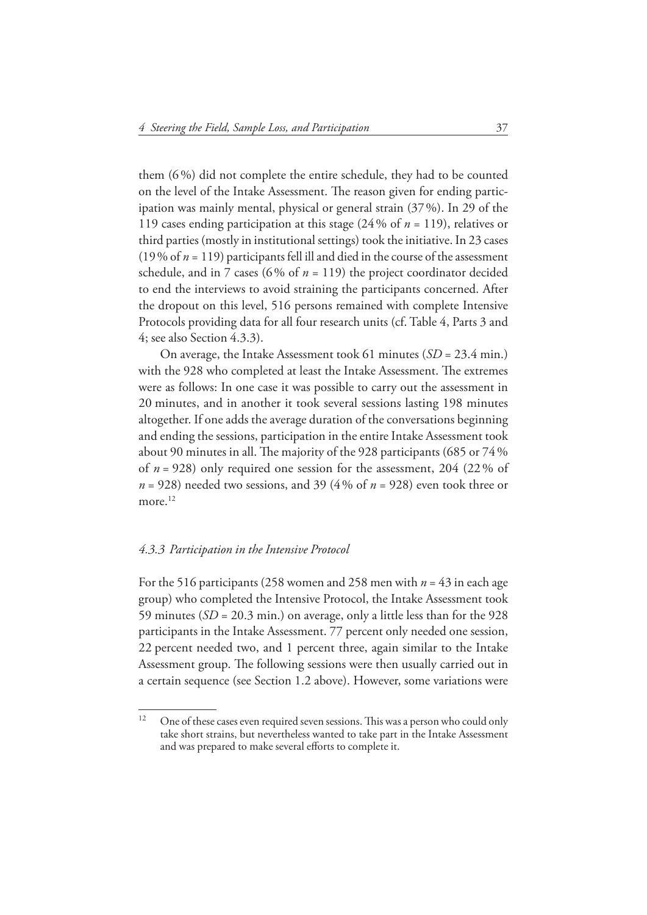them (6%) did not complete the entire schedule, they had to be counted on the level of the Intake Assessment. The reason given for ending participation was mainly mental, physical or general strain (37%). In 29 of the 119 cases ending participation at this stage (24% of $n$ = 119), relatives or third parties (mostly in institutional settings) took the initiative. In 23 cases (19% of $n$ = 119) participants fell ill and died in the course of the assessment schedule, and in 7 cases (6% of $n$ = 119) the project coordinator decided to end the interviews to avoid straining the participants concerned. After the dropout on this level, 516 persons remained with complete Intensive Protocols providing data for all four research units (cf. Table 4, Parts 3 and 4; see also Section 4.3.3).

On average, the Intake Assessment took 61 minutes ($SD$ = 23.4 min.) with the 928 who completed at least the Intake Assessment. The extremes were as follows: In one case it was possible to carry out the assessment in 20 minutes, and in another it took several sessions lasting 198 minutes altogether. If one adds the average duration of the conversations beginning and ending the sessions, participation in the entire Intake Assessment took about 90 minutes in all. The majority of the 928 participants (685 or 74% of $n$ = 928) only required one session for the assessment, 204 (22% of $n$ = 928) needed two sessions, and 39 (4% of $n$ = 928) even took three or more.[12]

### *4.3.3 Participation in the Intensive Protocol*

For the 516 participants (258 women and 258 men with $n$ = 43 in each age group) who completed the Intensive Protocol, the Intake Assessment took 59 minutes ($SD$ = 20.3 min.) on average, only a little less than for the 928 participants in the Intake Assessment. 77 percent only needed one session, 22 percent needed two, and 1 percent three, again similar to the Intake Assessment group. The following sessions were then usually carried out in a certain sequence (see Section 1.2 above). However, some variations were

[12] One of these cases even required seven sessions. This was a person who could only take short strains, but nevertheless wanted to take part in the Intake Assessment and was prepared to make several efforts to complete it.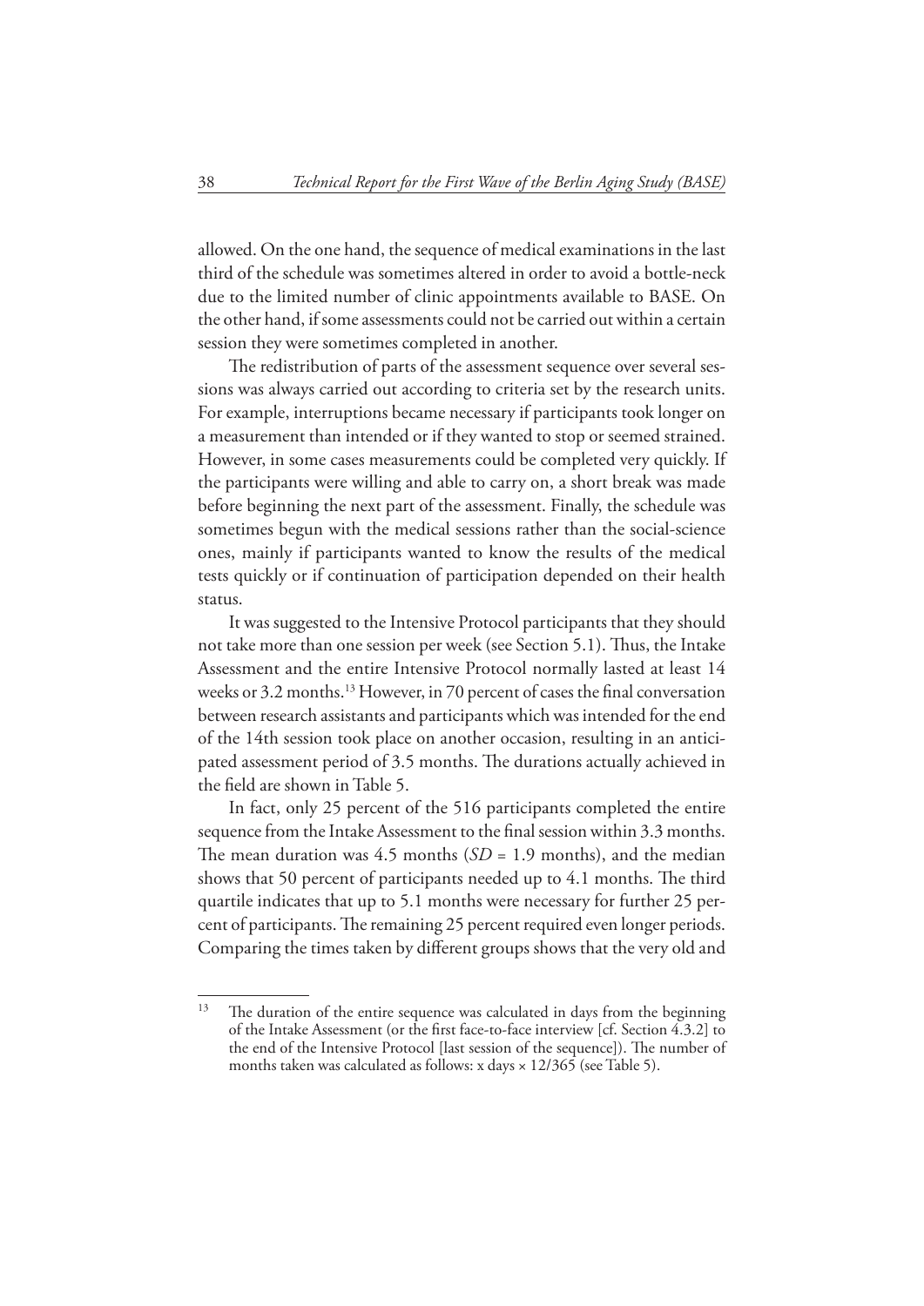allowed. On the one hand, the sequence of medical examinations in the last third of the schedule was sometimes altered in order to avoid a bottle-neck due to the limited number of clinic appointments available to BASE. On the other hand, if some assessments could not be carried out within a certain session they were sometimes completed in another.

The redistribution of parts of the assessment sequence over several sessions was always carried out according to criteria set by the research units. For example, interruptions became necessary if participants took longer on a measurement than intended or if they wanted to stop or seemed strained. However, in some cases measurements could be completed very quickly. If the participants were willing and able to carry on, a short break was made before beginning the next part of the assessment. Finally, the schedule was sometimes begun with the medical sessions rather than the social-science ones, mainly if participants wanted to know the results of the medical tests quickly or if continuation of participation depended on their health status.

It was suggested to the Intensive Protocol participants that they should not take more than one session per week (see Section 5.1). Thus, the Intake Assessment and the entire Intensive Protocol normally lasted at least 14 weeks or 3.2 months.[13] However, in 70 percent of cases the final conversation between research assistants and participants which was intended for the end of the 14th session took place on another occasion, resulting in an anticipated assessment period of 3.5 months. The durations actually achieved in the field are shown in Table 5.

In fact, only 25 percent of the 516 participants completed the entire sequence from the Intake Assessment to the final session within 3.3 months. The mean duration was 4.5 months (*SD* = 1.9 months), and the median shows that 50 percent of participants needed up to 4.1 months. The third quartile indicates that up to 5.1 months were necessary for further 25 percent of participants. The remaining 25 percent required even longer periods. Comparing the times taken by different groups shows that the very old and

---

[13] The duration of the entire sequence was calculated in days from the beginning of the Intake Assessment (or the first face-to-face interview [cf. Section 4.3.2] to the end of the Intensive Protocol [last session of the sequence]). The number of months taken was calculated as follows: x days × 12/365 (see Table 5).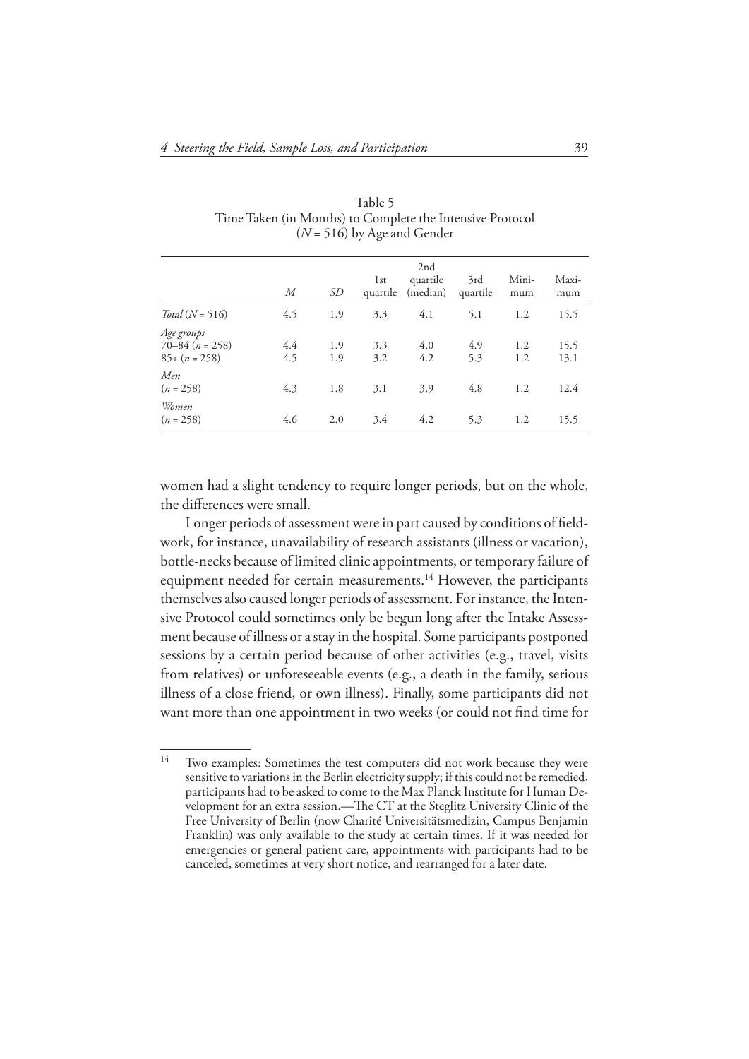Table 5
Time Taken (in Months) to Complete the Intensive Protocol ($N$ = 516) by Age and Gender

| | *M* | *SD* | 1st quartile | 2nd quartile (median) | 3rd quartile | Minimum | Maximum |
|---|---|---|---|---|---|---|---|
| *Total* ($N$ = 516) | 4.5 | 1.9 | 3.3 | 4.1 | 5.1 | 1.2 | 15.5 |
| *Age groups* | | | | | | | |
| 70–84 ($n$ = 258) | 4.4 | 1.9 | 3.3 | 4.0 | 4.9 | 1.2 | 15.5 |
| 85+ ($n$ = 258) | 4.5 | 1.9 | 3.2 | 4.2 | 5.3 | 1.2 | 13.1 |
| *Men* ($n$ = 258) | 4.3 | 1.8 | 3.1 | 3.9 | 4.8 | 1.2 | 12.4 |
| *Women* ($n$ = 258) | 4.6 | 2.0 | 3.4 | 4.2 | 5.3 | 1.2 | 15.5 |

women had a slight tendency to require longer periods, but on the whole, the differences were small.

Longer periods of assessment were in part caused by conditions of fieldwork, for instance, unavailability of research assistants (illness or vacation), bottle-necks because of limited clinic appointments, or temporary failure of equipment needed for certain measurements.[14] However, the participants themselves also caused longer periods of assessment. For instance, the Intensive Protocol could sometimes only be begun long after the Intake Assessment because of illness or a stay in the hospital. Some participants postponed sessions by a certain period because of other activities (e.g., travel, visits from relatives) or unforeseeable events (e.g., a death in the family, serious illness of a close friend, or own illness). Finally, some participants did not want more than one appointment in two weeks (or could not find time for

---

[14] Two examples: Sometimes the test computers did not work because they were sensitive to variations in the Berlin electricity supply; if this could not be remedied, participants had to be asked to come to the Max Planck Institute for Human Development for an extra session.—The CT at the Steglitz University Clinic of the Free University of Berlin (now Charité Universitätsmedizin, Campus Benjamin Franklin) was only available to the study at certain times. If it was needed for emergencies or general patient care, appointments with participants had to be canceled, sometimes at very short notice, and rearranged for a later date.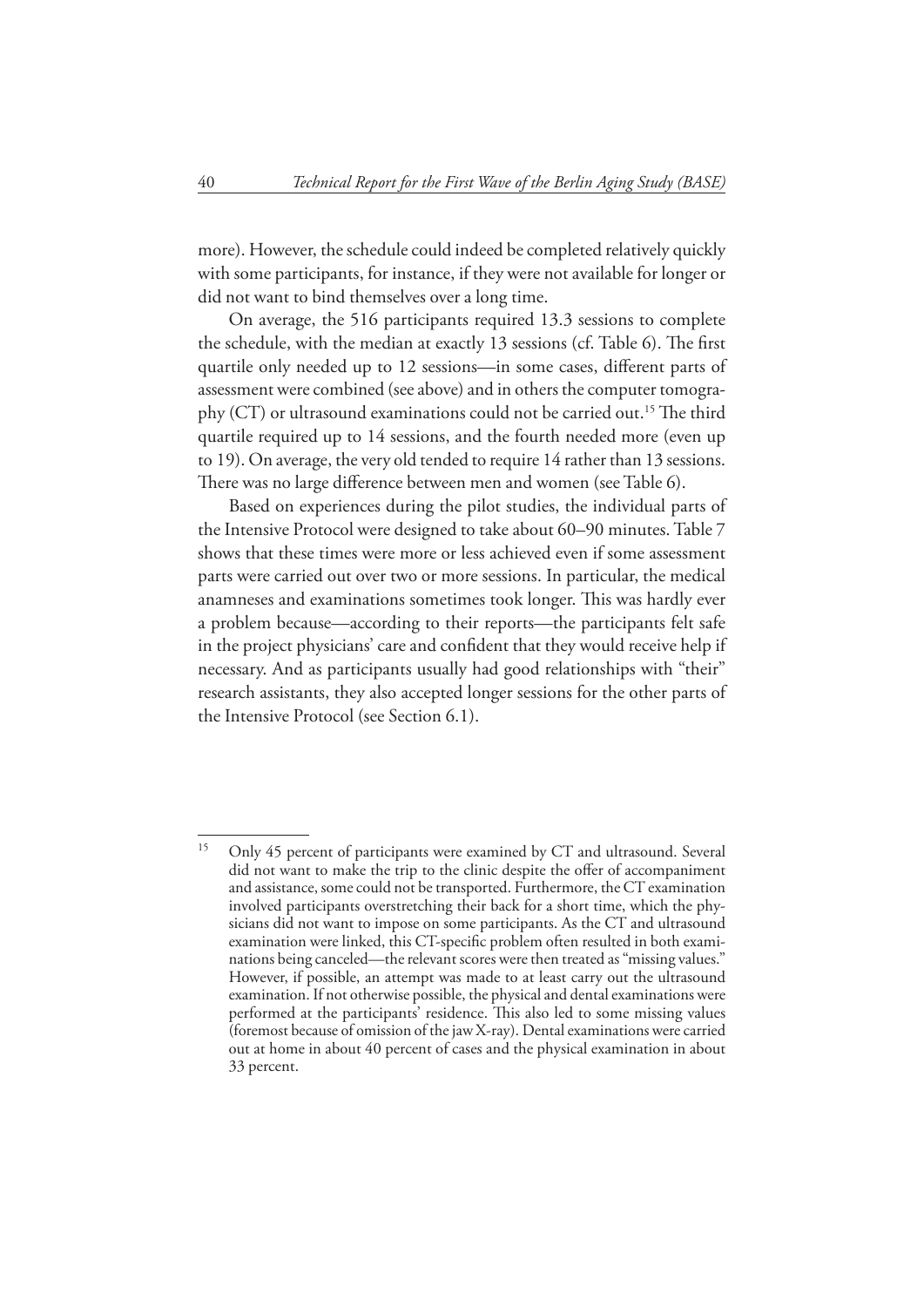more). However, the schedule could indeed be completed relatively quickly with some participants, for instance, if they were not available for longer or did not want to bind themselves over a long time.

On average, the 516 participants required 13.3 sessions to complete the schedule, with the median at exactly 13 sessions (cf. Table 6). The first quartile only needed up to 12 sessions—in some cases, different parts of assessment were combined (see above) and in others the computer tomography (CT) or ultrasound examinations could not be carried out.[15] The third quartile required up to 14 sessions, and the fourth needed more (even up to 19). On average, the very old tended to require 14 rather than 13 sessions. There was no large difference between men and women (see Table 6).

Based on experiences during the pilot studies, the individual parts of the Intensive Protocol were designed to take about 60–90 minutes. Table 7 shows that these times were more or less achieved even if some assessment parts were carried out over two or more sessions. In particular, the medical anamneses and examinations sometimes took longer. This was hardly ever a problem because—according to their reports—the participants felt safe in the project physicians' care and confident that they would receive help if necessary. And as participants usually had good relationships with "their" research assistants, they also accepted longer sessions for the other parts of the Intensive Protocol (see Section 6.1).

---

[15] Only 45 percent of participants were examined by CT and ultrasound. Several did not want to make the trip to the clinic despite the offer of accompaniment and assistance, some could not be transported. Furthermore, the CT examination involved participants overstretching their back for a short time, which the physicians did not want to impose on some participants. As the CT and ultrasound examination were linked, this CT-specific problem often resulted in both examinations being canceled—the relevant scores were then treated as "missing values." However, if possible, an attempt was made to at least carry out the ultrasound examination. If not otherwise possible, the physical and dental examinations were performed at the participants' residence. This also led to some missing values (foremost because of omission of the jaw X-ray). Dental examinations were carried out at home in about 40 percent of cases and the physical examination in about 33 percent.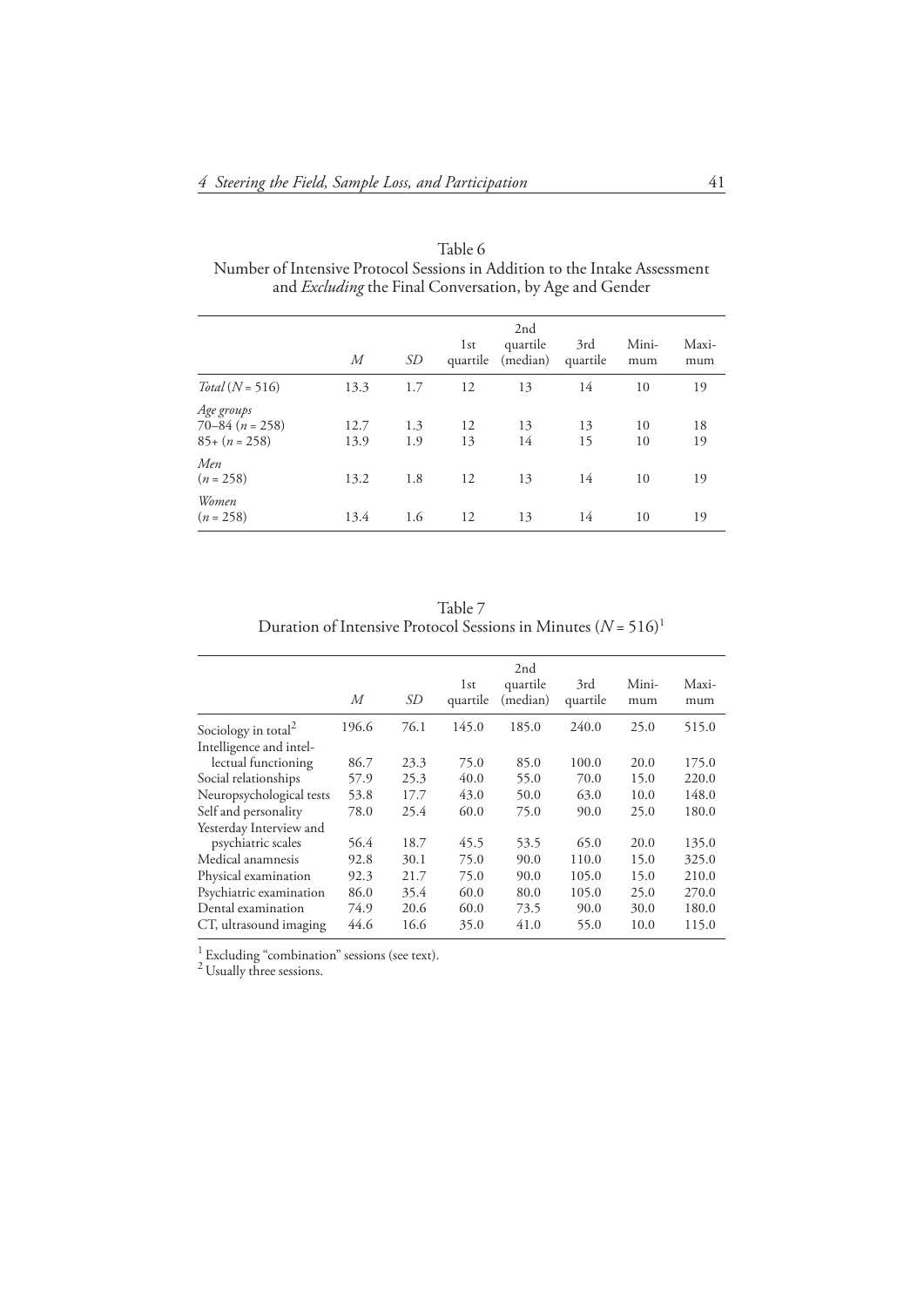Table 6
Number of Intensive Protocol Sessions in Addition to the Intake Assessment and *Excluding* the Final Conversation, by Age and Gender

| | *M* | *SD* | 1st quartile | 2nd quartile (median) | 3rd quartile | Minimum | Maximum |
|---|---|---|---|---|---|---|---|
| *Total* (*N* = 516) | 13.3 | 1.7 | 12 | 13 | 14 | 10 | 19 |
| *Age groups* | | | | | | | |
| 70–84 (*n* = 258) | 12.7 | 1.3 | 12 | 13 | 13 | 10 | 18 |
| 85+ (*n* = 258) | 13.9 | 1.9 | 13 | 14 | 15 | 10 | 19 |
| *Men* (*n* = 258) | 13.2 | 1.8 | 12 | 13 | 14 | 10 | 19 |
| *Women* (*n* = 258) | 13.4 | 1.6 | 12 | 13 | 14 | 10 | 19 |

Table 7
Duration of Intensive Protocol Sessions in Minutes (*N* = 516)[1]

| | *M* | *SD* | 1st quartile | 2nd quartile (median) | 3rd quartile | Minimum | Maximum |
|---|---|---|---|---|---|---|---|
| Sociology in total[2] | 196.6 | 76.1 | 145.0 | 185.0 | 240.0 | 25.0 | 515.0 |
| Intelligence and intellectual functioning | 86.7 | 23.3 | 75.0 | 85.0 | 100.0 | 20.0 | 175.0 |
| Social relationships | 57.9 | 25.3 | 40.0 | 55.0 | 70.0 | 15.0 | 220.0 |
| Neuropsychological tests | 53.8 | 17.7 | 43.0 | 50.0 | 63.0 | 10.0 | 148.0 |
| Self and personality | 78.0 | 25.4 | 60.0 | 75.0 | 90.0 | 25.0 | 180.0 |
| Yesterday Interview and psychiatric scales | 56.4 | 18.7 | 45.5 | 53.5 | 65.0 | 20.0 | 135.0 |
| Medical anamnesis | 92.8 | 30.1 | 75.0 | 90.0 | 110.0 | 15.0 | 325.0 |
| Physical examination | 92.3 | 21.7 | 75.0 | 90.0 | 105.0 | 15.0 | 210.0 |
| Psychiatric examination | 86.0 | 35.4 | 60.0 | 80.0 | 105.0 | 25.0 | 270.0 |
| Dental examination | 74.9 | 20.6 | 60.0 | 73.5 | 90.0 | 30.0 | 180.0 |
| CT, ultrasound imaging | 44.6 | 16.6 | 35.0 | 41.0 | 55.0 | 10.0 | 115.0 |

[1] Excluding "combination" sessions (see text).
[2] Usually three sessions.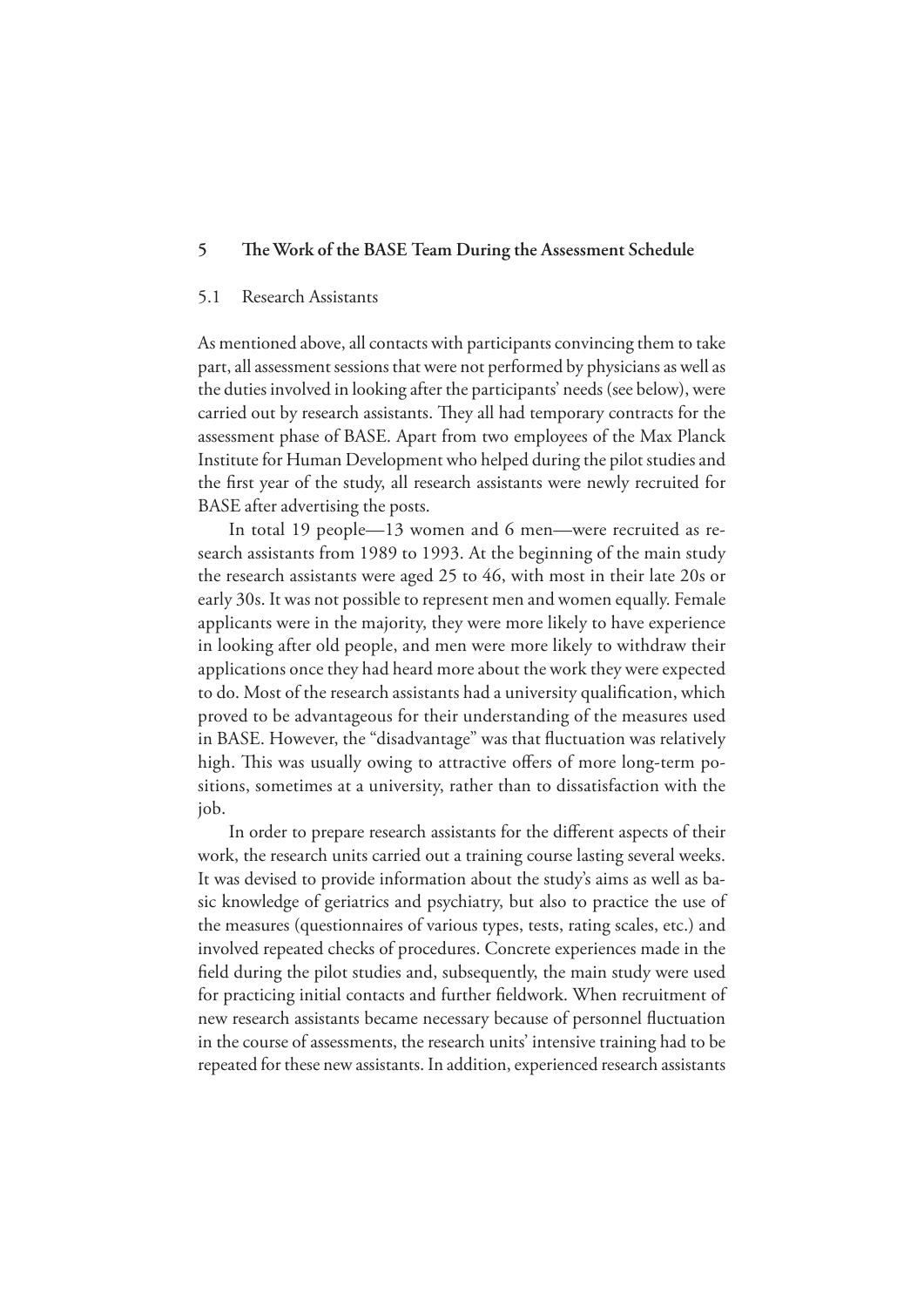## 5 The Work of the BASE Team During the Assessment Schedule

### 5.1 Research Assistants

As mentioned above, all contacts with participants convincing them to take part, all assessment sessions that were not performed by physicians as well as the duties involved in looking after the participants' needs (see below), were carried out by research assistants. They all had temporary contracts for the assessment phase of BASE. Apart from two employees of the Max Planck Institute for Human Development who helped during the pilot studies and the first year of the study, all research assistants were newly recruited for BASE after advertising the posts.

In total 19 people—13 women and 6 men—were recruited as research assistants from 1989 to 1993. At the beginning of the main study the research assistants were aged 25 to 46, with most in their late 20s or early 30s. It was not possible to represent men and women equally. Female applicants were in the majority, they were more likely to have experience in looking after old people, and men were more likely to withdraw their applications once they had heard more about the work they were expected to do. Most of the research assistants had a university qualification, which proved to be advantageous for their understanding of the measures used in BASE. However, the "disadvantage" was that fluctuation was relatively high. This was usually owing to attractive offers of more long-term positions, sometimes at a university, rather than to dissatisfaction with the job.

In order to prepare research assistants for the different aspects of their work, the research units carried out a training course lasting several weeks. It was devised to provide information about the study's aims as well as basic knowledge of geriatrics and psychiatry, but also to practice the use of the measures (questionnaires of various types, tests, rating scales, etc.) and involved repeated checks of procedures. Concrete experiences made in the field during the pilot studies and, subsequently, the main study were used for practicing initial contacts and further fieldwork. When recruitment of new research assistants became necessary because of personnel fluctuation in the course of assessments, the research units' intensive training had to be repeated for these new assistants. In addition, experienced research assistants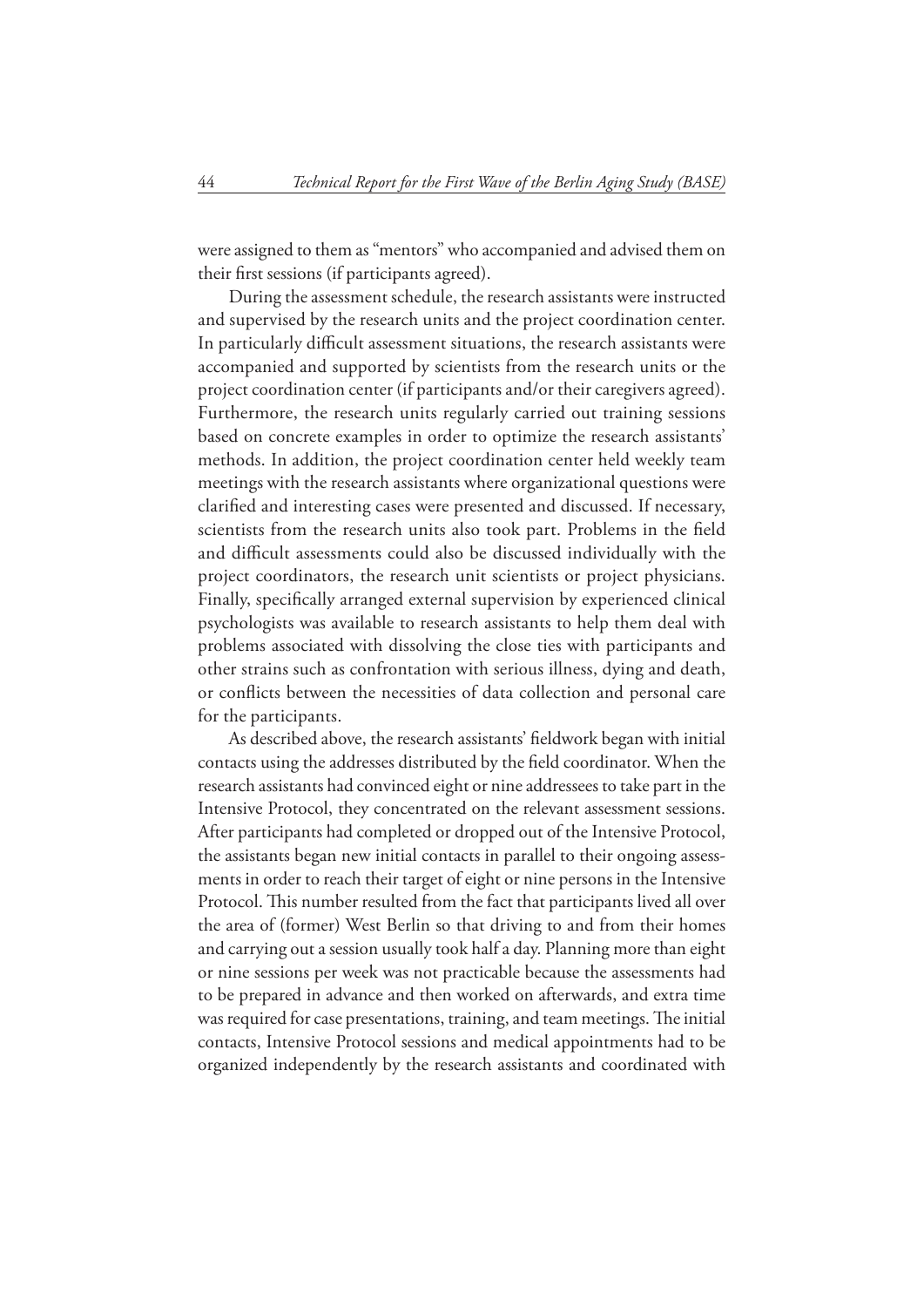were assigned to them as "mentors" who accompanied and advised them on their first sessions (if participants agreed).

During the assessment schedule, the research assistants were instructed and supervised by the research units and the project coordination center. In particularly difficult assessment situations, the research assistants were accompanied and supported by scientists from the research units or the project coordination center (if participants and/or their caregivers agreed). Furthermore, the research units regularly carried out training sessions based on concrete examples in order to optimize the research assistants' methods. In addition, the project coordination center held weekly team meetings with the research assistants where organizational questions were clarified and interesting cases were presented and discussed. If necessary, scientists from the research units also took part. Problems in the field and difficult assessments could also be discussed individually with the project coordinators, the research unit scientists or project physicians. Finally, specifically arranged external supervision by experienced clinical psychologists was available to research assistants to help them deal with problems associated with dissolving the close ties with participants and other strains such as confrontation with serious illness, dying and death, or conflicts between the necessities of data collection and personal care for the participants.

As described above, the research assistants' fieldwork began with initial contacts using the addresses distributed by the field coordinator. When the research assistants had convinced eight or nine addressees to take part in the Intensive Protocol, they concentrated on the relevant assessment sessions. After participants had completed or dropped out of the Intensive Protocol, the assistants began new initial contacts in parallel to their ongoing assessments in order to reach their target of eight or nine persons in the Intensive Protocol. This number resulted from the fact that participants lived all over the area of (former) West Berlin so that driving to and from their homes and carrying out a session usually took half a day. Planning more than eight or nine sessions per week was not practicable because the assessments had to be prepared in advance and then worked on afterwards, and extra time was required for case presentations, training, and team meetings. The initial contacts, Intensive Protocol sessions and medical appointments had to be organized independently by the research assistants and coordinated with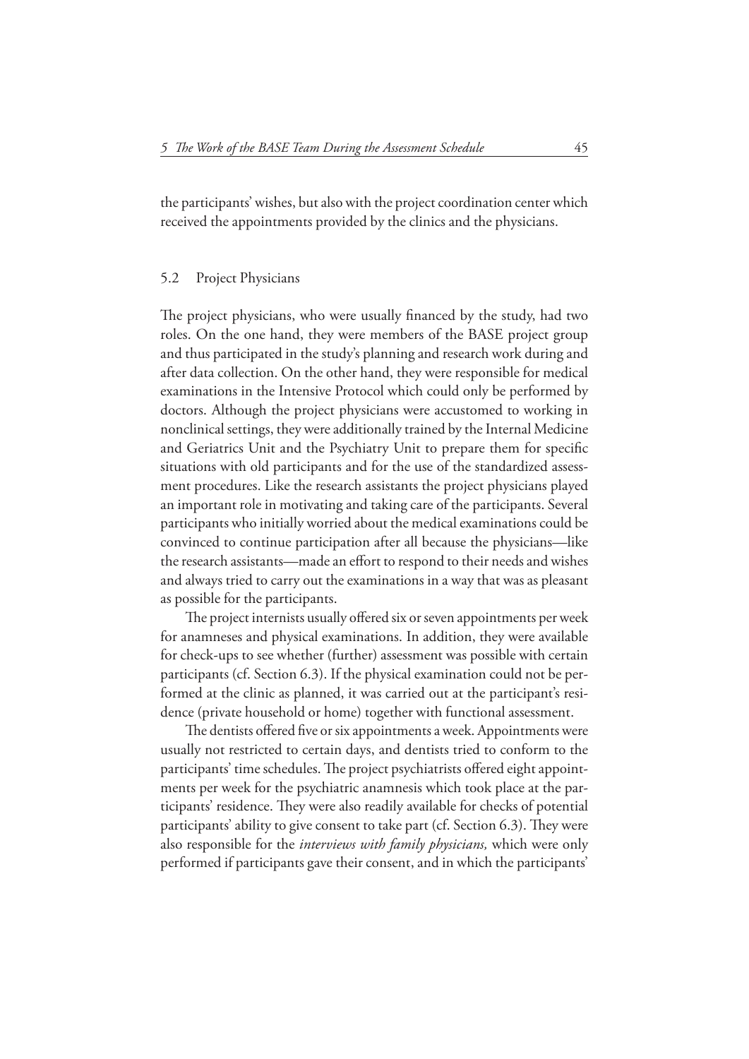the participants' wishes, but also with the project coordination center which received the appointments provided by the clinics and the physicians.

## 5.2 Project Physicians

The project physicians, who were usually financed by the study, had two roles. On the one hand, they were members of the BASE project group and thus participated in the study's planning and research work during and after data collection. On the other hand, they were responsible for medical examinations in the Intensive Protocol which could only be performed by doctors. Although the project physicians were accustomed to working in nonclinical settings, they were additionally trained by the Internal Medicine and Geriatrics Unit and the Psychiatry Unit to prepare them for specific situations with old participants and for the use of the standardized assessment procedures. Like the research assistants the project physicians played an important role in motivating and taking care of the participants. Several participants who initially worried about the medical examinations could be convinced to continue participation after all because the physicians—like the research assistants—made an effort to respond to their needs and wishes and always tried to carry out the examinations in a way that was as pleasant as possible for the participants.

The project internists usually offered six or seven appointments per week for anamneses and physical examinations. In addition, they were available for check-ups to see whether (further) assessment was possible with certain participants (cf. Section 6.3). If the physical examination could not be performed at the clinic as planned, it was carried out at the participant's residence (private household or home) together with functional assessment.

The dentists offered five or six appointments a week. Appointments were usually not restricted to certain days, and dentists tried to conform to the participants' time schedules. The project psychiatrists offered eight appointments per week for the psychiatric anamnesis which took place at the participants' residence. They were also readily available for checks of potential participants' ability to give consent to take part (cf. Section 6.3). They were also responsible for the *interviews with family physicians,* which were only performed if participants gave their consent, and in which the participants'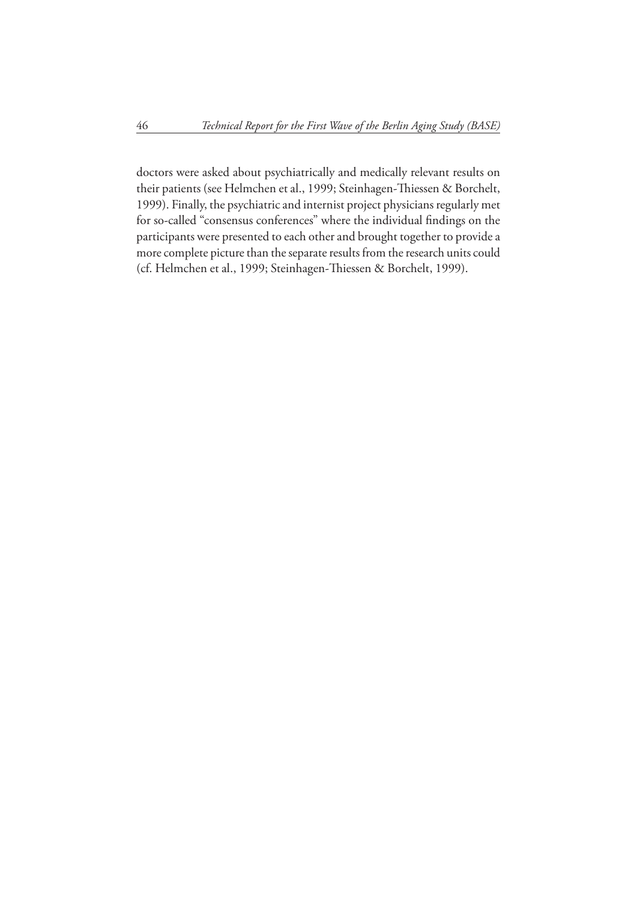doctors were asked about psychiatrically and medically relevant results on their patients (see Helmchen et al., 1999; Steinhagen-Thiessen & Borchelt, 1999). Finally, the psychiatric and internist project physicians regularly met for so-called "consensus conferences" where the individual findings on the participants were presented to each other and brought together to provide a more complete picture than the separate results from the research units could (cf. Helmchen et al., 1999; Steinhagen-Thiessen & Borchelt, 1999).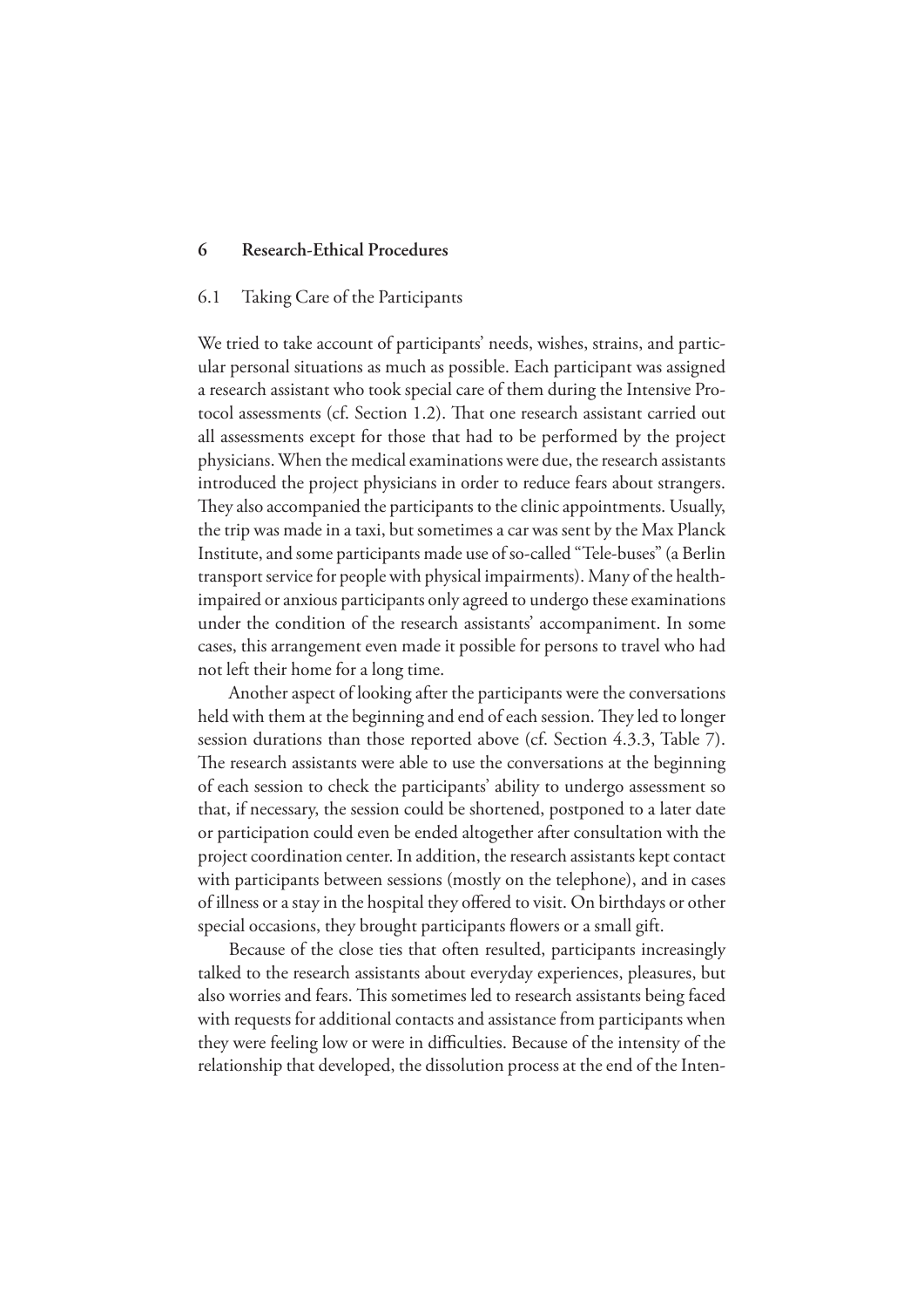## 6 Research-Ethical Procedures

### 6.1 Taking Care of the Participants

We tried to take account of participants' needs, wishes, strains, and particular personal situations as much as possible. Each participant was assigned a research assistant who took special care of them during the Intensive Protocol assessments (cf. Section 1.2). That one research assistant carried out all assessments except for those that had to be performed by the project physicians. When the medical examinations were due, the research assistants introduced the project physicians in order to reduce fears about strangers. They also accompanied the participants to the clinic appointments. Usually, the trip was made in a taxi, but sometimes a car was sent by the Max Planck Institute, and some participants made use of so-called "Tele-buses" (a Berlin transport service for people with physical impairments). Many of the health-impaired or anxious participants only agreed to undergo these examinations under the condition of the research assistants' accompaniment. In some cases, this arrangement even made it possible for persons to travel who had not left their home for a long time.

Another aspect of looking after the participants were the conversations held with them at the beginning and end of each session. They led to longer session durations than those reported above (cf. Section 4.3.3, Table 7). The research assistants were able to use the conversations at the beginning of each session to check the participants' ability to undergo assessment so that, if necessary, the session could be shortened, postponed to a later date or participation could even be ended altogether after consultation with the project coordination center. In addition, the research assistants kept contact with participants between sessions (mostly on the telephone), and in cases of illness or a stay in the hospital they offered to visit. On birthdays or other special occasions, they brought participants flowers or a small gift.

Because of the close ties that often resulted, participants increasingly talked to the research assistants about everyday experiences, pleasures, but also worries and fears. This sometimes led to research assistants being faced with requests for additional contacts and assistance from participants when they were feeling low or were in difficulties. Because of the intensity of the relationship that developed, the dissolution process at the end of the Inten-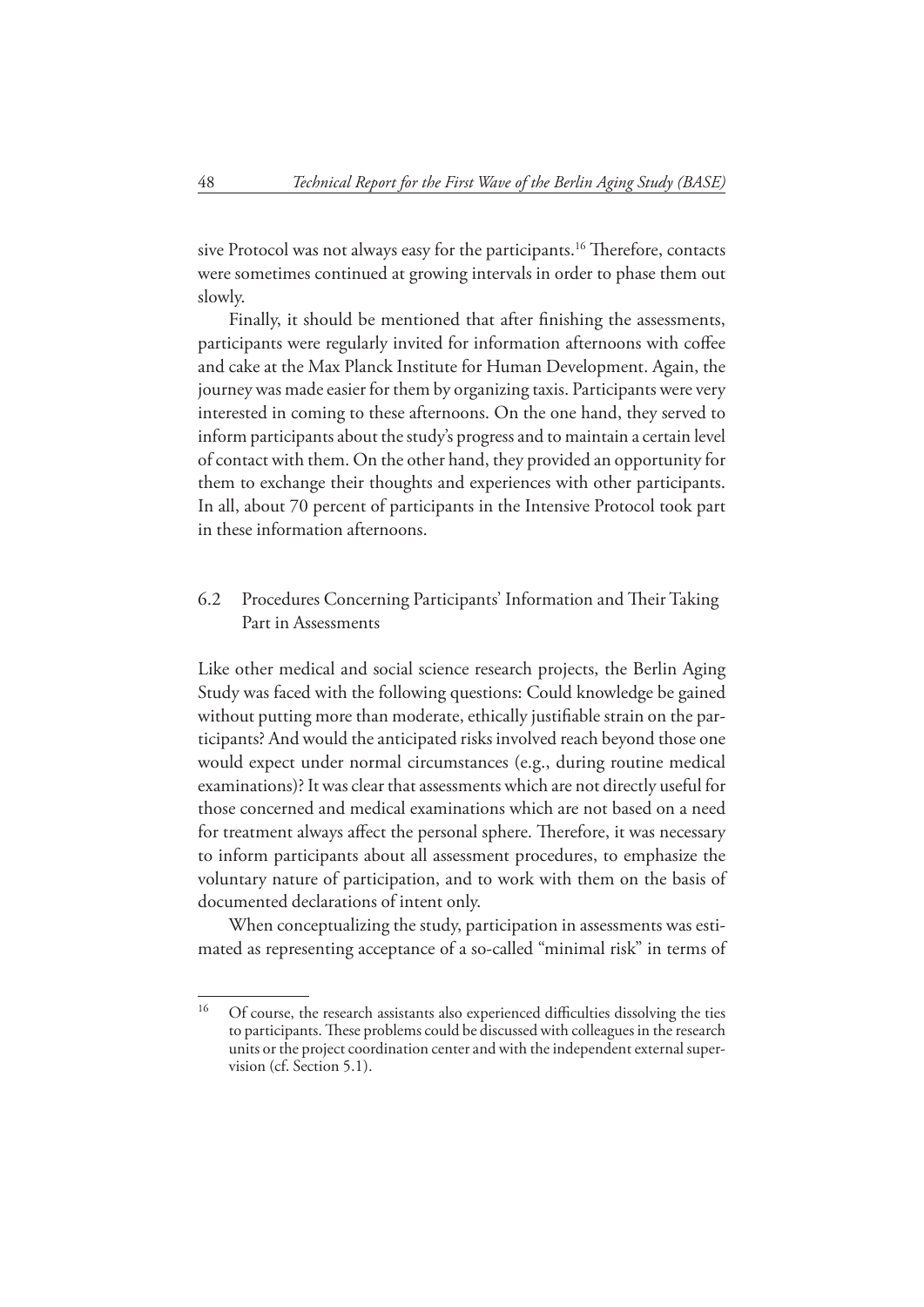sive Protocol was not always easy for the participants.[16] Therefore, contacts were sometimes continued at growing intervals in order to phase them out slowly.

Finally, it should be mentioned that after finishing the assessments, participants were regularly invited for information afternoons with coffee and cake at the Max Planck Institute for Human Development. Again, the journey was made easier for them by organizing taxis. Participants were very interested in coming to these afternoons. On the one hand, they served to inform participants about the study's progress and to maintain a certain level of contact with them. On the other hand, they provided an opportunity for them to exchange their thoughts and experiences with other participants. In all, about 70 percent of participants in the Intensive Protocol took part in these information afternoons.

## 6.2 Procedures Concerning Participants' Information and Their Taking Part in Assessments

Like other medical and social science research projects, the Berlin Aging Study was faced with the following questions: Could knowledge be gained without putting more than moderate, ethically justifiable strain on the participants? And would the anticipated risks involved reach beyond those one would expect under normal circumstances (e.g., during routine medical examinations)? It was clear that assessments which are not directly useful for those concerned and medical examinations which are not based on a need for treatment always affect the personal sphere. Therefore, it was necessary to inform participants about all assessment procedures, to emphasize the voluntary nature of participation, and to work with them on the basis of documented declarations of intent only.

When conceptualizing the study, participation in assessments was estimated as representing acceptance of a so-called "minimal risk" in terms of

[16] Of course, the research assistants also experienced difficulties dissolving the ties to participants. These problems could be discussed with colleagues in the research units or the project coordination center and with the independent external supervision (cf. Section 5.1).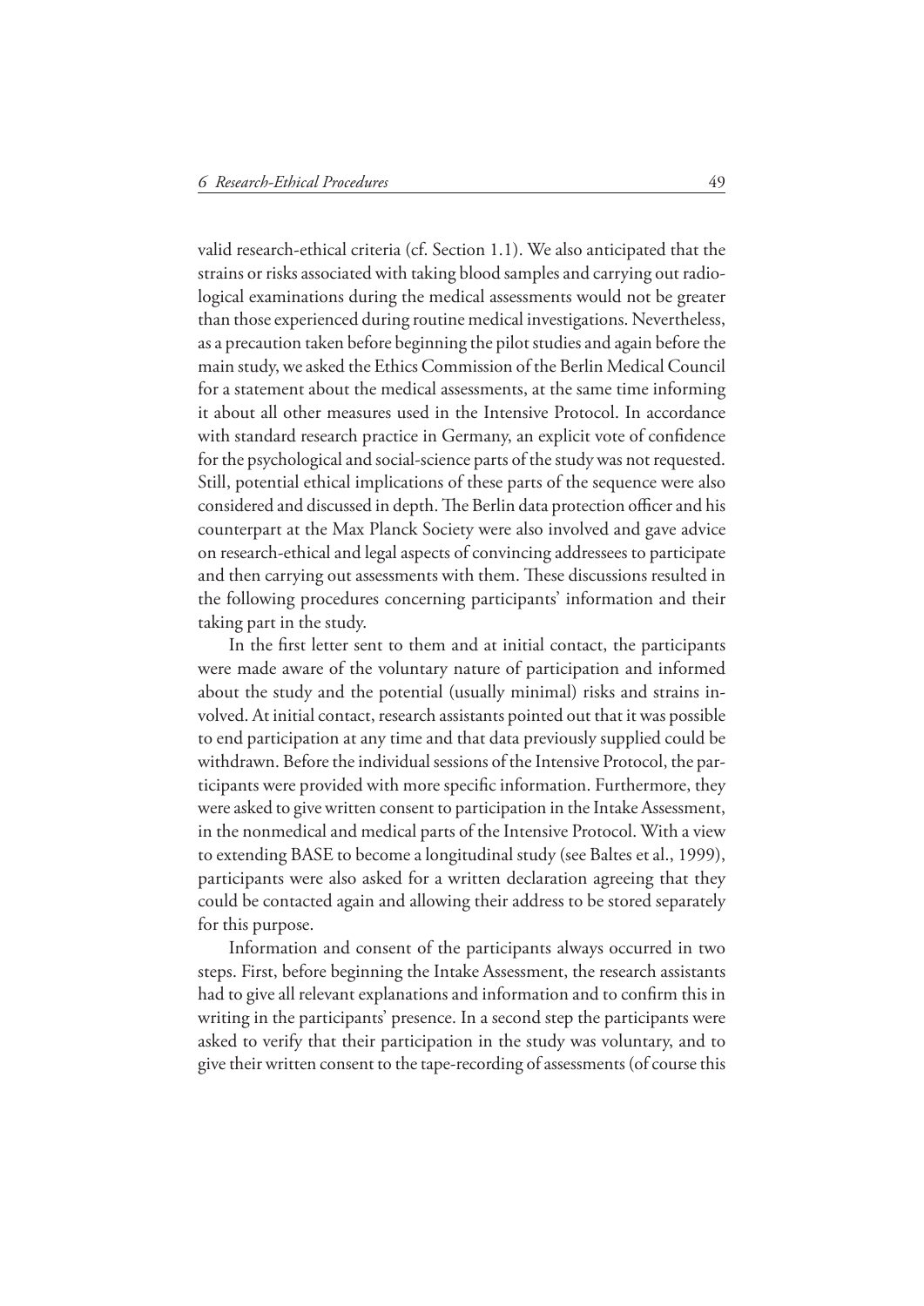valid research-ethical criteria (cf. Section 1.1). We also anticipated that the strains or risks associated with taking blood samples and carrying out radiological examinations during the medical assessments would not be greater than those experienced during routine medical investigations. Nevertheless, as a precaution taken before beginning the pilot studies and again before the main study, we asked the Ethics Commission of the Berlin Medical Council for a statement about the medical assessments, at the same time informing it about all other measures used in the Intensive Protocol. In accordance with standard research practice in Germany, an explicit vote of confidence for the psychological and social-science parts of the study was not requested. Still, potential ethical implications of these parts of the sequence were also considered and discussed in depth. The Berlin data protection officer and his counterpart at the Max Planck Society were also involved and gave advice on research-ethical and legal aspects of convincing addressees to participate and then carrying out assessments with them. These discussions resulted in the following procedures concerning participants' information and their taking part in the study.

In the first letter sent to them and at initial contact, the participants were made aware of the voluntary nature of participation and informed about the study and the potential (usually minimal) risks and strains involved. At initial contact, research assistants pointed out that it was possible to end participation at any time and that data previously supplied could be withdrawn. Before the individual sessions of the Intensive Protocol, the participants were provided with more specific information. Furthermore, they were asked to give written consent to participation in the Intake Assessment, in the nonmedical and medical parts of the Intensive Protocol. With a view to extending BASE to become a longitudinal study (see Baltes et al., 1999), participants were also asked for a written declaration agreeing that they could be contacted again and allowing their address to be stored separately for this purpose.

Information and consent of the participants always occurred in two steps. First, before beginning the Intake Assessment, the research assistants had to give all relevant explanations and information and to confirm this in writing in the participants' presence. In a second step the participants were asked to verify that their participation in the study was voluntary, and to give their written consent to the tape-recording of assessments (of course this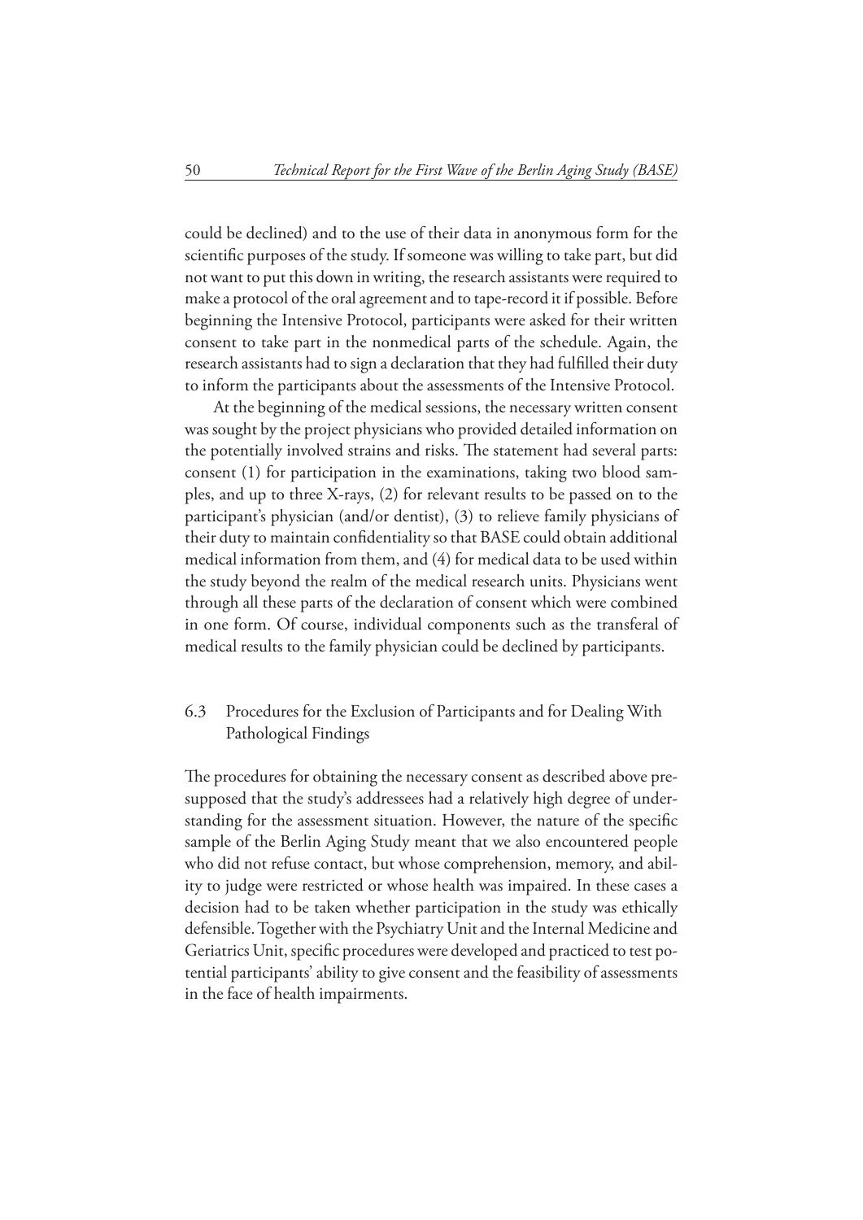could be declined) and to the use of their data in anonymous form for the scientific purposes of the study. If someone was willing to take part, but did not want to put this down in writing, the research assistants were required to make a protocol of the oral agreement and to tape-record it if possible. Before beginning the Intensive Protocol, participants were asked for their written consent to take part in the nonmedical parts of the schedule. Again, the research assistants had to sign a declaration that they had fulfilled their duty to inform the participants about the assessments of the Intensive Protocol.

At the beginning of the medical sessions, the necessary written consent was sought by the project physicians who provided detailed information on the potentially involved strains and risks. The statement had several parts: consent (1) for participation in the examinations, taking two blood samples, and up to three X-rays, (2) for relevant results to be passed on to the participant's physician (and/or dentist), (3) to relieve family physicians of their duty to maintain confidentiality so that BASE could obtain additional medical information from them, and (4) for medical data to be used within the study beyond the realm of the medical research units. Physicians went through all these parts of the declaration of consent which were combined in one form. Of course, individual components such as the transferal of medical results to the family physician could be declined by participants.

## 6.3 Procedures for the Exclusion of Participants and for Dealing With Pathological Findings

The procedures for obtaining the necessary consent as described above presupposed that the study's addressees had a relatively high degree of understanding for the assessment situation. However, the nature of the specific sample of the Berlin Aging Study meant that we also encountered people who did not refuse contact, but whose comprehension, memory, and ability to judge were restricted or whose health was impaired. In these cases a decision had to be taken whether participation in the study was ethically defensible. Together with the Psychiatry Unit and the Internal Medicine and Geriatrics Unit, specific procedures were developed and practiced to test potential participants' ability to give consent and the feasibility of assessments in the face of health impairments.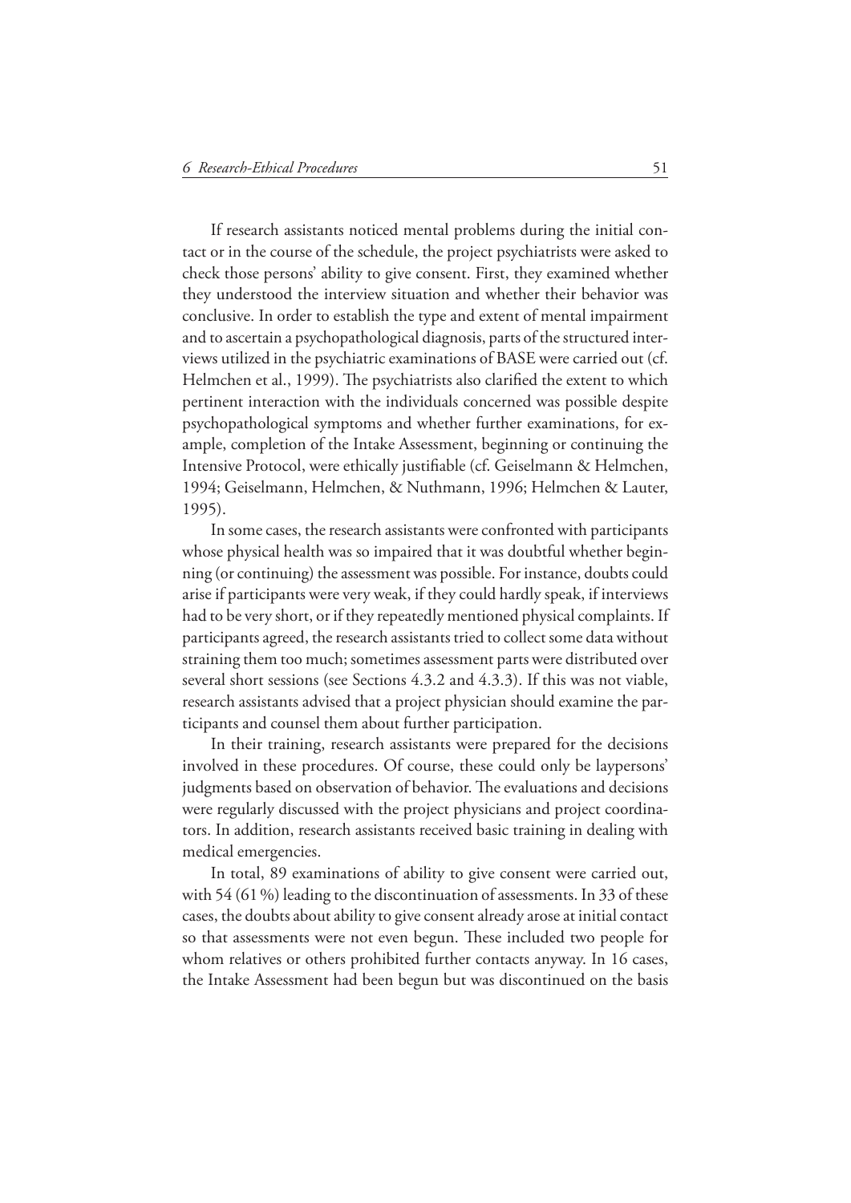If research assistants noticed mental problems during the initial contact or in the course of the schedule, the project psychiatrists were asked to check those persons' ability to give consent. First, they examined whether they understood the interview situation and whether their behavior was conclusive. In order to establish the type and extent of mental impairment and to ascertain a psychopathological diagnosis, parts of the structured interviews utilized in the psychiatric examinations of BASE were carried out (cf. Helmchen et al., 1999). The psychiatrists also clarified the extent to which pertinent interaction with the individuals concerned was possible despite psychopathological symptoms and whether further examinations, for example, completion of the Intake Assessment, beginning or continuing the Intensive Protocol, were ethically justifiable (cf. Geiselmann & Helmchen, 1994; Geiselmann, Helmchen, & Nuthmann, 1996; Helmchen & Lauter, 1995).

In some cases, the research assistants were confronted with participants whose physical health was so impaired that it was doubtful whether beginning (or continuing) the assessment was possible. For instance, doubts could arise if participants were very weak, if they could hardly speak, if interviews had to be very short, or if they repeatedly mentioned physical complaints. If participants agreed, the research assistants tried to collect some data without straining them too much; sometimes assessment parts were distributed over several short sessions (see Sections 4.3.2 and 4.3.3). If this was not viable, research assistants advised that a project physician should examine the participants and counsel them about further participation.

In their training, research assistants were prepared for the decisions involved in these procedures. Of course, these could only be laypersons' judgments based on observation of behavior. The evaluations and decisions were regularly discussed with the project physicians and project coordinators. In addition, research assistants received basic training in dealing with medical emergencies.

In total, 89 examinations of ability to give consent were carried out, with 54 (61 %) leading to the discontinuation of assessments. In 33 of these cases, the doubts about ability to give consent already arose at initial contact so that assessments were not even begun. These included two people for whom relatives or others prohibited further contacts anyway. In 16 cases, the Intake Assessment had been begun but was discontinued on the basis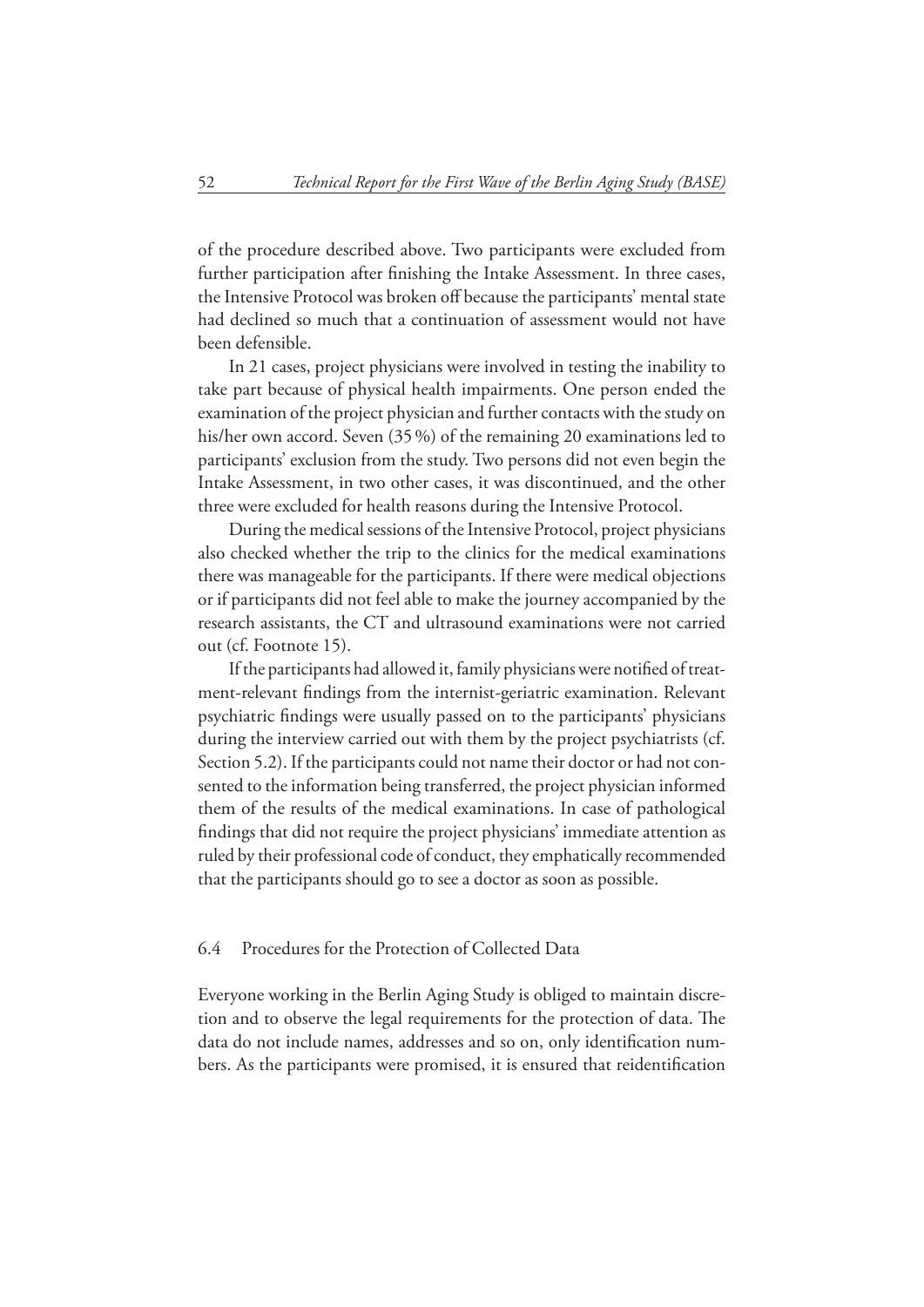of the procedure described above. Two participants were excluded from further participation after finishing the Intake Assessment. In three cases, the Intensive Protocol was broken off because the participants' mental state had declined so much that a continuation of assessment would not have been defensible.

In 21 cases, project physicians were involved in testing the inability to take part because of physical health impairments. One person ended the examination of the project physician and further contacts with the study on his/her own accord. Seven (35 %) of the remaining 20 examinations led to participants' exclusion from the study. Two persons did not even begin the Intake Assessment, in two other cases, it was discontinued, and the other three were excluded for health reasons during the Intensive Protocol.

During the medical sessions of the Intensive Protocol, project physicians also checked whether the trip to the clinics for the medical examinations there was manageable for the participants. If there were medical objections or if participants did not feel able to make the journey accompanied by the research assistants, the CT and ultrasound examinations were not carried out (cf. Footnote 15).

If the participants had allowed it, family physicians were notified of treatment-relevant findings from the internist-geriatric examination. Relevant psychiatric findings were usually passed on to the participants' physicians during the interview carried out with them by the project psychiatrists (cf. Section 5.2). If the participants could not name their doctor or had not consented to the information being transferred, the project physician informed them of the results of the medical examinations. In case of pathological findings that did not require the project physicians' immediate attention as ruled by their professional code of conduct, they emphatically recommended that the participants should go to see a doctor as soon as possible.

## 6.4 Procedures for the Protection of Collected Data

Everyone working in the Berlin Aging Study is obliged to maintain discretion and to observe the legal requirements for the protection of data. The data do not include names, addresses and so on, only identification numbers. As the participants were promised, it is ensured that reidentification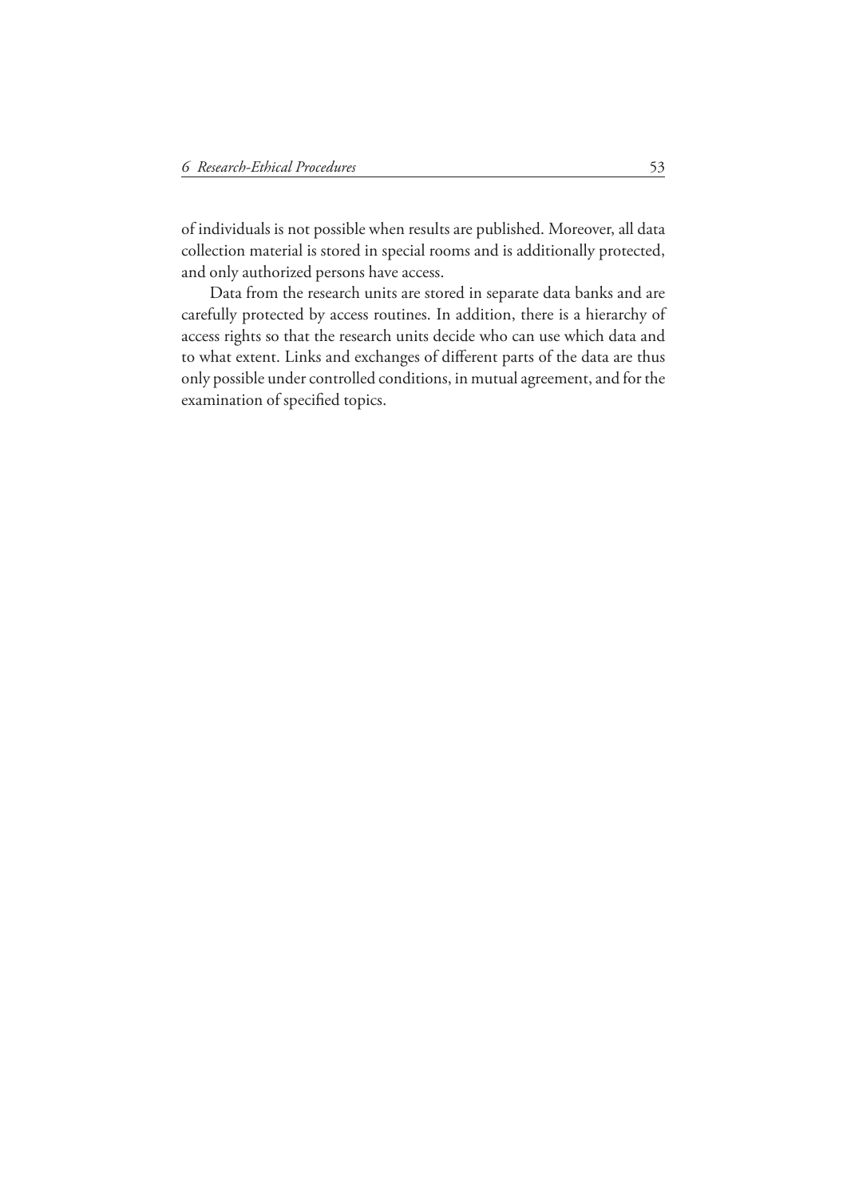of individuals is not possible when results are published. Moreover, all data collection material is stored in special rooms and is additionally protected, and only authorized persons have access.

Data from the research units are stored in separate data banks and are carefully protected by access routines. In addition, there is a hierarchy of access rights so that the research units decide who can use which data and to what extent. Links and exchanges of different parts of the data are thus only possible under controlled conditions, in mutual agreement, and for the examination of specified topics.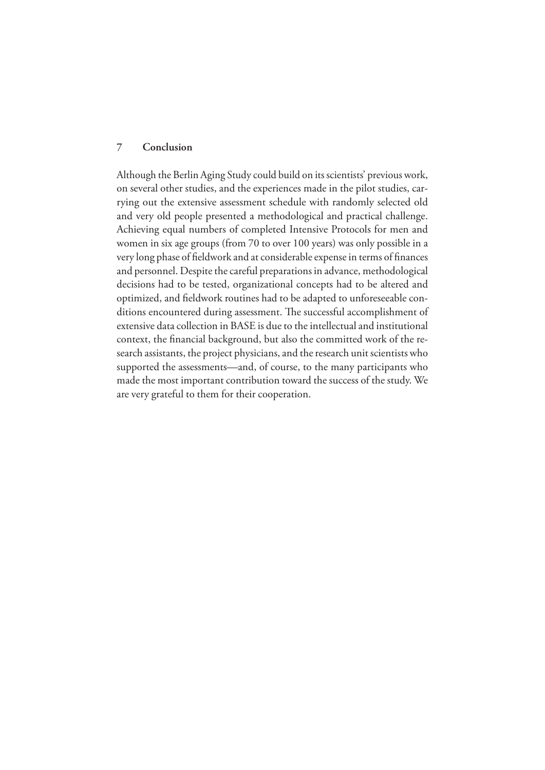## 7 Conclusion

Although the Berlin Aging Study could build on its scientists' previous work, on several other studies, and the experiences made in the pilot studies, carrying out the extensive assessment schedule with randomly selected old and very old people presented a methodological and practical challenge. Achieving equal numbers of completed Intensive Protocols for men and women in six age groups (from 70 to over 100 years) was only possible in a very long phase of fieldwork and at considerable expense in terms of finances and personnel. Despite the careful preparations in advance, methodological decisions had to be tested, organizational concepts had to be altered and optimized, and fieldwork routines had to be adapted to unforeseeable conditions encountered during assessment. The successful accomplishment of extensive data collection in BASE is due to the intellectual and institutional context, the financial background, but also the committed work of the research assistants, the project physicians, and the research unit scientists who supported the assessments—and, of course, to the many participants who made the most important contribution toward the success of the study. We are very grateful to them for their cooperation.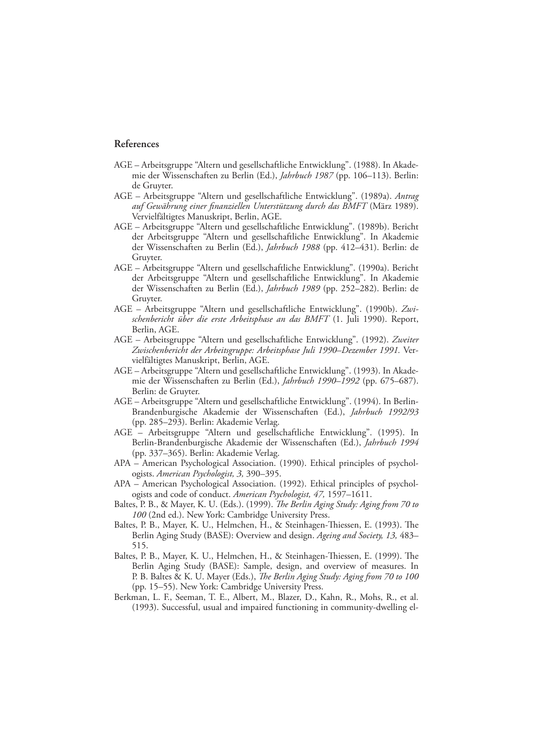## References

AGE – Arbeitsgruppe "Altern und gesellschaftliche Entwicklung". (1988). In Akademie der Wissenschaften zu Berlin (Ed.), *Jahrbuch 1987* (pp. 106–113). Berlin: de Gruyter.

AGE – Arbeitsgruppe "Altern und gesellschaftliche Entwicklung". (1989a). *Antrag auf Gewährung einer finanziellen Unterstützung durch das BMFT* (März 1989). Vervielfältigtes Manuskript, Berlin, AGE.

AGE – Arbeitsgruppe "Altern und gesellschaftliche Entwicklung". (1989b). Bericht der Arbeitsgruppe "Altern und gesellschaftliche Entwicklung". In Akademie der Wissenschaften zu Berlin (Ed.), *Jahrbuch 1988* (pp. 412–431). Berlin: de Gruyter.

AGE – Arbeitsgruppe "Altern und gesellschaftliche Entwicklung". (1990a). Bericht der Arbeitsgruppe "Altern und gesellschaftliche Entwicklung". In Akademie der Wissenschaften zu Berlin (Ed.), *Jahrbuch 1989* (pp. 252–282). Berlin: de Gruyter.

AGE – Arbeitsgruppe "Altern und gesellschaftliche Entwicklung". (1990b). *Zwischenbericht über die erste Arbeitsphase an das BMFT* (1. Juli 1990). Report, Berlin, AGE.

AGE – Arbeitsgruppe "Altern und gesellschaftliche Entwicklung". (1992). *Zweiter Zwischenbericht der Arbeitsgruppe: Arbeitsphase Juli 1990–Dezember 1991.* Vervielfältigtes Manuskript, Berlin, AGE.

AGE – Arbeitsgruppe "Altern und gesellschaftliche Entwicklung". (1993). In Akademie der Wissenschaften zu Berlin (Ed.), *Jahrbuch 1990–1992* (pp. 675–687). Berlin: de Gruyter.

AGE – Arbeitsgruppe "Altern und gesellschaftliche Entwicklung". (1994). In Berlin-Brandenburgische Akademie der Wissenschaften (Ed.), *Jahrbuch 1992/93* (pp. 285–293). Berlin: Akademie Verlag.

AGE – Arbeitsgruppe "Altern und gesellschaftliche Entwicklung". (1995). In Berlin-Brandenburgische Akademie der Wissenschaften (Ed.), *Jahrbuch 1994* (pp. 337–365). Berlin: Akademie Verlag.

APA – American Psychological Association. (1990). Ethical principles of psychologists. *American Psychologist, 3,* 390–395.

APA – American Psychological Association. (1992). Ethical principles of psychologists and code of conduct. *American Psychologist, 47,* 1597–1611.

Baltes, P. B., & Mayer, K. U. (Eds.). (1999). *The Berlin Aging Study: Aging from 70 to 100* (2nd ed.). New York: Cambridge University Press.

Baltes, P. B., Mayer, K. U., Helmchen, H., & Steinhagen-Thiessen, E. (1993). The Berlin Aging Study (BASE): Overview and design. *Ageing and Society, 13,* 483–515.

Baltes, P. B., Mayer, K. U., Helmchen, H., & Steinhagen-Thiessen, E. (1999). The Berlin Aging Study (BASE): Sample, design, and overview of measures. In P. B. Baltes & K. U. Mayer (Eds.), *The Berlin Aging Study: Aging from 70 to 100* (pp. 15–55). New York: Cambridge University Press.

Berkman, L. F., Seeman, T. E., Albert, M., Blazer, D., Kahn, R., Mohs, R., et al. (1993). Successful, usual and impaired functioning in community-dwelling el-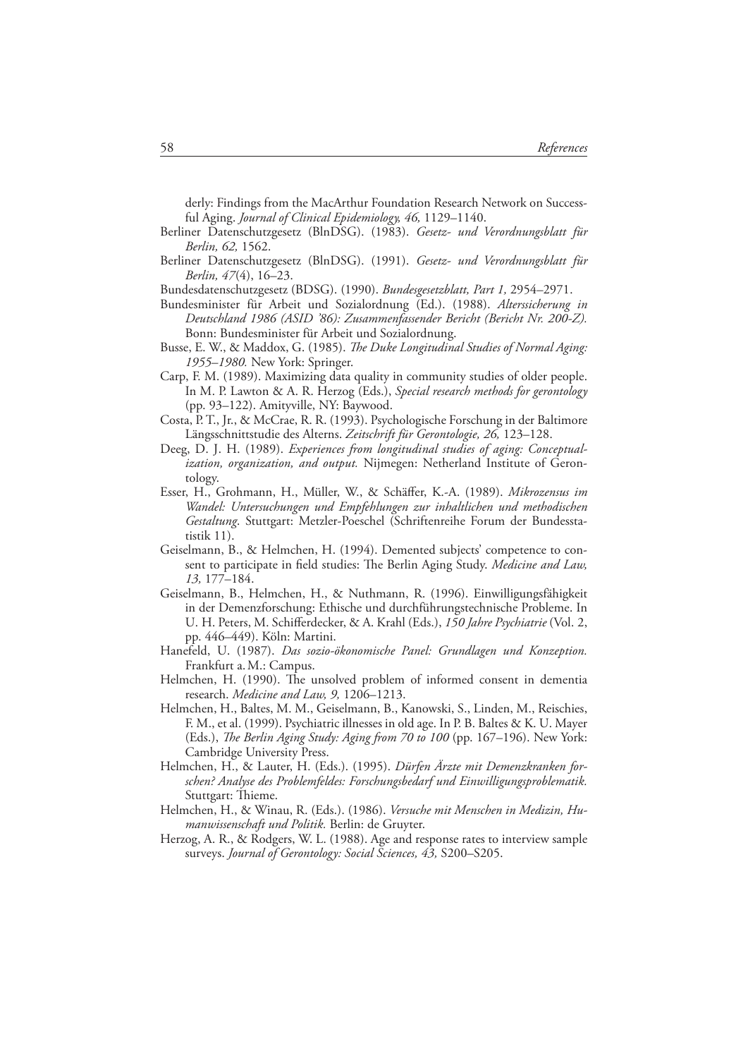derly: Findings from the MacArthur Foundation Research Network on Successful Aging. *Journal of Clinical Epidemiology, 46,* 1129–1140.

Berliner Datenschutzgesetz (BlnDSG). (1983). *Gesetz- und Verordnungsblatt für Berlin, 62,* 1562.

Berliner Datenschutzgesetz (BlnDSG). (1991). *Gesetz- und Verordnungsblatt für Berlin, 47*(4), 16–23.

Bundesdatenschutzgesetz (BDSG). (1990). *Bundesgesetzblatt, Part 1,* 2954–2971.

Bundesminister für Arbeit und Sozialordnung (Ed.). (1988). *Alterssicherung in Deutschland 1986 (ASID '86): Zusammenfassender Bericht (Bericht Nr. 200-Z).* Bonn: Bundesminister für Arbeit und Sozialordnung.

Busse, E. W., & Maddox, G. (1985). *The Duke Longitudinal Studies of Normal Aging: 1955–1980.* New York: Springer.

Carp, F. M. (1989). Maximizing data quality in community studies of older people. In M. P. Lawton & A. R. Herzog (Eds.), *Special research methods for gerontology* (pp. 93–122). Amityville, NY: Baywood.

Costa, P. T., Jr., & McCrae, R. R. (1993). Psychologische Forschung in der Baltimore Längsschnittstudie des Alterns. *Zeitschrift für Gerontologie, 26,* 123–128.

Deeg, D. J. H. (1989). *Experiences from longitudinal studies of aging: Conceptualization, organization, and output.* Nijmegen: Netherland Institute of Gerontology.

Esser, H., Grohmann, H., Müller, W., & Schäffer, K.-A. (1989). *Mikrozensus im Wandel: Untersuchungen und Empfehlungen zur inhaltlichen und methodischen Gestaltung*. Stuttgart: Metzler-Poeschel (Schriftenreihe Forum der Bundesstatistik 11).

Geiselmann, B., & Helmchen, H. (1994). Demented subjects' competence to consent to participate in field studies: The Berlin Aging Study. *Medicine and Law, 13,* 177–184.

Geiselmann, B., Helmchen, H., & Nuthmann, R. (1996). Einwilligungsfähigkeit in der Demenzforschung: Ethische und durchführungstechnische Probleme. In U. H. Peters, M. Schifferdecker, & A. Krahl (Eds.), *150 Jahre Psychiatrie* (Vol. 2, pp. 446–449). Köln: Martini.

Hanefeld, U. (1987). *Das sozio-ökonomische Panel: Grundlagen und Konzeption.* Frankfurt a. M.: Campus.

Helmchen, H. (1990). The unsolved problem of informed consent in dementia research. *Medicine and Law, 9,* 1206–1213.

Helmchen, H., Baltes, M. M., Geiselmann, B., Kanowski, S., Linden, M., Reischies, F. M., et al. (1999). Psychiatric illnesses in old age. In P. B. Baltes & K. U. Mayer (Eds.), *The Berlin Aging Study: Aging from 70 to 100* (pp. 167–196). New York: Cambridge University Press.

Helmchen, H., & Lauter, H. (Eds.). (1995). *Dürfen Ärzte mit Demenzkranken forschen? Analyse des Problemfeldes: Forschungsbedarf und Einwilligungsproblematik.* Stuttgart: Thieme.

Helmchen, H., & Winau, R. (Eds.). (1986). *Versuche mit Menschen in Medizin, Humanwissenschaft und Politik.* Berlin: de Gruyter.

Herzog, A. R., & Rodgers, W. L. (1988). Age and response rates to interview sample surveys. *Journal of Gerontology: Social Sciences, 43,* S200–S205.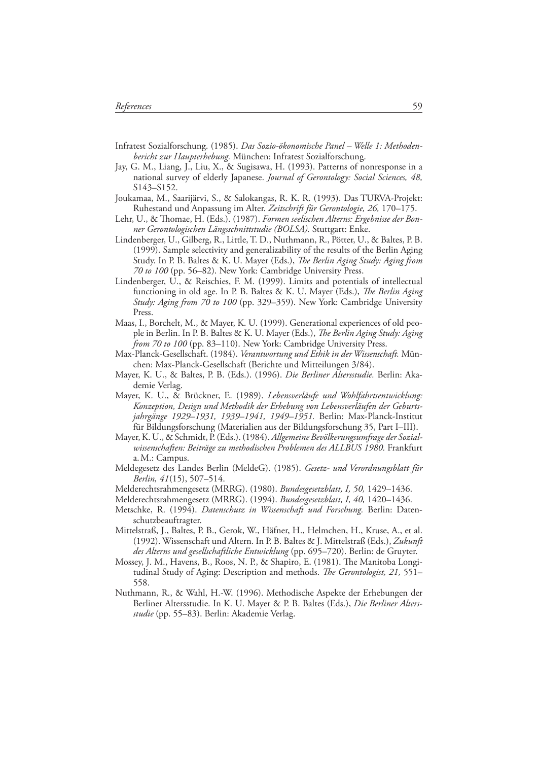Infratest Sozialforschung. (1985). *Das Sozio-ökonomische Panel – Welle 1: Methodenbericht zur Haupterhebung.* München: Infratest Sozialforschung.

Jay, G. M., Liang, J., Liu, X., & Sugisawa, H. (1993). Patterns of nonresponse in a national survey of elderly Japanese. *Journal of Gerontology: Social Sciences, 48,* S143–S152.

Joukamaa, M., Saarijärvi, S., & Salokangas, R. K. R. (1993). Das TURVA-Projekt: Ruhestand und Anpassung im Alter. *Zeitschrift für Gerontologie, 26,* 170–175.

Lehr, U., & Thomae, H. (Eds.). (1987). *Formen seelischen Alterns: Ergebnisse der Bonner Gerontologischen Längsschnittstudie (BOLSA).* Stuttgart: Enke.

Lindenberger, U., Gilberg, R., Little, T. D., Nuthmann, R., Pötter, U., & Baltes, P. B. (1999). Sample selectivity and generalizability of the results of the Berlin Aging Study. In P. B. Baltes & K. U. Mayer (Eds.), *The Berlin Aging Study: Aging from 70 to 100* (pp. 56–82). New York: Cambridge University Press.

Lindenberger, U., & Reischies, F. M. (1999). Limits and potentials of intellectual functioning in old age. In P. B. Baltes & K. U. Mayer (Eds.), *The Berlin Aging Study: Aging from 70 to 100* (pp. 329–359). New York: Cambridge University Press.

Maas, I., Borchelt, M., & Mayer, K. U. (1999). Generational experiences of old people in Berlin. In P. B. Baltes & K. U. Mayer (Eds.), *The Berlin Aging Study: Aging from 70 to 100* (pp. 83–110). New York: Cambridge University Press.

Max-Planck-Gesellschaft. (1984). *Verantwortung und Ethik in der Wissenschaft.* München: Max-Planck-Gesellschaft (Berichte und Mitteilungen 3/84).

Mayer, K. U., & Baltes, P. B. (Eds.). (1996). *Die Berliner Altersstudie.* Berlin: Akademie Verlag.

Mayer, K. U., & Brückner, E. (1989). *Lebensverläufe und Wohlfahrtsentwicklung: Konzeption, Design und Methodik der Erhebung von Lebensverläufen der Geburtsjahrgänge 1929–1931, 1939–1941, 1949–1951.* Berlin: Max-Planck-Institut für Bildungsforschung (Materialien aus der Bildungsforschung 35, Part I–III).

Mayer, K. U., & Schmidt, P. (Eds.). (1984). *Allgemeine Bevölkerungsumfrage der Sozialwissenschaften: Beiträge zu methodischen Problemen des ALLBUS 1980.* Frankfurt a. M.: Campus.

Meldegesetz des Landes Berlin (MeldeG). (1985). *Gesetz- und Verordnungsblatt für Berlin, 41*(15), 507–514.

Melderechtsrahmengesetz (MRRG). (1980). *Bundesgesetzblatt, I, 50,* 1429–1436.

Melderechtsrahmengesetz (MRRG). (1994). *Bundesgesetzblatt, I, 40,* 1420–1436.

Metschke, R. (1994). *Datenschutz in Wissenschaft und Forschung.* Berlin: Datenschutzbeauftragter.

Mittelstraß, J., Baltes, P. B., Gerok, W., Häfner, H., Helmchen, H., Kruse, A., et al. (1992). Wissenschaft und Altern. In P. B. Baltes & J. Mittelstraß (Eds.), *Zukunft des Alterns und gesellschaftliche Entwicklung* (pp. 695–720). Berlin: de Gruyter.

Mossey, J. M., Havens, B., Roos, N. P., & Shapiro, E. (1981). The Manitoba Longitudinal Study of Aging: Description and methods. *The Gerontologist, 21,* 551–558.

Nuthmann, R., & Wahl, H.-W. (1996). Methodische Aspekte der Erhebungen der Berliner Altersstudie. In K. U. Mayer & P. B. Baltes (Eds.), *Die Berliner Altersstudie* (pp. 55–83). Berlin: Akademie Verlag.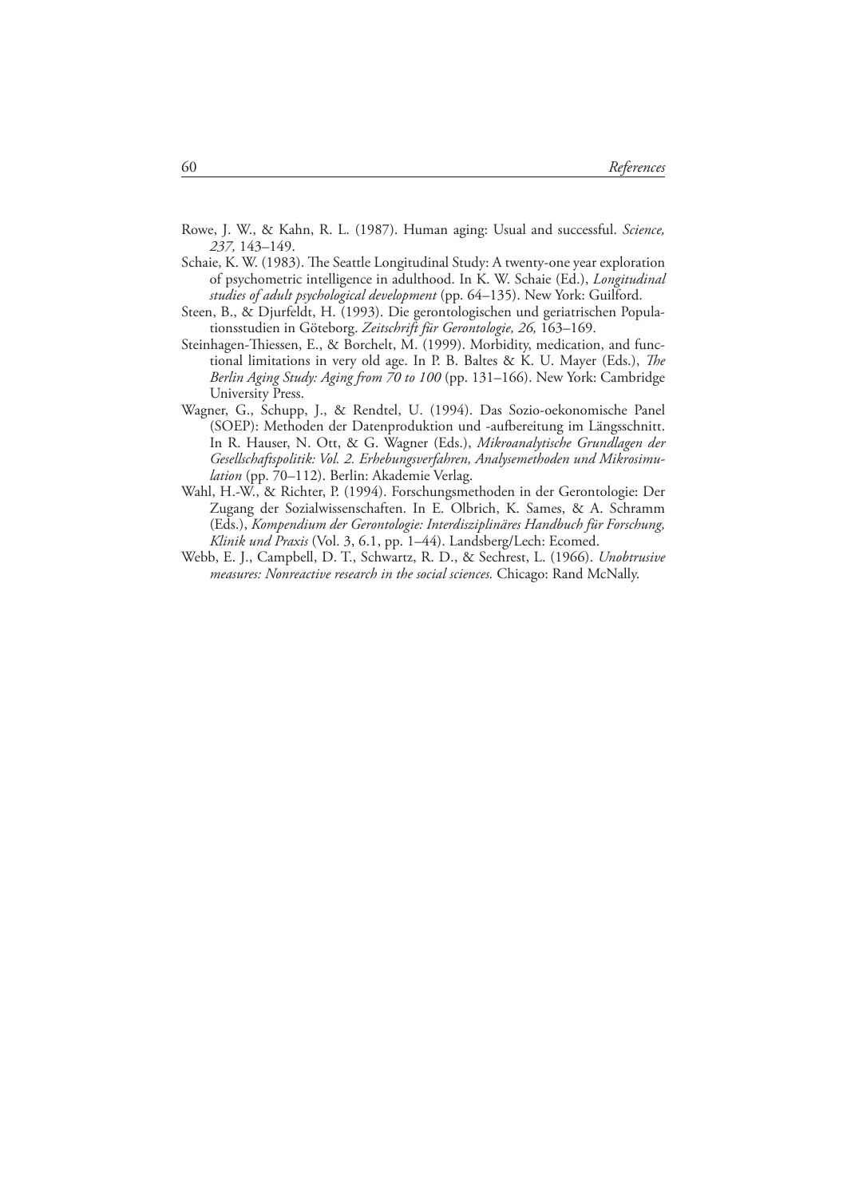Rowe, J. W., & Kahn, R. L. (1987). Human aging: Usual and successful. *Science, 237,* 143–149.

Schaie, K. W. (1983). The Seattle Longitudinal Study: A twenty-one year exploration of psychometric intelligence in adulthood. In K. W. Schaie (Ed.), *Longitudinal studies of adult psychological development* (pp. 64–135). New York: Guilford.

Steen, B., & Djurfeldt, H. (1993). Die gerontologischen und geriatrischen Populationsstudien in Göteborg. *Zeitschrift für Gerontologie, 26,* 163–169.

Steinhagen-Thiessen, E., & Borchelt, M. (1999). Morbidity, medication, and functional limitations in very old age. In P. B. Baltes & K. U. Mayer (Eds.), *The Berlin Aging Study: Aging from 70 to 100* (pp. 131–166). New York: Cambridge University Press.

Wagner, G., Schupp, J., & Rendtel, U. (1994). Das Sozio-oekonomische Panel (SOEP): Methoden der Datenproduktion und -aufbereitung im Längsschnitt. In R. Hauser, N. Ott, & G. Wagner (Eds.), *Mikroanalytische Grundlagen der Gesellschaftspolitik: Vol. 2. Erhebungsverfahren, Analysemethoden und Mikrosimulation* (pp. 70–112). Berlin: Akademie Verlag.

Wahl, H.-W., & Richter, P. (1994). Forschungsmethoden in der Gerontologie: Der Zugang der Sozialwissenschaften. In E. Olbrich, K. Sames, & A. Schramm (Eds.), *Kompendium der Gerontologie: Interdisziplinäres Handbuch für Forschung, Klinik und Praxis* (Vol. 3, 6.1, pp. 1–44). Landsberg/Lech: Ecomed.

Webb, E. J., Campbell, D. T., Schwartz, R. D., & Sechrest, L. (1966). *Unobtrusive measures: Nonreactive research in the social sciences.* Chicago: Rand McNally.